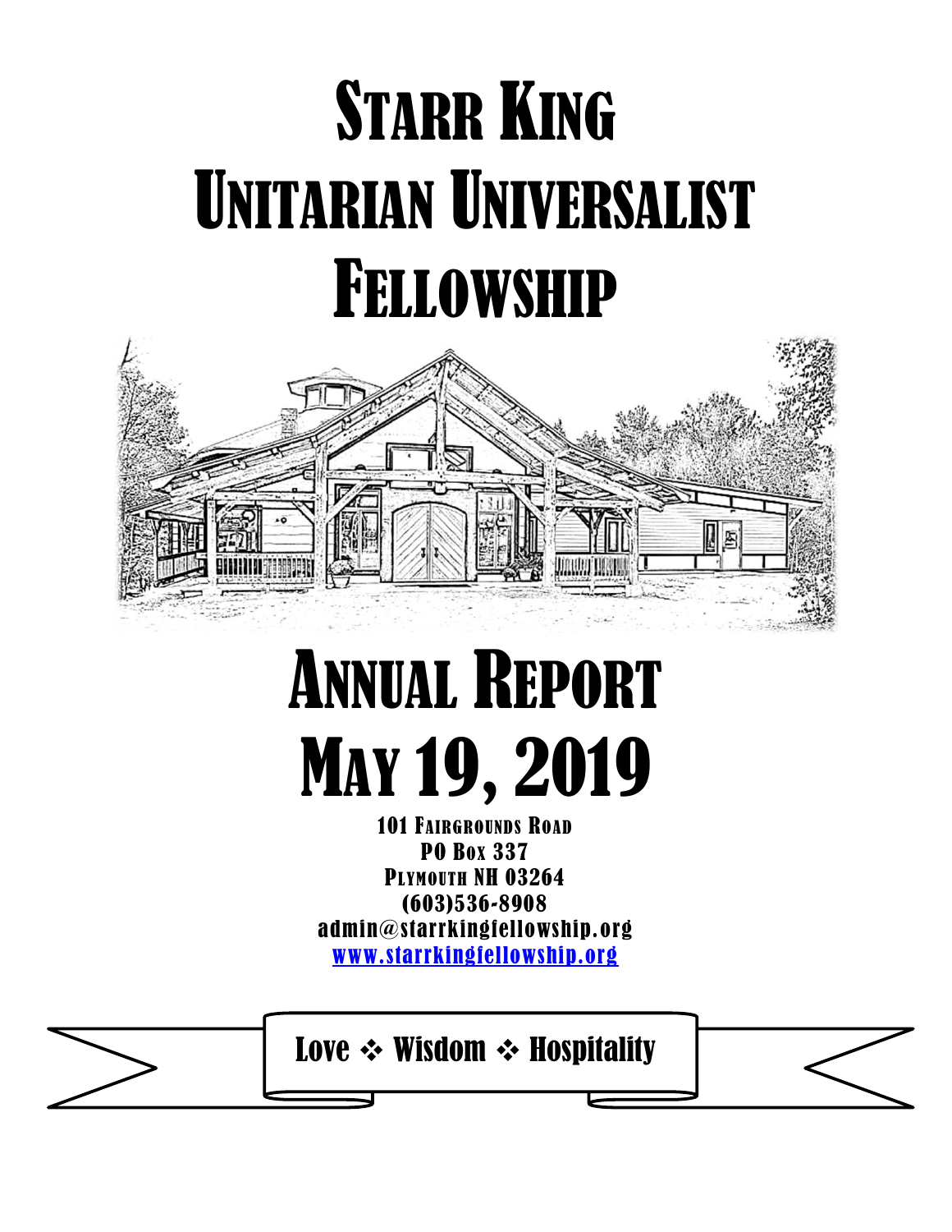# Starr King Unitarian Universalist Fellowship

# Annual Report May 19, 2019

101 Fairgrounds Road
PO Box 337
Plymouth NH 03264
(603)536-8908
admin@starrkingfellowship.org
[www.starrkingfellowship.org](http://www.starrkingfellowship.org)

Love ❖ Wisdom ❖ Hospitality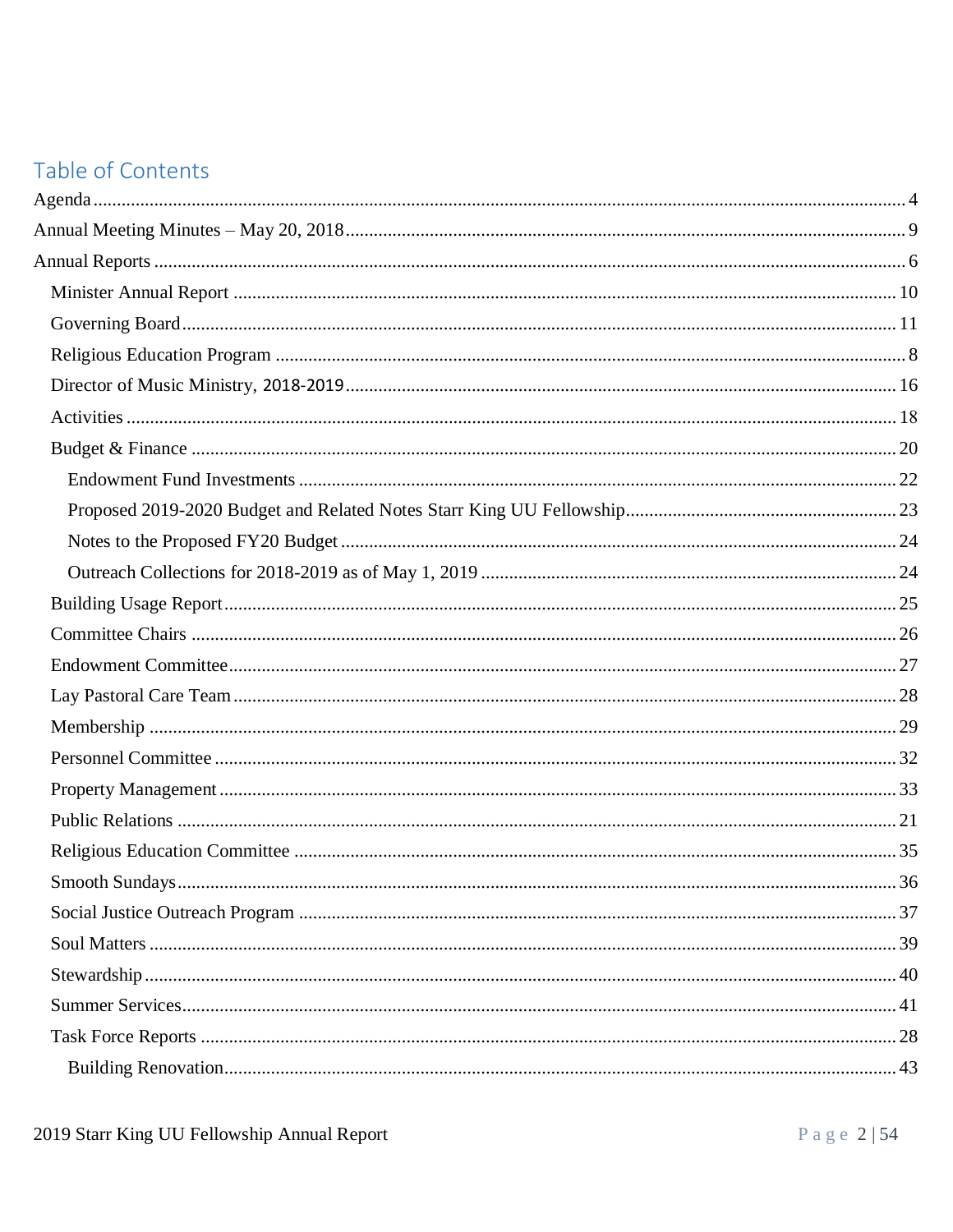# Table of Contents

Agenda ........................................................................................................ 4

Annual Meeting Minutes – May 20, 2018 ........................................................................................................ 9

Annual Reports ........................................................................................................ 6

- Minister Annual Report ........................................................................................................ 10
- Governing Board ........................................................................................................ 11
- Religious Education Program ........................................................................................................ 8
- Director of Music Ministry, 2018-2019 ........................................................................................................ 16
- Activities ........................................................................................................ 18
- Budget & Finance ........................................................................................................ 20
  - Endowment Fund Investments ........................................................................................................ 22
  - Proposed 2019-2020 Budget and Related Notes Starr King UU Fellowship ........................................................................................................ 23
  - Notes to the Proposed FY20 Budget ........................................................................................................ 24
  - Outreach Collections for 2018-2019 as of May 1, 2019 ........................................................................................................ 24
- Building Usage Report ........................................................................................................ 25
- Committee Chairs ........................................................................................................ 26
- Endowment Committee ........................................................................................................ 27
- Lay Pastoral Care Team ........................................................................................................ 28
- Membership ........................................................................................................ 29
- Personnel Committee ........................................................................................................ 32
- Property Management ........................................................................................................ 33
- Public Relations ........................................................................................................ 21
- Religious Education Committee ........................................................................................................ 35
- Smooth Sundays ........................................................................................................ 36
- Social Justice Outreach Program ........................................................................................................ 37
- Soul Matters ........................................................................................................ 39
- Stewardship ........................................................................................................ 40
- Summer Services ........................................................................................................ 41
- Task Force Reports ........................................................................................................ 28
  - Building Renovation ........................................................................................................ 43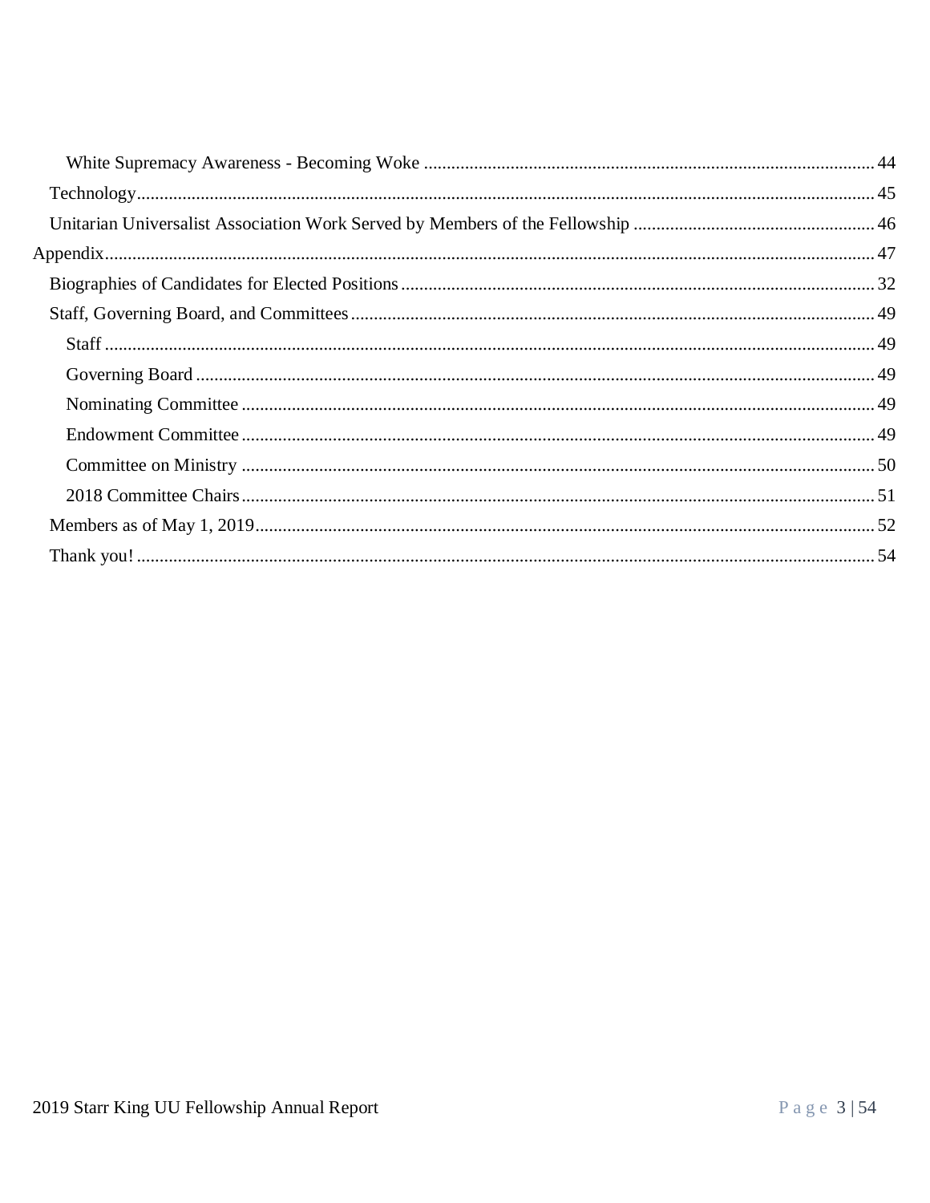- White Supremacy Awareness - Becoming Woke ........ 44
- Technology ........ 45
- Unitarian Universalist Association Work Served by Members of the Fellowship ........ 46

Appendix ........ 47

- Biographies of Candidates for Elected Positions ........ 32
- Staff, Governing Board, and Committees ........ 49
  - Staff ........ 49
  - Governing Board ........ 49
  - Nominating Committee ........ 49
  - Endowment Committee ........ 49
  - Committee on Ministry ........ 50
  - 2018 Committee Chairs ........ 51
- Members as of May 1, 2019 ........ 52
- Thank you! ........ 54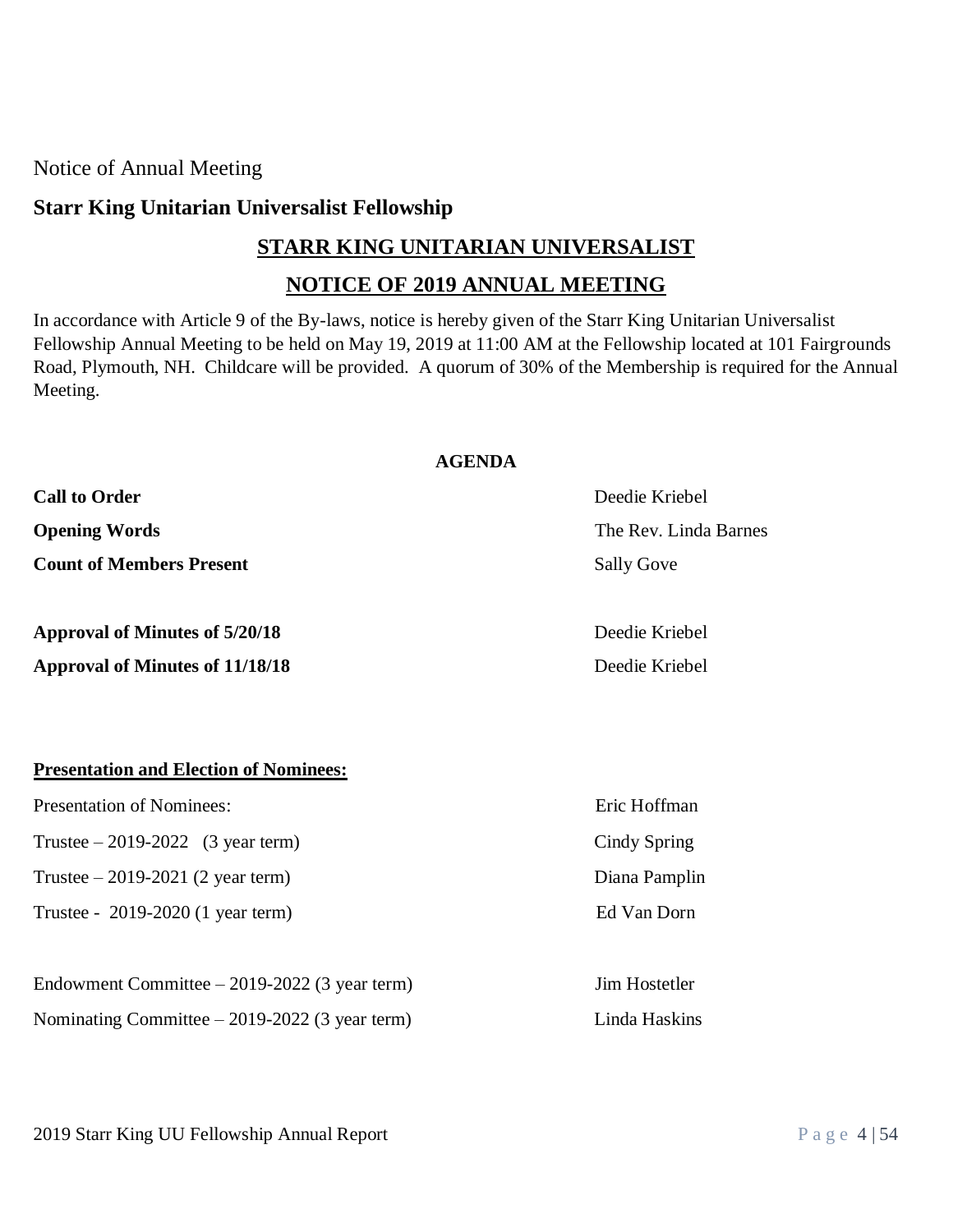Notice of Annual Meeting

## Starr King Unitarian Universalist Fellowship

# STARR KING UNITARIAN UNIVERSALIST

# NOTICE OF 2019 ANNUAL MEETING

In accordance with Article 9 of the By-laws, notice is hereby given of the Starr King Unitarian Universalist Fellowship Annual Meeting to be held on May 19, 2019 at 11:00 AM at the Fellowship located at 101 Fairgrounds Road, Plymouth, NH. Childcare will be provided. A quorum of 30% of the Membership is required for the Annual Meeting.

**AGENDA**

| | |
|---|---|
| **Call to Order** | Deedie Kriebel |
| **Opening Words** | The Rev. Linda Barnes |
| **Count of Members Present** | Sally Gove |
| **Approval of Minutes of 5/20/18** | Deedie Kriebel |
| **Approval of Minutes of 11/18/18** | Deedie Kriebel |

**Presentation and Election of Nominees:**

| | |
|---|---|
| Presentation of Nominees: | Eric Hoffman |
| Trustee – 2019-2022 (3 year term) | Cindy Spring |
| Trustee – 2019-2021 (2 year term) | Diana Pamplin |
| Trustee - 2019-2020 (1 year term) | Ed Van Dorn |
| Endowment Committee – 2019-2022 (3 year term) | Jim Hostetler |
| Nominating Committee – 2019-2022 (3 year term) | Linda Haskins |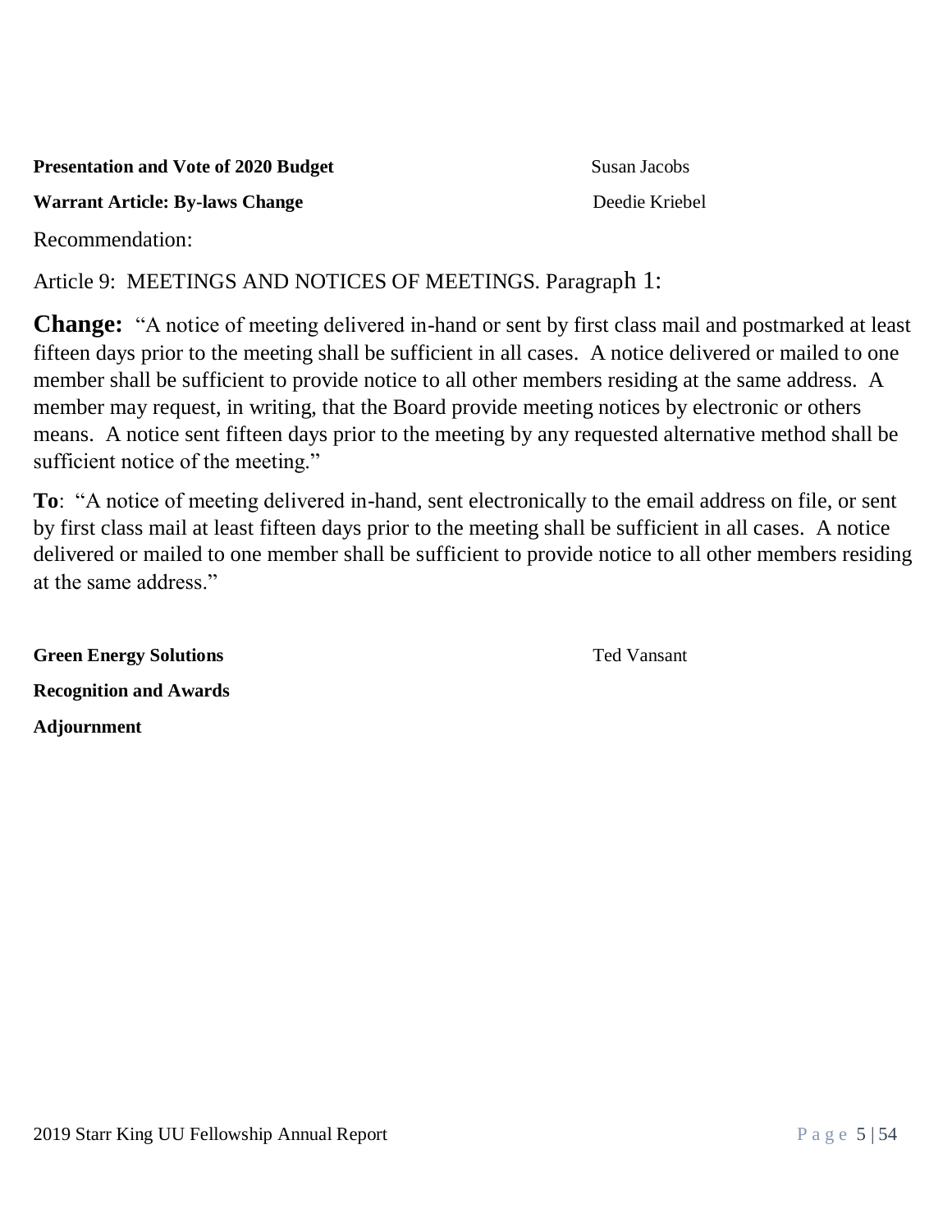**Presentation and Vote of 2020 Budget** Susan Jacobs

**Warrant Article: By-laws Change** Deedie Kriebel

Recommendation:

Article 9: MEETINGS AND NOTICES OF MEETINGS. Paragraph 1:

**Change:** "A notice of meeting delivered in-hand or sent by first class mail and postmarked at least fifteen days prior to the meeting shall be sufficient in all cases. A notice delivered or mailed to one member shall be sufficient to provide notice to all other members residing at the same address. A member may request, in writing, that the Board provide meeting notices by electronic or others means. A notice sent fifteen days prior to the meeting by any requested alternative method shall be sufficient notice of the meeting."

**To**: "A notice of meeting delivered in-hand, sent electronically to the email address on file, or sent by first class mail at least fifteen days prior to the meeting shall be sufficient in all cases. A notice delivered or mailed to one member shall be sufficient to provide notice to all other members residing at the same address."

**Green Energy Solutions** Ted Vansant

**Recognition and Awards**

**Adjournment**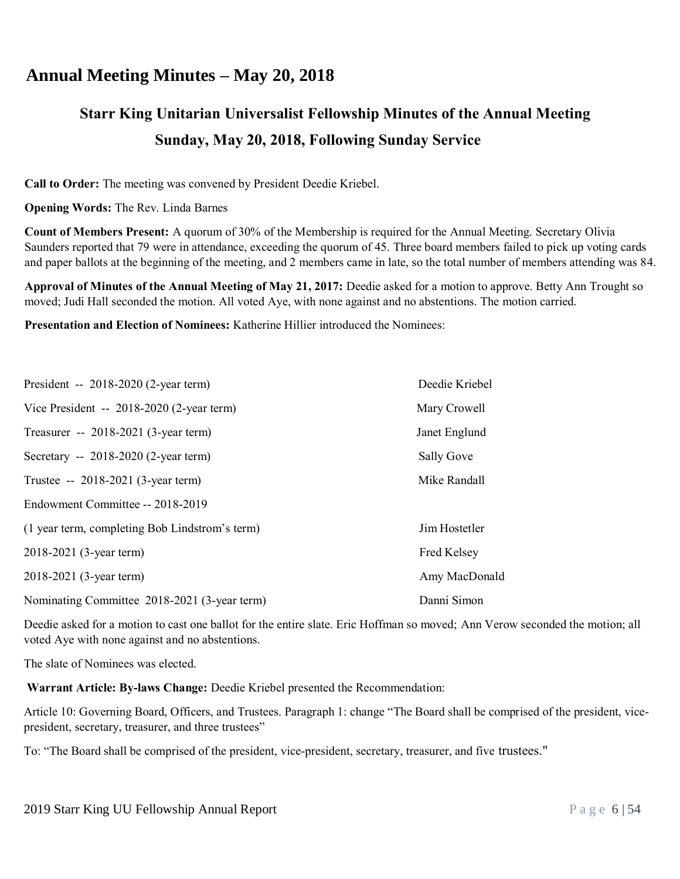# Annual Meeting Minutes – May 20, 2018

## Starr King Unitarian Universalist Fellowship Minutes of the Annual Meeting

## Sunday, May 20, 2018, Following Sunday Service

**Call to Order:** The meeting was convened by President Deedie Kriebel.

**Opening Words:** The Rev. Linda Barnes

**Count of Members Present:** A quorum of 30% of the Membership is required for the Annual Meeting. Secretary Olivia Saunders reported that 79 were in attendance, exceeding the quorum of 45. Three board members failed to pick up voting cards and paper ballots at the beginning of the meeting, and 2 members came in late, so the total number of members attending was 84.

**Approval of Minutes of the Annual Meeting of May 21, 2017:** Deedie asked for a motion to approve. Betty Ann Trought so moved; Judi Hall seconded the motion. All voted Aye, with none against and no abstentions. The motion carried.

**Presentation and Election of Nominees:** Katherine Hillier introduced the Nominees:

| | |
|---|---|
| President -- 2018-2020 (2-year term) | Deedie Kriebel |
| Vice President -- 2018-2020 (2-year term) | Mary Crowell |
| Treasurer -- 2018-2021 (3-year term) | Janet Englund |
| Secretary -- 2018-2020 (2-year term) | Sally Gove |
| Trustee -- 2018-2021 (3-year term) | Mike Randall |
| Endowment Committee -- 2018-2019 | |
| (1 year term, completing Bob Lindstrom's term) | Jim Hostetler |
| 2018-2021 (3-year term) | Fred Kelsey |
| 2018-2021 (3-year term) | Amy MacDonald |
| Nominating Committee 2018-2021 (3-year term) | Danni Simon |

Deedie asked for a motion to cast one ballot for the entire slate. Eric Hoffman so moved; Ann Verow seconded the motion; all voted Aye with none against and no abstentions.

The slate of Nominees was elected.

**Warrant Article: By-laws Change:** Deedie Kriebel presented the Recommendation:

Article 10: Governing Board, Officers, and Trustees. Paragraph 1: change "The Board shall be comprised of the president, vice-president, secretary, treasurer, and three trustees"

To: "The Board shall be comprised of the president, vice-president, secretary, treasurer, and five trustees."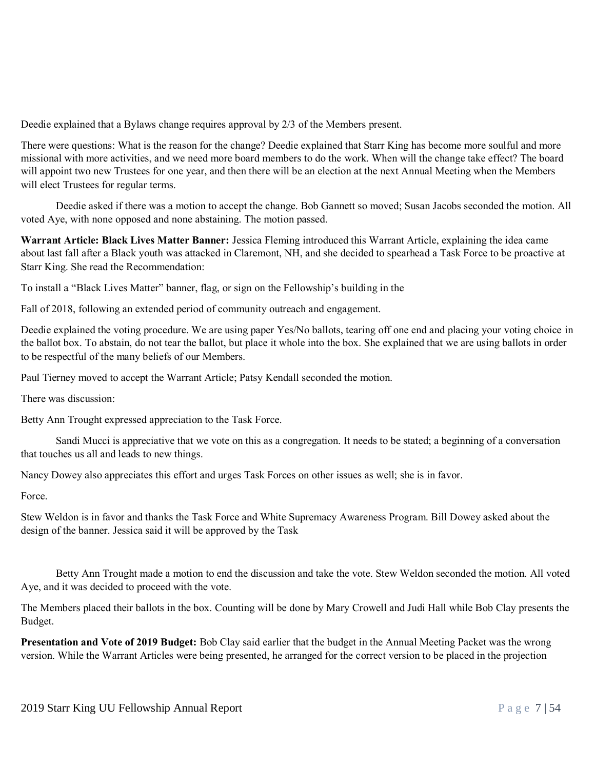Deedie explained that a Bylaws change requires approval by 2/3 of the Members present.

There were questions: What is the reason for the change? Deedie explained that Starr King has become more soulful and more missional with more activities, and we need more board members to do the work. When will the change take effect? The board will appoint two new Trustees for one year, and then there will be an election at the next Annual Meeting when the Members will elect Trustees for regular terms.

Deedie asked if there was a motion to accept the change. Bob Gannett so moved; Susan Jacobs seconded the motion. All voted Aye, with none opposed and none abstaining. The motion passed.

**Warrant Article: Black Lives Matter Banner:** Jessica Fleming introduced this Warrant Article, explaining the idea came about last fall after a Black youth was attacked in Claremont, NH, and she decided to spearhead a Task Force to be proactive at Starr King. She read the Recommendation:

To install a "Black Lives Matter" banner, flag, or sign on the Fellowship's building in the

Fall of 2018, following an extended period of community outreach and engagement.

Deedie explained the voting procedure. We are using paper Yes/No ballots, tearing off one end and placing your voting choice in the ballot box. To abstain, do not tear the ballot, but place it whole into the box. She explained that we are using ballots in order to be respectful of the many beliefs of our Members.

Paul Tierney moved to accept the Warrant Article; Patsy Kendall seconded the motion.

There was discussion:

Betty Ann Trought expressed appreciation to the Task Force.

Sandi Mucci is appreciative that we vote on this as a congregation. It needs to be stated; a beginning of a conversation that touches us all and leads to new things.

Nancy Dowey also appreciates this effort and urges Task Forces on other issues as well; she is in favor.

Force.

Stew Weldon is in favor and thanks the Task Force and White Supremacy Awareness Program. Bill Dowey asked about the design of the banner. Jessica said it will be approved by the Task

Betty Ann Trought made a motion to end the discussion and take the vote. Stew Weldon seconded the motion. All voted Aye, and it was decided to proceed with the vote.

The Members placed their ballots in the box. Counting will be done by Mary Crowell and Judi Hall while Bob Clay presents the Budget.

**Presentation and Vote of 2019 Budget:** Bob Clay said earlier that the budget in the Annual Meeting Packet was the wrong version. While the Warrant Articles were being presented, he arranged for the correct version to be placed in the projection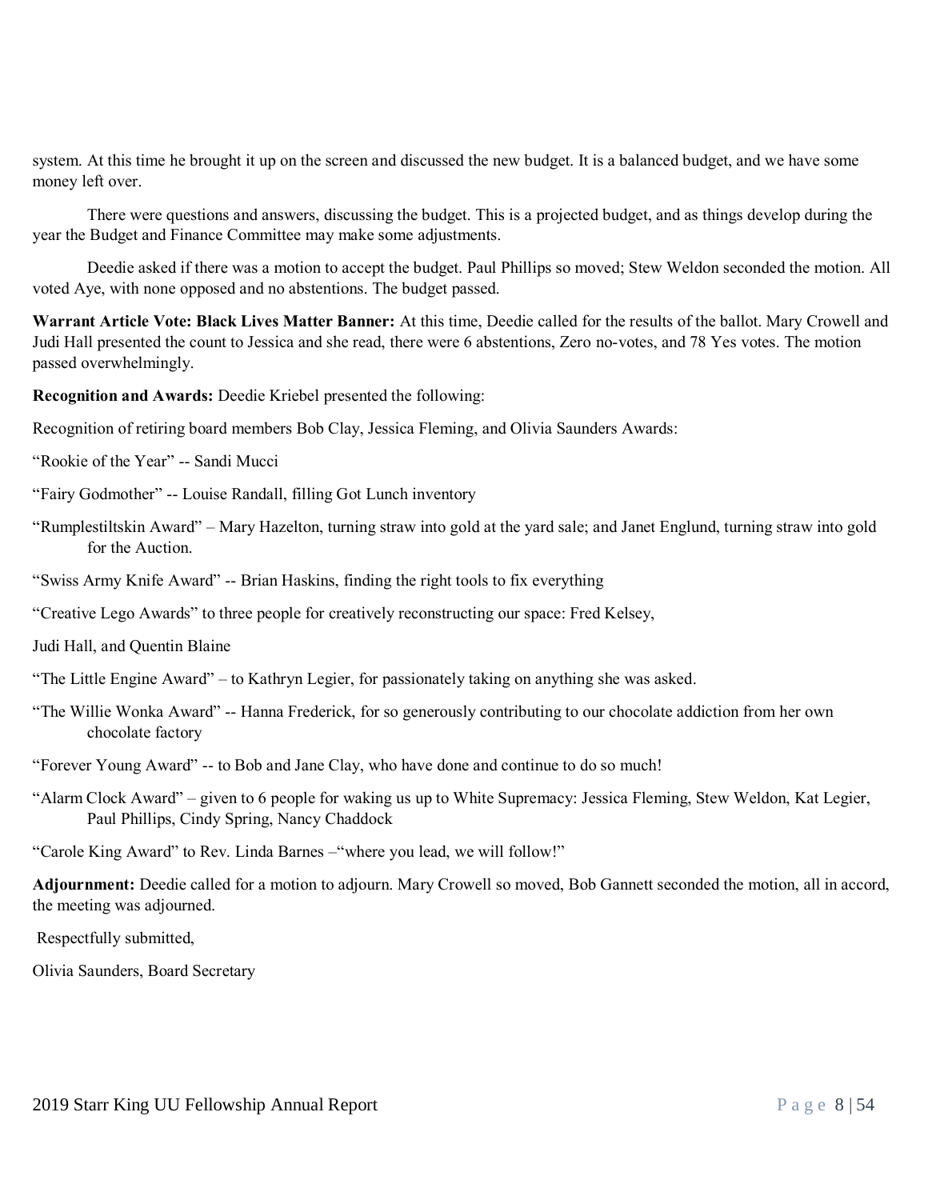system. At this time he brought it up on the screen and discussed the new budget. It is a balanced budget, and we have some money left over.

There were questions and answers, discussing the budget. This is a projected budget, and as things develop during the year the Budget and Finance Committee may make some adjustments.

Deedie asked if there was a motion to accept the budget. Paul Phillips so moved; Stew Weldon seconded the motion. All voted Aye, with none opposed and no abstentions. The budget passed.

**Warrant Article Vote: Black Lives Matter Banner:** At this time, Deedie called for the results of the ballot. Mary Crowell and Judi Hall presented the count to Jessica and she read, there were 6 abstentions, Zero no-votes, and 78 Yes votes. The motion passed overwhelmingly.

**Recognition and Awards:** Deedie Kriebel presented the following:

Recognition of retiring board members Bob Clay, Jessica Fleming, and Olivia Saunders Awards:

"Rookie of the Year" -- Sandi Mucci

"Fairy Godmother" -- Louise Randall, filling Got Lunch inventory

"Rumplestiltskin Award" – Mary Hazelton, turning straw into gold at the yard sale; and Janet Englund, turning straw into gold for the Auction.

"Swiss Army Knife Award" -- Brian Haskins, finding the right tools to fix everything

"Creative Lego Awards" to three people for creatively reconstructing our space: Fred Kelsey,

Judi Hall, and Quentin Blaine

"The Little Engine Award" – to Kathryn Legier, for passionately taking on anything she was asked.

"The Willie Wonka Award" -- Hanna Frederick, for so generously contributing to our chocolate addiction from her own chocolate factory

"Forever Young Award" -- to Bob and Jane Clay, who have done and continue to do so much!

"Alarm Clock Award" – given to 6 people for waking us up to White Supremacy: Jessica Fleming, Stew Weldon, Kat Legier, Paul Phillips, Cindy Spring, Nancy Chaddock

"Carole King Award" to Rev. Linda Barnes –"where you lead, we will follow!"

**Adjournment:** Deedie called for a motion to adjourn. Mary Crowell so moved, Bob Gannett seconded the motion, all in accord, the meeting was adjourned.

Respectfully submitted,

Olivia Saunders, Board Secretary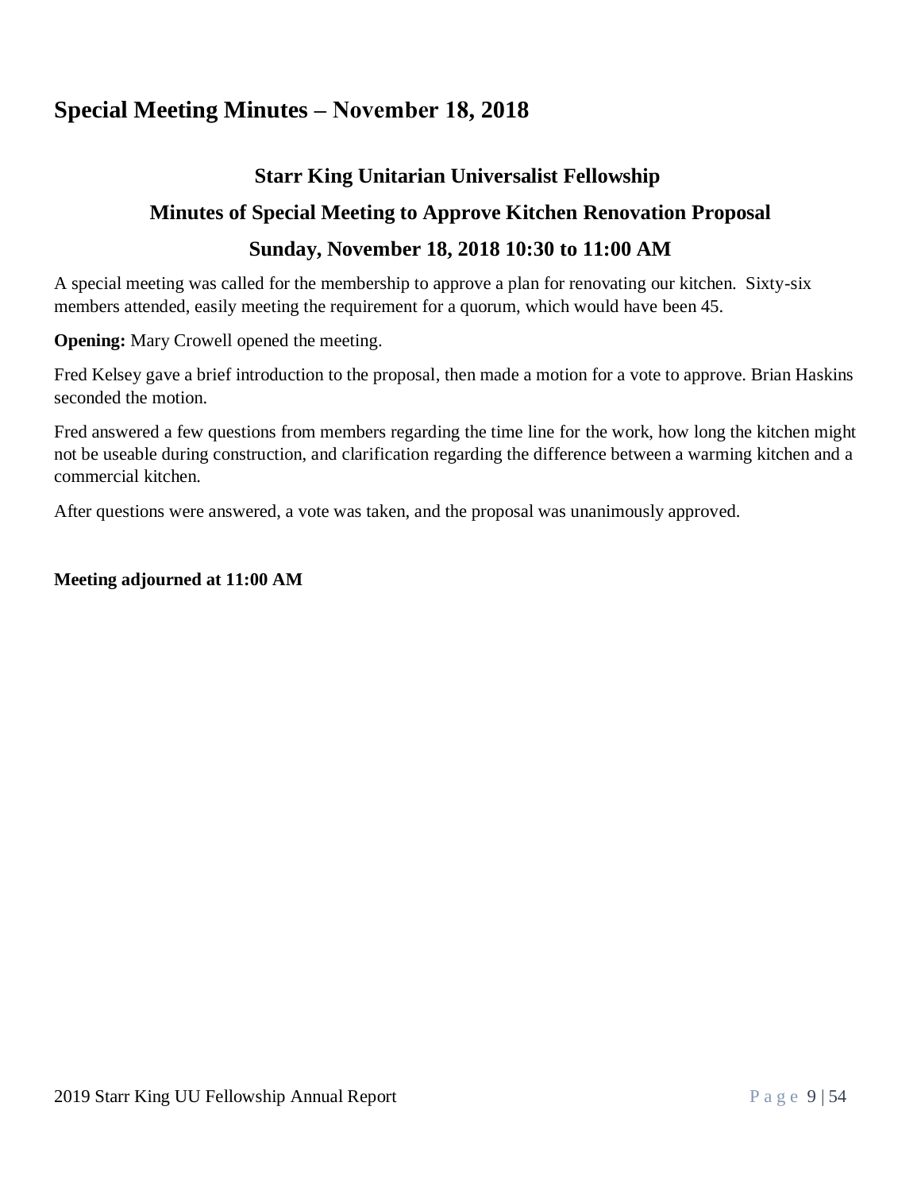## Special Meeting Minutes – November 18, 2018

### Starr King Unitarian Universalist Fellowship

### Minutes of Special Meeting to Approve Kitchen Renovation Proposal

### Sunday, November 18, 2018 10:30 to 11:00 AM

A special meeting was called for the membership to approve a plan for renovating our kitchen. Sixty-six members attended, easily meeting the requirement for a quorum, which would have been 45.

**Opening:** Mary Crowell opened the meeting.

Fred Kelsey gave a brief introduction to the proposal, then made a motion for a vote to approve. Brian Haskins seconded the motion.

Fred answered a few questions from members regarding the time line for the work, how long the kitchen might not be useable during construction, and clarification regarding the difference between a warming kitchen and a commercial kitchen.

After questions were answered, a vote was taken, and the proposal was unanimously approved.

**Meeting adjourned at 11:00 AM**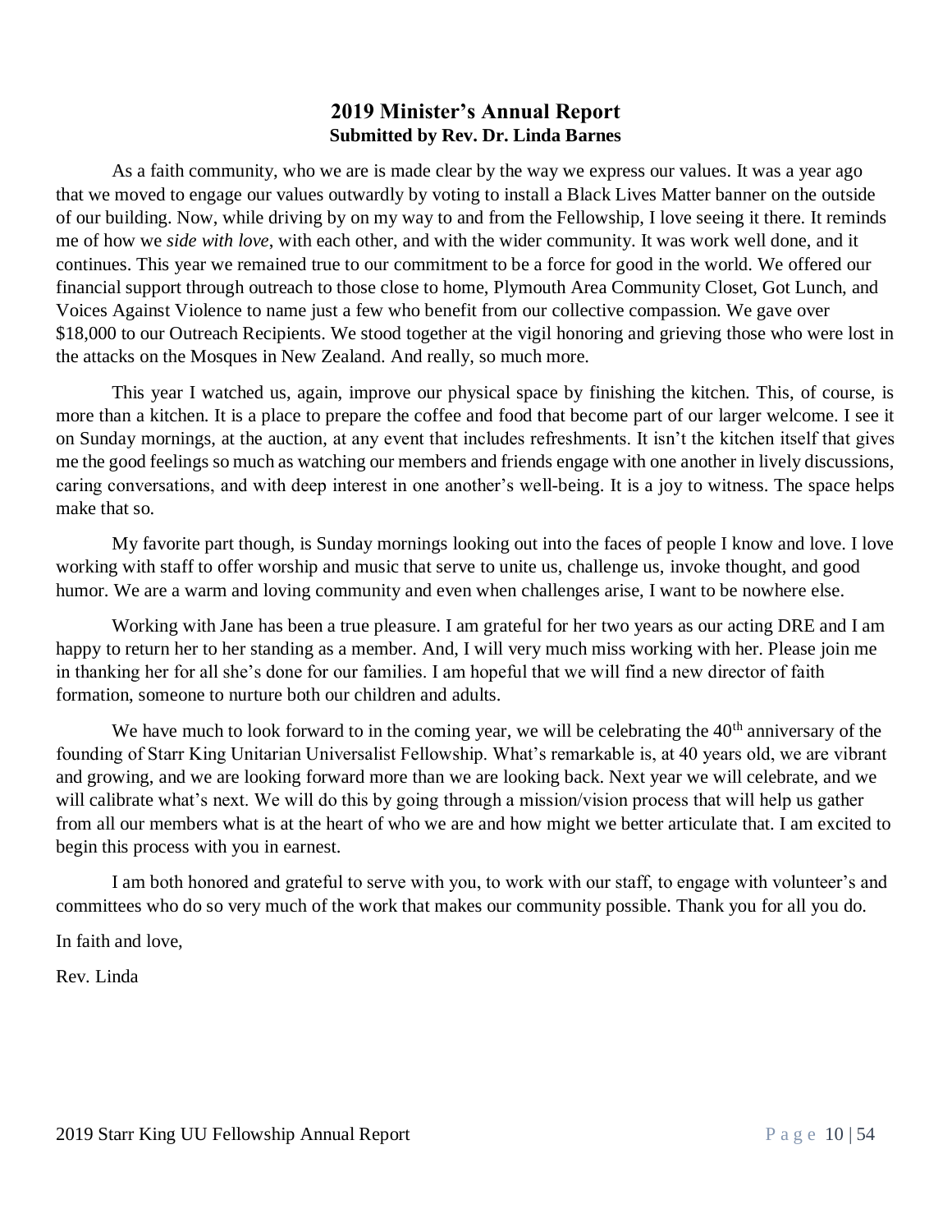# 2019 Minister's Annual Report

**Submitted by Rev. Dr. Linda Barnes**

As a faith community, who we are is made clear by the way we express our values. It was a year ago that we moved to engage our values outwardly by voting to install a Black Lives Matter banner on the outside of our building. Now, while driving by on my way to and from the Fellowship, I love seeing it there. It reminds me of how we *side with love*, with each other, and with the wider community. It was work well done, and it continues. This year we remained true to our commitment to be a force for good in the world. We offered our financial support through outreach to those close to home, Plymouth Area Community Closet, Got Lunch, and Voices Against Violence to name just a few who benefit from our collective compassion. We gave over $18,000 to our Outreach Recipients. We stood together at the vigil honoring and grieving those who were lost in the attacks on the Mosques in New Zealand. And really, so much more.

This year I watched us, again, improve our physical space by finishing the kitchen. This, of course, is more than a kitchen. It is a place to prepare the coffee and food that become part of our larger welcome. I see it on Sunday mornings, at the auction, at any event that includes refreshments. It isn't the kitchen itself that gives me the good feelings so much as watching our members and friends engage with one another in lively discussions, caring conversations, and with deep interest in one another's well-being. It is a joy to witness. The space helps make that so.

My favorite part though, is Sunday mornings looking out into the faces of people I know and love. I love working with staff to offer worship and music that serve to unite us, challenge us, invoke thought, and good humor. We are a warm and loving community and even when challenges arise, I want to be nowhere else.

Working with Jane has been a true pleasure. I am grateful for her two years as our acting DRE and I am happy to return her to her standing as a member. And, I will very much miss working with her. Please join me in thanking her for all she's done for our families. I am hopeful that we will find a new director of faith formation, someone to nurture both our children and adults.

We have much to look forward to in the coming year, we will be celebrating the 40th anniversary of the founding of Starr King Unitarian Universalist Fellowship. What's remarkable is, at 40 years old, we are vibrant and growing, and we are looking forward more than we are looking back. Next year we will celebrate, and we will calibrate what's next. We will do this by going through a mission/vision process that will help us gather from all our members what is at the heart of who we are and how might we better articulate that. I am excited to begin this process with you in earnest.

I am both honored and grateful to serve with you, to work with our staff, to engage with volunteer's and committees who do so very much of the work that makes our community possible. Thank you for all you do.

In faith and love,

Rev. Linda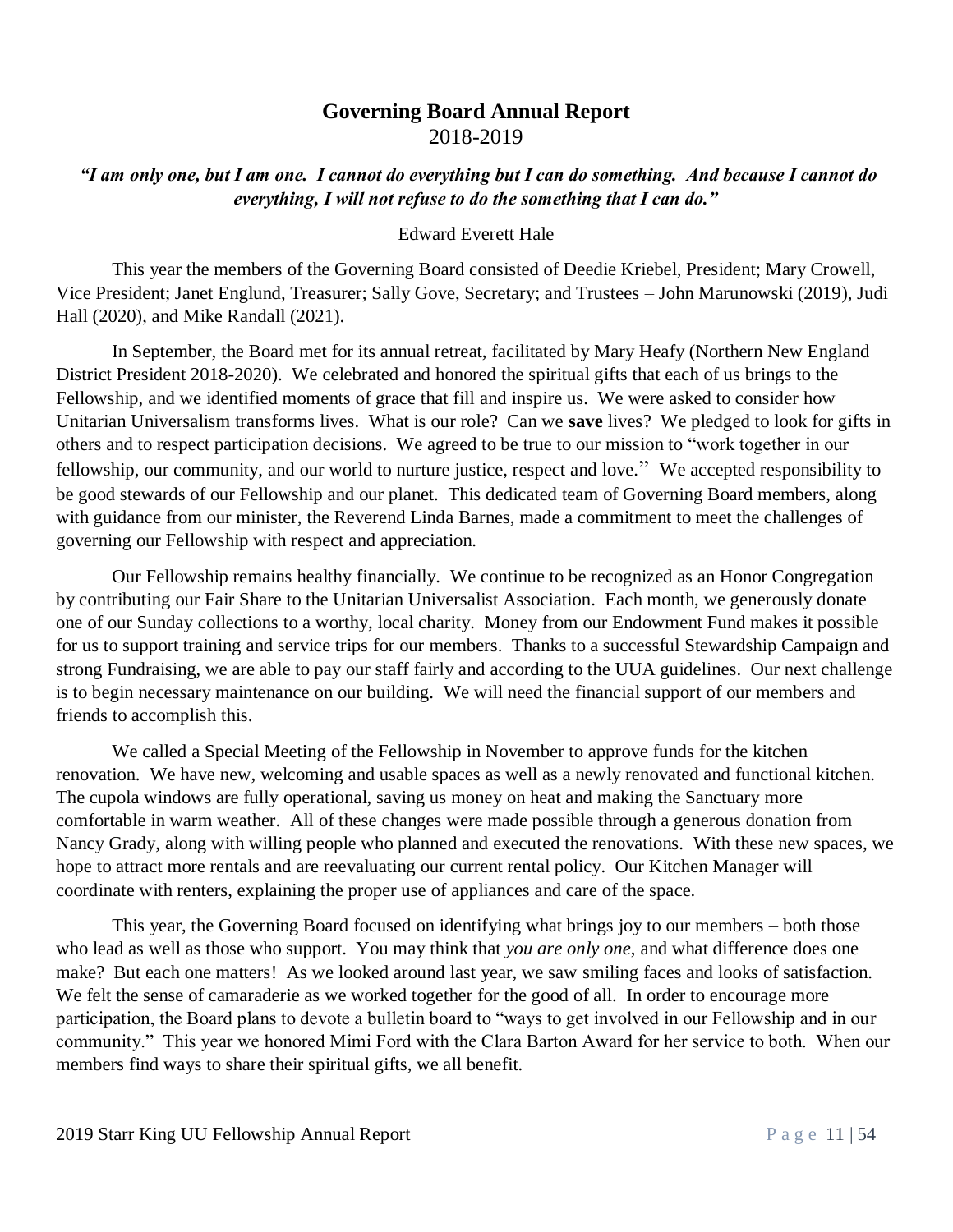## **Governing Board Annual Report**
2018-2019

***"I am only one, but I am one. I cannot do everything but I can do something. And because I cannot do everything, I will not refuse to do the something that I can do."***

Edward Everett Hale

This year the members of the Governing Board consisted of Deedie Kriebel, President; Mary Crowell, Vice President; Janet Englund, Treasurer; Sally Gove, Secretary; and Trustees – John Marunowski (2019), Judi Hall (2020), and Mike Randall (2021).

In September, the Board met for its annual retreat, facilitated by Mary Heafy (Northern New England District President 2018-2020). We celebrated and honored the spiritual gifts that each of us brings to the Fellowship, and we identified moments of grace that fill and inspire us. We were asked to consider how Unitarian Universalism transforms lives. What is our role? Can we **save** lives? We pledged to look for gifts in others and to respect participation decisions. We agreed to be true to our mission to "work together in our fellowship, our community, and our world to nurture justice, respect and love." We accepted responsibility to be good stewards of our Fellowship and our planet. This dedicated team of Governing Board members, along with guidance from our minister, the Reverend Linda Barnes, made a commitment to meet the challenges of governing our Fellowship with respect and appreciation.

Our Fellowship remains healthy financially. We continue to be recognized as an Honor Congregation by contributing our Fair Share to the Unitarian Universalist Association. Each month, we generously donate one of our Sunday collections to a worthy, local charity. Money from our Endowment Fund makes it possible for us to support training and service trips for our members. Thanks to a successful Stewardship Campaign and strong Fundraising, we are able to pay our staff fairly and according to the UUA guidelines. Our next challenge is to begin necessary maintenance on our building. We will need the financial support of our members and friends to accomplish this.

We called a Special Meeting of the Fellowship in November to approve funds for the kitchen renovation. We have new, welcoming and usable spaces as well as a newly renovated and functional kitchen. The cupola windows are fully operational, saving us money on heat and making the Sanctuary more comfortable in warm weather. All of these changes were made possible through a generous donation from Nancy Grady, along with willing people who planned and executed the renovations. With these new spaces, we hope to attract more rentals and are reevaluating our current rental policy. Our Kitchen Manager will coordinate with renters, explaining the proper use of appliances and care of the space.

This year, the Governing Board focused on identifying what brings joy to our members – both those who lead as well as those who support. You may think that *you are only one*, and what difference does one make? But each one matters! As we looked around last year, we saw smiling faces and looks of satisfaction. We felt the sense of camaraderie as we worked together for the good of all. In order to encourage more participation, the Board plans to devote a bulletin board to "ways to get involved in our Fellowship and in our community." This year we honored Mimi Ford with the Clara Barton Award for her service to both. When our members find ways to share their spiritual gifts, we all benefit.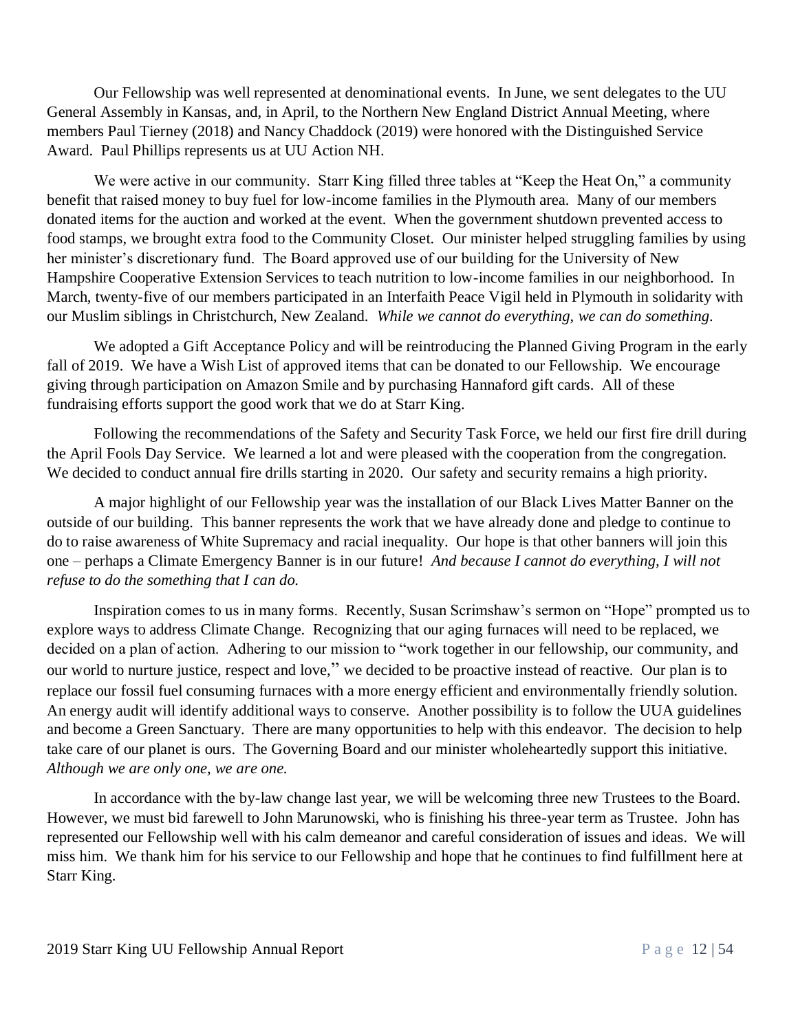Our Fellowship was well represented at denominational events. In June, we sent delegates to the UU General Assembly in Kansas, and, in April, to the Northern New England District Annual Meeting, where members Paul Tierney (2018) and Nancy Chaddock (2019) were honored with the Distinguished Service Award. Paul Phillips represents us at UU Action NH.

We were active in our community. Starr King filled three tables at "Keep the Heat On," a community benefit that raised money to buy fuel for low-income families in the Plymouth area. Many of our members donated items for the auction and worked at the event. When the government shutdown prevented access to food stamps, we brought extra food to the Community Closet. Our minister helped struggling families by using her minister's discretionary fund. The Board approved use of our building for the University of New Hampshire Cooperative Extension Services to teach nutrition to low-income families in our neighborhood. In March, twenty-five of our members participated in an Interfaith Peace Vigil held in Plymouth in solidarity with our Muslim siblings in Christchurch, New Zealand. *While we cannot do everything, we can do something.*

We adopted a Gift Acceptance Policy and will be reintroducing the Planned Giving Program in the early fall of 2019. We have a Wish List of approved items that can be donated to our Fellowship. We encourage giving through participation on Amazon Smile and by purchasing Hannaford gift cards. All of these fundraising efforts support the good work that we do at Starr King.

Following the recommendations of the Safety and Security Task Force, we held our first fire drill during the April Fools Day Service. We learned a lot and were pleased with the cooperation from the congregation. We decided to conduct annual fire drills starting in 2020. Our safety and security remains a high priority.

A major highlight of our Fellowship year was the installation of our Black Lives Matter Banner on the outside of our building. This banner represents the work that we have already done and pledge to continue to do to raise awareness of White Supremacy and racial inequality. Our hope is that other banners will join this one – perhaps a Climate Emergency Banner is in our future! *And because I cannot do everything, I will not refuse to do the something that I can do.*

Inspiration comes to us in many forms. Recently, Susan Scrimshaw's sermon on "Hope" prompted us to explore ways to address Climate Change. Recognizing that our aging furnaces will need to be replaced, we decided on a plan of action. Adhering to our mission to "work together in our fellowship, our community, and our world to nurture justice, respect and love," we decided to be proactive instead of reactive. Our plan is to replace our fossil fuel consuming furnaces with a more energy efficient and environmentally friendly solution. An energy audit will identify additional ways to conserve. Another possibility is to follow the UUA guidelines and become a Green Sanctuary. There are many opportunities to help with this endeavor. The decision to help take care of our planet is ours. The Governing Board and our minister wholeheartedly support this initiative. *Although we are only one, we are one.*

In accordance with the by-law change last year, we will be welcoming three new Trustees to the Board. However, we must bid farewell to John Marunowski, who is finishing his three-year term as Trustee. John has represented our Fellowship well with his calm demeanor and careful consideration of issues and ideas. We will miss him. We thank him for his service to our Fellowship and hope that he continues to find fulfillment here at Starr King.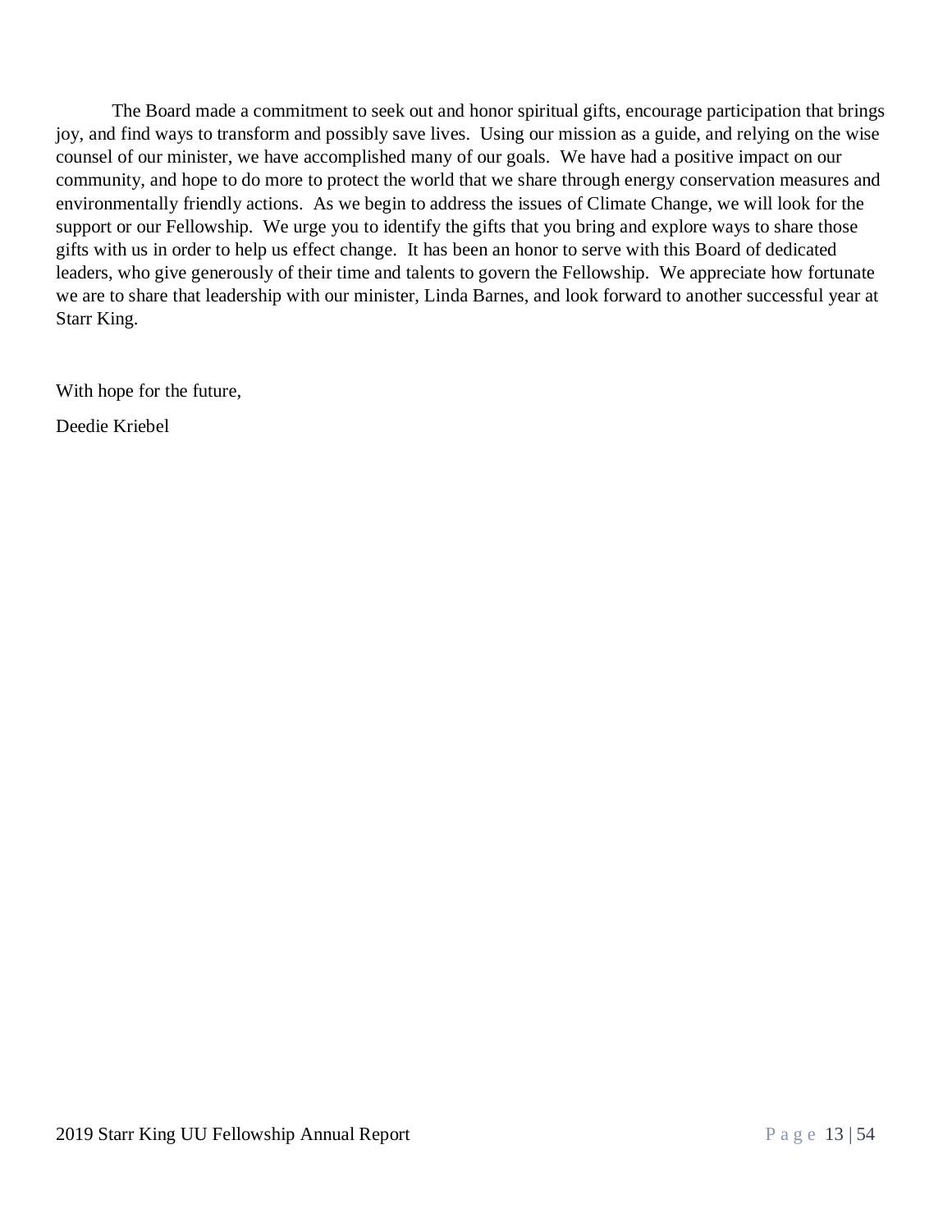The Board made a commitment to seek out and honor spiritual gifts, encourage participation that brings joy, and find ways to transform and possibly save lives. Using our mission as a guide, and relying on the wise counsel of our minister, we have accomplished many of our goals. We have had a positive impact on our community, and hope to do more to protect the world that we share through energy conservation measures and environmentally friendly actions. As we begin to address the issues of Climate Change, we will look for the support or our Fellowship. We urge you to identify the gifts that you bring and explore ways to share those gifts with us in order to help us effect change. It has been an honor to serve with this Board of dedicated leaders, who give generously of their time and talents to govern the Fellowship. We appreciate how fortunate we are to share that leadership with our minister, Linda Barnes, and look forward to another successful year at Starr King.

With hope for the future,

Deedie Kriebel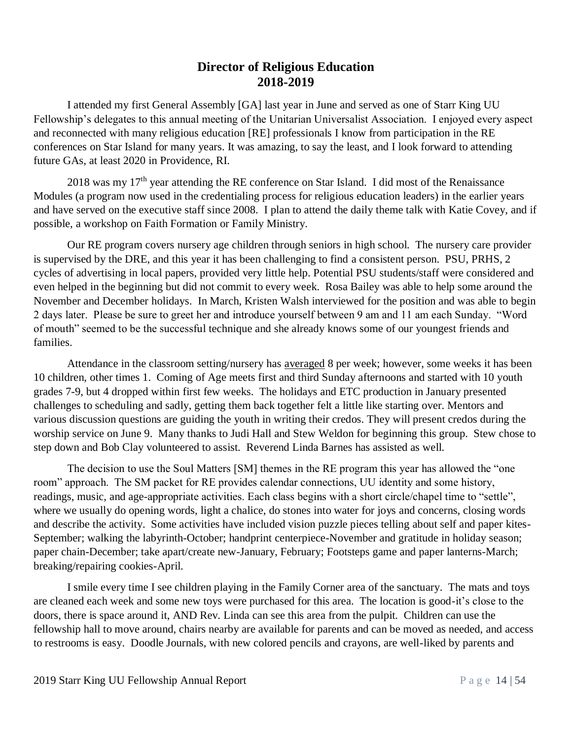# Director of Religious Education
# 2018-2019

I attended my first General Assembly [GA] last year in June and served as one of Starr King UU Fellowship's delegates to this annual meeting of the Unitarian Universalist Association. I enjoyed every aspect and reconnected with many religious education [RE] professionals I know from participation in the RE conferences on Star Island for many years. It was amazing, to say the least, and I look forward to attending future GAs, at least 2020 in Providence, RI.

2018 was my 17th year attending the RE conference on Star Island. I did most of the Renaissance Modules (a program now used in the credentialing process for religious education leaders) in the earlier years and have served on the executive staff since 2008. I plan to attend the daily theme talk with Katie Covey, and if possible, a workshop on Faith Formation or Family Ministry.

Our RE program covers nursery age children through seniors in high school. The nursery care provider is supervised by the DRE, and this year it has been challenging to find a consistent person. PSU, PRHS, 2 cycles of advertising in local papers, provided very little help. Potential PSU students/staff were considered and even helped in the beginning but did not commit to every week. Rosa Bailey was able to help some around the November and December holidays. In March, Kristen Walsh interviewed for the position and was able to begin 2 days later. Please be sure to greet her and introduce yourself between 9 am and 11 am each Sunday. "Word of mouth" seemed to be the successful technique and she already knows some of our youngest friends and families.

Attendance in the classroom setting/nursery has averaged 8 per week; however, some weeks it has been 10 children, other times 1. Coming of Age meets first and third Sunday afternoons and started with 10 youth grades 7-9, but 4 dropped within first few weeks. The holidays and ETC production in January presented challenges to scheduling and sadly, getting them back together felt a little like starting over. Mentors and various discussion questions are guiding the youth in writing their credos. They will present credos during the worship service on June 9. Many thanks to Judi Hall and Stew Weldon for beginning this group. Stew chose to step down and Bob Clay volunteered to assist. Reverend Linda Barnes has assisted as well.

The decision to use the Soul Matters [SM] themes in the RE program this year has allowed the "one room" approach. The SM packet for RE provides calendar connections, UU identity and some history, readings, music, and age-appropriate activities. Each class begins with a short circle/chapel time to "settle", where we usually do opening words, light a chalice, do stones into water for joys and concerns, closing words and describe the activity. Some activities have included vision puzzle pieces telling about self and paper kites-September; walking the labyrinth-October; handprint centerpiece-November and gratitude in holiday season; paper chain-December; take apart/create new-January, February; Footsteps game and paper lanterns-March; breaking/repairing cookies-April.

I smile every time I see children playing in the Family Corner area of the sanctuary. The mats and toys are cleaned each week and some new toys were purchased for this area. The location is good-it's close to the doors, there is space around it, AND Rev. Linda can see this area from the pulpit. Children can use the fellowship hall to move around, chairs nearby are available for parents and can be moved as needed, and access to restrooms is easy. Doodle Journals, with new colored pencils and crayons, are well-liked by parents and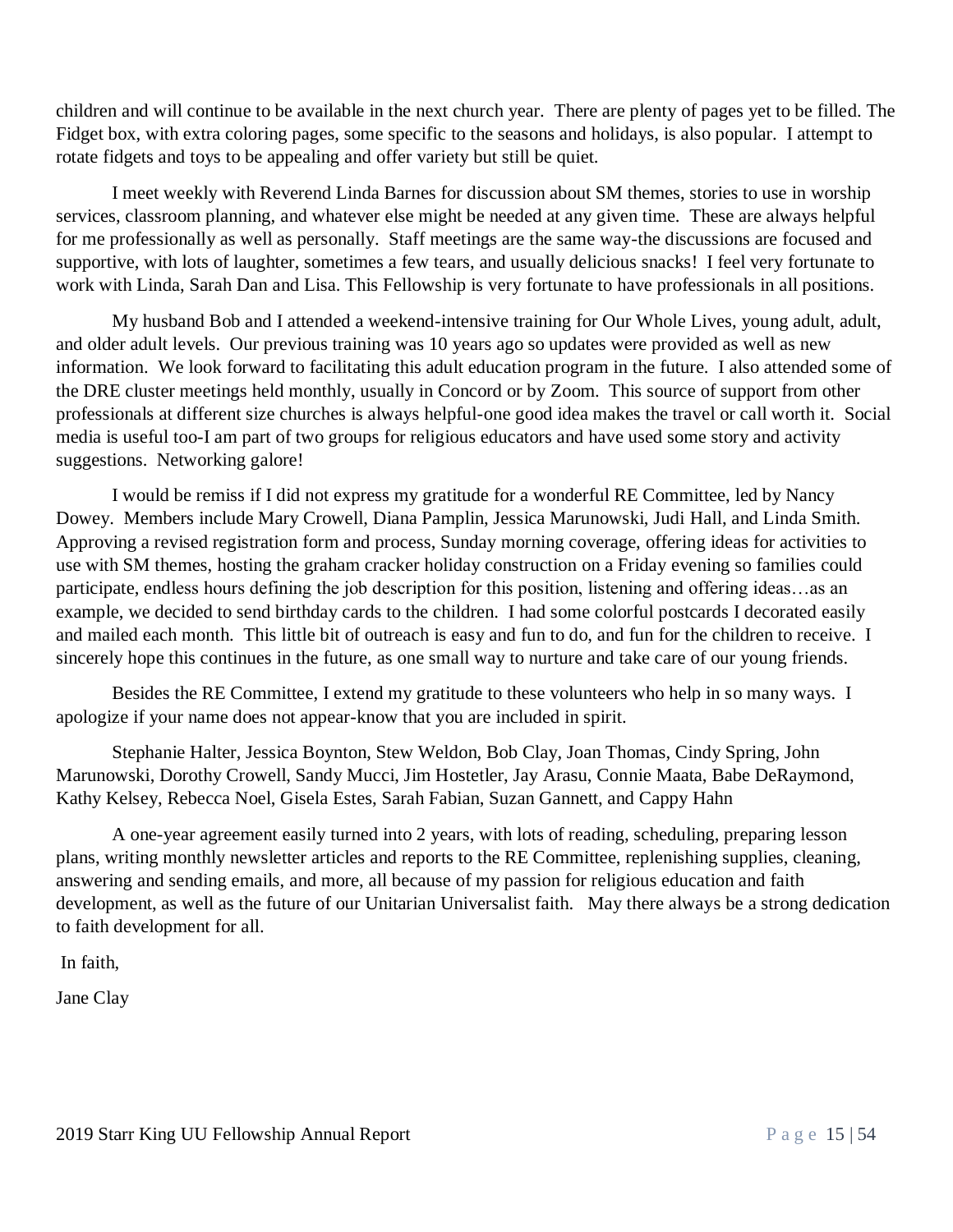children and will continue to be available in the next church year. There are plenty of pages yet to be filled. The Fidget box, with extra coloring pages, some specific to the seasons and holidays, is also popular. I attempt to rotate fidgets and toys to be appealing and offer variety but still be quiet.

I meet weekly with Reverend Linda Barnes for discussion about SM themes, stories to use in worship services, classroom planning, and whatever else might be needed at any given time. These are always helpful for me professionally as well as personally. Staff meetings are the same way-the discussions are focused and supportive, with lots of laughter, sometimes a few tears, and usually delicious snacks! I feel very fortunate to work with Linda, Sarah Dan and Lisa. This Fellowship is very fortunate to have professionals in all positions.

My husband Bob and I attended a weekend-intensive training for Our Whole Lives, young adult, adult, and older adult levels. Our previous training was 10 years ago so updates were provided as well as new information. We look forward to facilitating this adult education program in the future. I also attended some of the DRE cluster meetings held monthly, usually in Concord or by Zoom. This source of support from other professionals at different size churches is always helpful-one good idea makes the travel or call worth it. Social media is useful too-I am part of two groups for religious educators and have used some story and activity suggestions. Networking galore!

I would be remiss if I did not express my gratitude for a wonderful RE Committee, led by Nancy Dowey. Members include Mary Crowell, Diana Pamplin, Jessica Marunowski, Judi Hall, and Linda Smith. Approving a revised registration form and process, Sunday morning coverage, offering ideas for activities to use with SM themes, hosting the graham cracker holiday construction on a Friday evening so families could participate, endless hours defining the job description for this position, listening and offering ideas…as an example, we decided to send birthday cards to the children. I had some colorful postcards I decorated easily and mailed each month. This little bit of outreach is easy and fun to do, and fun for the children to receive. I sincerely hope this continues in the future, as one small way to nurture and take care of our young friends.

Besides the RE Committee, I extend my gratitude to these volunteers who help in so many ways. I apologize if your name does not appear-know that you are included in spirit.

Stephanie Halter, Jessica Boynton, Stew Weldon, Bob Clay, Joan Thomas, Cindy Spring, John Marunowski, Dorothy Crowell, Sandy Mucci, Jim Hostetler, Jay Arasu, Connie Maata, Babe DeRaymond, Kathy Kelsey, Rebecca Noel, Gisela Estes, Sarah Fabian, Suzan Gannett, and Cappy Hahn

A one-year agreement easily turned into 2 years, with lots of reading, scheduling, preparing lesson plans, writing monthly newsletter articles and reports to the RE Committee, replenishing supplies, cleaning, answering and sending emails, and more, all because of my passion for religious education and faith development, as well as the future of our Unitarian Universalist faith. May there always be a strong dedication to faith development for all.

In faith,

Jane Clay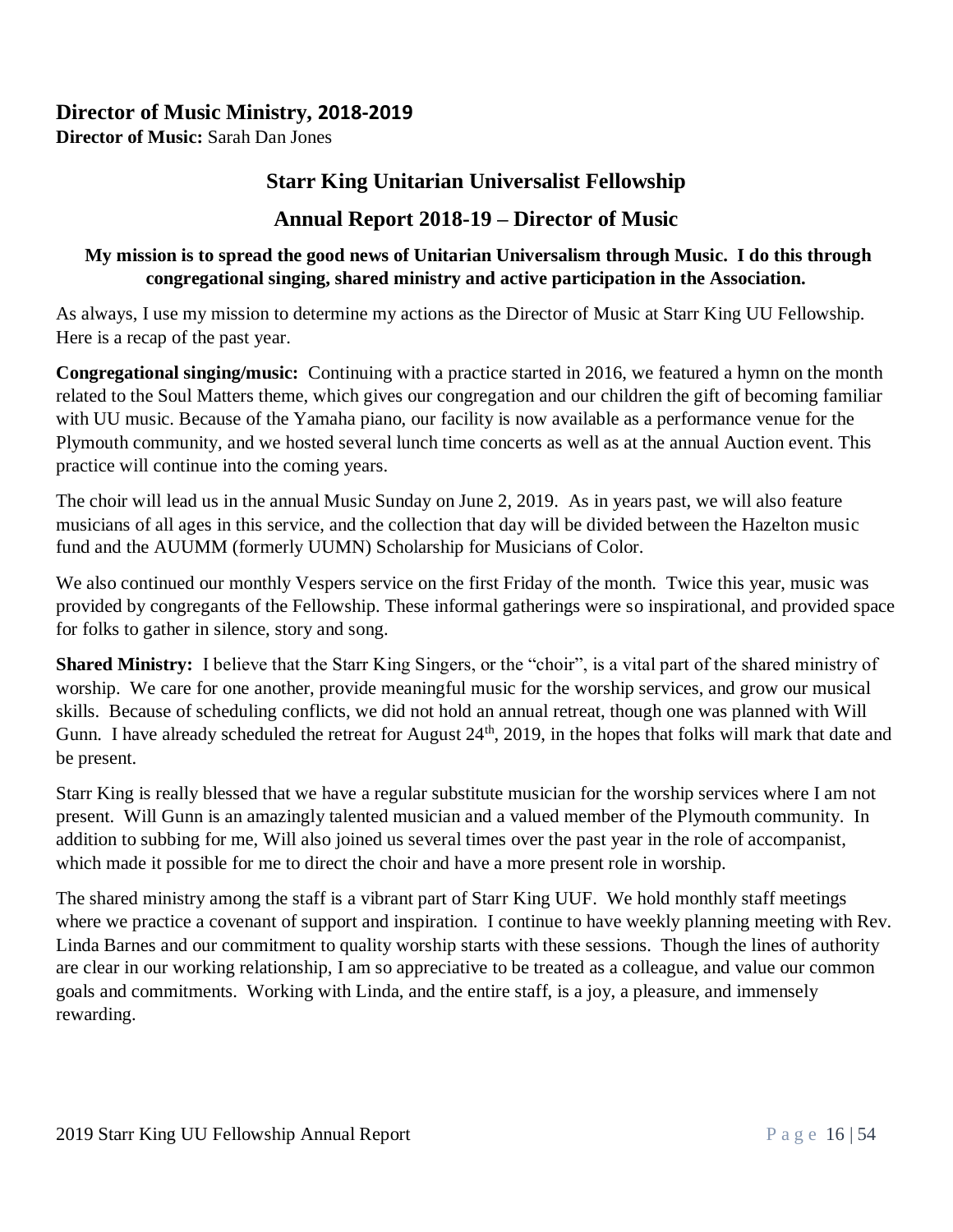## Director of Music Ministry, 2018-2019

**Director of Music:** Sarah Dan Jones

### Starr King Unitarian Universalist Fellowship

### Annual Report 2018-19 – Director of Music

**My mission is to spread the good news of Unitarian Universalism through Music. I do this through congregational singing, shared ministry and active participation in the Association.**

As always, I use my mission to determine my actions as the Director of Music at Starr King UU Fellowship. Here is a recap of the past year.

**Congregational singing/music:** Continuing with a practice started in 2016, we featured a hymn on the month related to the Soul Matters theme, which gives our congregation and our children the gift of becoming familiar with UU music. Because of the Yamaha piano, our facility is now available as a performance venue for the Plymouth community, and we hosted several lunch time concerts as well as at the annual Auction event. This practice will continue into the coming years.

The choir will lead us in the annual Music Sunday on June 2, 2019. As in years past, we will also feature musicians of all ages in this service, and the collection that day will be divided between the Hazelton music fund and the AUUMM (formerly UUMN) Scholarship for Musicians of Color.

We also continued our monthly Vespers service on the first Friday of the month. Twice this year, music was provided by congregants of the Fellowship. These informal gatherings were so inspirational, and provided space for folks to gather in silence, story and song.

**Shared Ministry:** I believe that the Starr King Singers, or the "choir", is a vital part of the shared ministry of worship. We care for one another, provide meaningful music for the worship services, and grow our musical skills. Because of scheduling conflicts, we did not hold an annual retreat, though one was planned with Will Gunn. I have already scheduled the retreat for August 24th, 2019, in the hopes that folks will mark that date and be present.

Starr King is really blessed that we have a regular substitute musician for the worship services where I am not present. Will Gunn is an amazingly talented musician and a valued member of the Plymouth community. In addition to subbing for me, Will also joined us several times over the past year in the role of accompanist, which made it possible for me to direct the choir and have a more present role in worship.

The shared ministry among the staff is a vibrant part of Starr King UUF. We hold monthly staff meetings where we practice a covenant of support and inspiration. I continue to have weekly planning meeting with Rev. Linda Barnes and our commitment to quality worship starts with these sessions. Though the lines of authority are clear in our working relationship, I am so appreciative to be treated as a colleague, and value our common goals and commitments. Working with Linda, and the entire staff, is a joy, a pleasure, and immensely rewarding.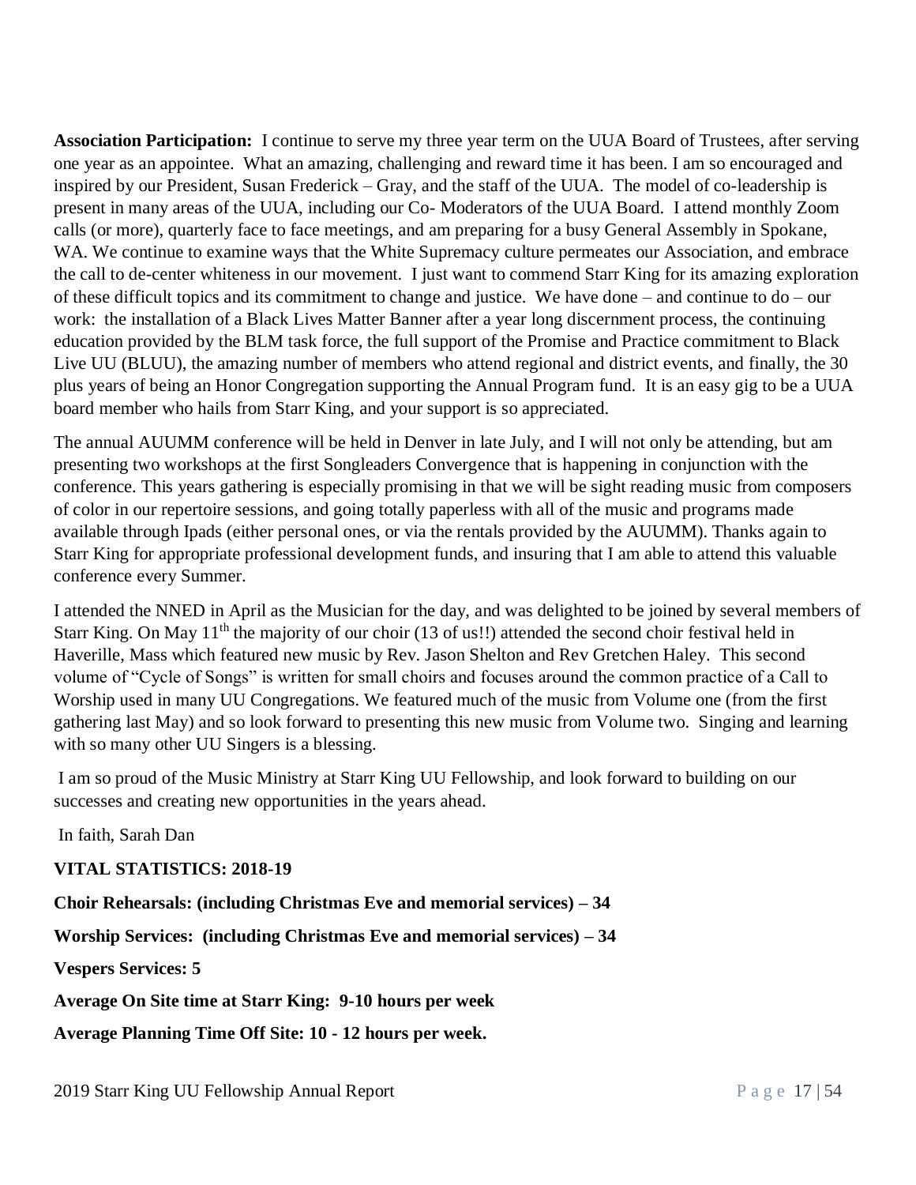**Association Participation:** I continue to serve my three year term on the UUA Board of Trustees, after serving one year as an appointee. What an amazing, challenging and reward time it has been. I am so encouraged and inspired by our President, Susan Frederick – Gray, and the staff of the UUA. The model of co-leadership is present in many areas of the UUA, including our Co- Moderators of the UUA Board. I attend monthly Zoom calls (or more), quarterly face to face meetings, and am preparing for a busy General Assembly in Spokane, WA. We continue to examine ways that the White Supremacy culture permeates our Association, and embrace the call to de-center whiteness in our movement. I just want to commend Starr King for its amazing exploration of these difficult topics and its commitment to change and justice. We have done – and continue to do – our work: the installation of a Black Lives Matter Banner after a year long discernment process, the continuing education provided by the BLM task force, the full support of the Promise and Practice commitment to Black Live UU (BLUU), the amazing number of members who attend regional and district events, and finally, the 30 plus years of being an Honor Congregation supporting the Annual Program fund. It is an easy gig to be a UUA board member who hails from Starr King, and your support is so appreciated.

The annual AUUMM conference will be held in Denver in late July, and I will not only be attending, but am presenting two workshops at the first Songleaders Convergence that is happening in conjunction with the conference. This years gathering is especially promising in that we will be sight reading music from composers of color in our repertoire sessions, and going totally paperless with all of the music and programs made available through Ipads (either personal ones, or via the rentals provided by the AUUMM). Thanks again to Starr King for appropriate professional development funds, and insuring that I am able to attend this valuable conference every Summer.

I attended the NNED in April as the Musician for the day, and was delighted to be joined by several members of Starr King. On May 11th the majority of our choir (13 of us!!) attended the second choir festival held in Haverille, Mass which featured new music by Rev. Jason Shelton and Rev Gretchen Haley. This second volume of "Cycle of Songs" is written for small choirs and focuses around the common practice of a Call to Worship used in many UU Congregations. We featured much of the music from Volume one (from the first gathering last May) and so look forward to presenting this new music from Volume two. Singing and learning with so many other UU Singers is a blessing.

I am so proud of the Music Ministry at Starr King UU Fellowship, and look forward to building on our successes and creating new opportunities in the years ahead.

In faith, Sarah Dan

**VITAL STATISTICS: 2018-19**

**Choir Rehearsals: (including Christmas Eve and memorial services) – 34**

**Worship Services: (including Christmas Eve and memorial services) – 34**

**Vespers Services: 5**

**Average On Site time at Starr King: 9-10 hours per week**

**Average Planning Time Off Site: 10 - 12 hours per week.**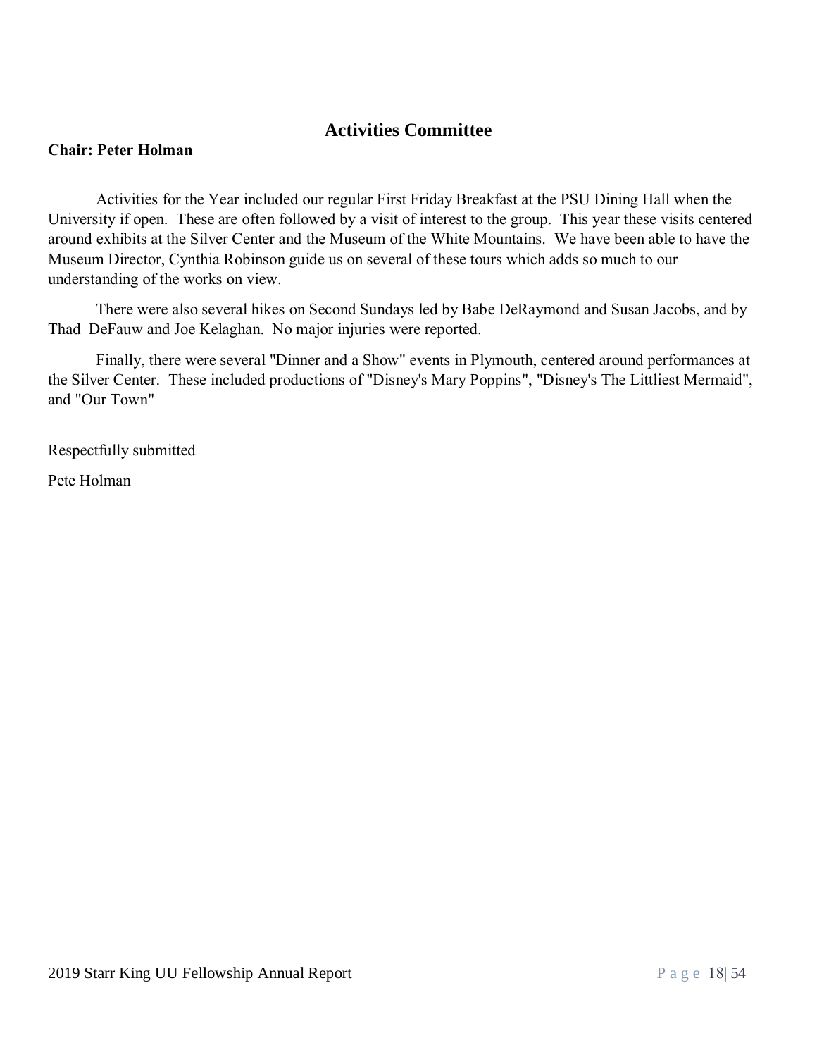## Activities Committee

**Chair: Peter Holman**

Activities for the Year included our regular First Friday Breakfast at the PSU Dining Hall when the University if open. These are often followed by a visit of interest to the group. This year these visits centered around exhibits at the Silver Center and the Museum of the White Mountains. We have been able to have the Museum Director, Cynthia Robinson guide us on several of these tours which adds so much to our understanding of the works on view.

There were also several hikes on Second Sundays led by Babe DeRaymond and Susan Jacobs, and by Thad DeFauw and Joe Kelaghan. No major injuries were reported.

Finally, there were several "Dinner and a Show" events in Plymouth, centered around performances at the Silver Center. These included productions of "Disney's Mary Poppins", "Disney's The Littliest Mermaid", and "Our Town"

Respectfully submitted

Pete Holman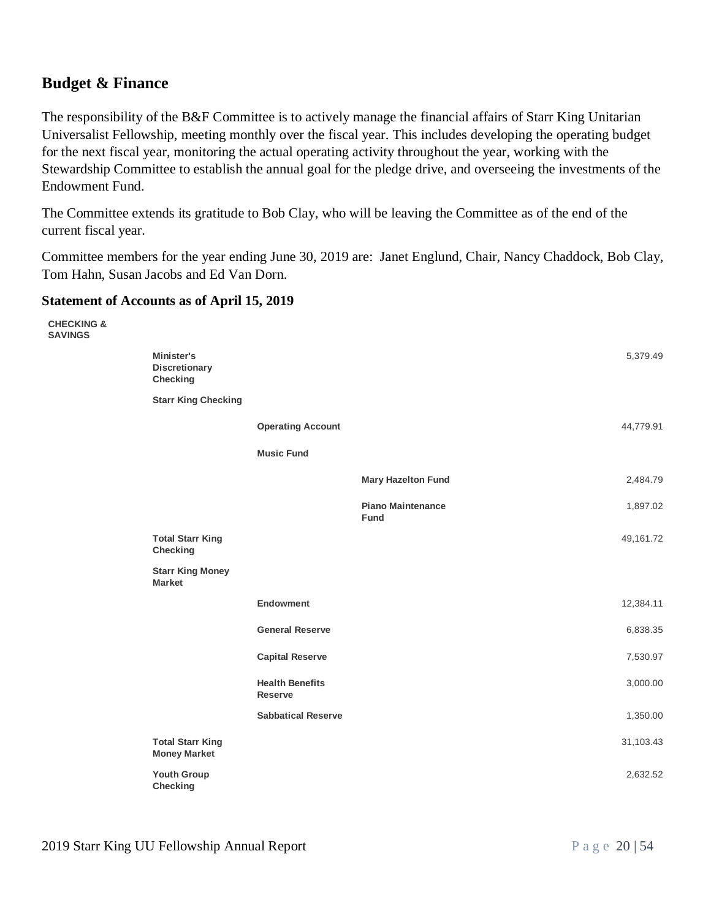## Budget & Finance

The responsibility of the B&F Committee is to actively manage the financial affairs of Starr King Unitarian Universalist Fellowship, meeting monthly over the fiscal year. This includes developing the operating budget for the next fiscal year, monitoring the actual operating activity throughout the year, working with the Stewardship Committee to establish the annual goal for the pledge drive, and overseeing the investments of the Endowment Fund.

The Committee extends its gratitude to Bob Clay, who will be leaving the Committee as of the end of the current fiscal year.

Committee members for the year ending June 30, 2019 are: Janet Englund, Chair, Nancy Chaddock, Bob Clay, Tom Hahn, Susan Jacobs and Ed Van Dorn.

### Statement of Accounts as of April 15, 2019

| | | | | |
|---|---|---|---|---|
| **CHECKING & SAVINGS** | | | | |
| | **Minister's Discretionary Checking** | | | 5,379.49 |
| | **Starr King Checking** | | | |
| | | **Operating Account** | | 44,779.91 |
| | | **Music Fund** | | |
| | | | **Mary Hazelton Fund** | 2,484.79 |
| | | | **Piano Maintenance Fund** | 1,897.02 |
| | **Total Starr King Checking** | | | 49,161.72 |
| | **Starr King Money Market** | | | |
| | | **Endowment** | | 12,384.11 |
| | | **General Reserve** | | 6,838.35 |
| | | **Capital Reserve** | | 7,530.97 |
| | | **Health Benefits Reserve** | | 3,000.00 |
| | | **Sabbatical Reserve** | | 1,350.00 |
| | **Total Starr King Money Market** | | | 31,103.43 |
| | **Youth Group Checking** | | | 2,632.52 |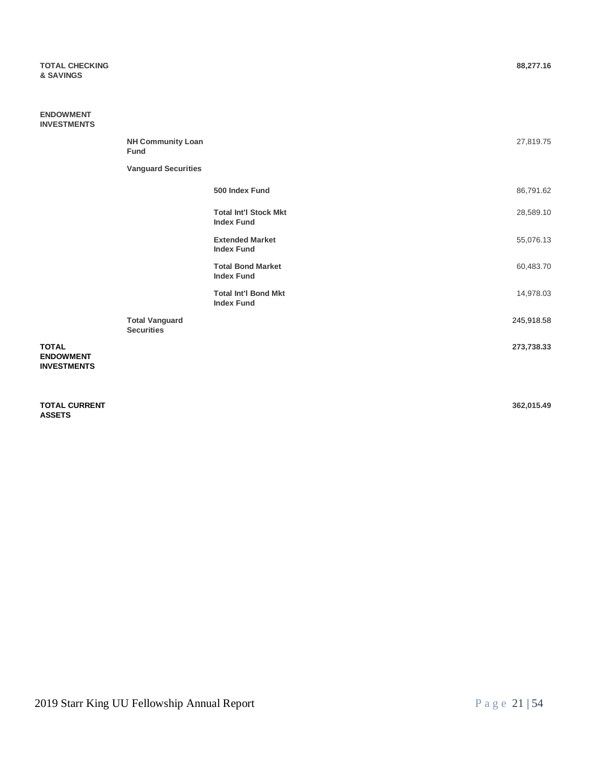| | | | |
|---|---|---|---|
| **TOTAL CHECKING & SAVINGS** | | | **88,277.16** |
| **ENDOWMENT INVESTMENTS** | | | |
| | **NH Community Loan Fund** | | 27,819.75 |
| | **Vanguard Securities** | | |
| | | **500 Index Fund** | 86,791.62 |
| | | **Total Int'l Stock Mkt Index Fund** | 28,589.10 |
| | | **Extended Market Index Fund** | 55,076.13 |
| | | **Total Bond Market Index Fund** | 60,483.70 |
| | | **Total Int'l Bond Mkt Index Fund** | 14,978.03 |
| | **Total Vanguard Securities** | | 245,918.58 |
| **TOTAL ENDOWMENT INVESTMENTS** | | | **273,738.33** |
| **TOTAL CURRENT ASSETS** | | | **362,015.49** |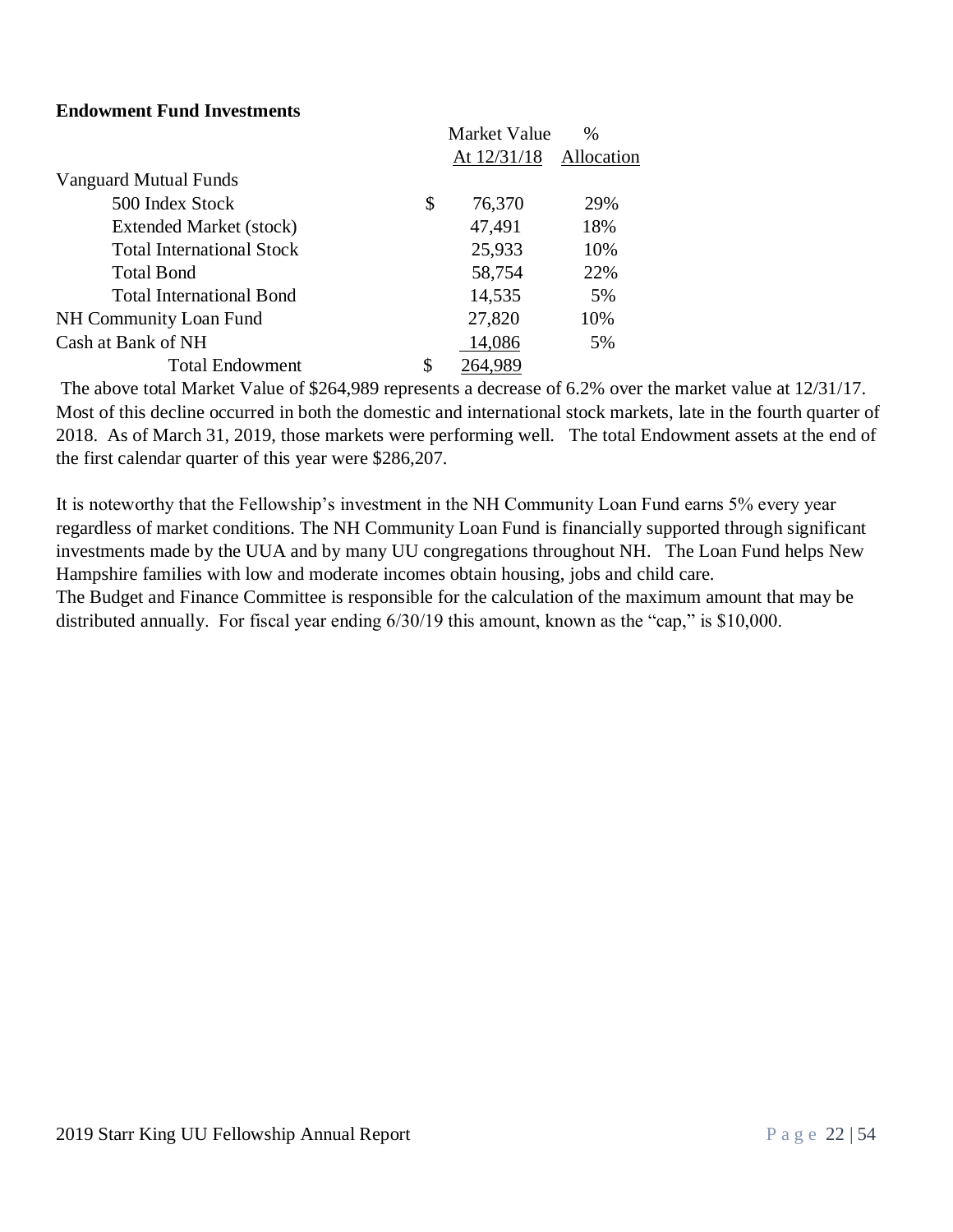**Endowment Fund Investments**

| | Market Value At 12/31/18 | % Allocation |
|---|---|---|
| Vanguard Mutual Funds | | |
| 500 Index Stock | $ 76,370 | 29% |
| Extended Market (stock) | 47,491 | 18% |
| Total International Stock | 25,933 | 10% |
| Total Bond | 58,754 | 22% |
| Total International Bond | 14,535 | 5% |
| NH Community Loan Fund | 27,820 | 10% |
| Cash at Bank of NH | 14,086 | 5% |
| Total Endowment | $ 264,989 | |

The above total Market Value of $264,989 represents a decrease of 6.2% over the market value at 12/31/17. Most of this decline occurred in both the domestic and international stock markets, late in the fourth quarter of 2018. As of March 31, 2019, those markets were performing well. The total Endowment assets at the end of the first calendar quarter of this year were $286,207.

It is noteworthy that the Fellowship's investment in the NH Community Loan Fund earns 5% every year regardless of market conditions. The NH Community Loan Fund is financially supported through significant investments made by the UUA and by many UU congregations throughout NH. The Loan Fund helps New Hampshire families with low and moderate incomes obtain housing, jobs and child care.

The Budget and Finance Committee is responsible for the calculation of the maximum amount that may be distributed annually. For fiscal year ending 6/30/19 this amount, known as the "cap," is $10,000.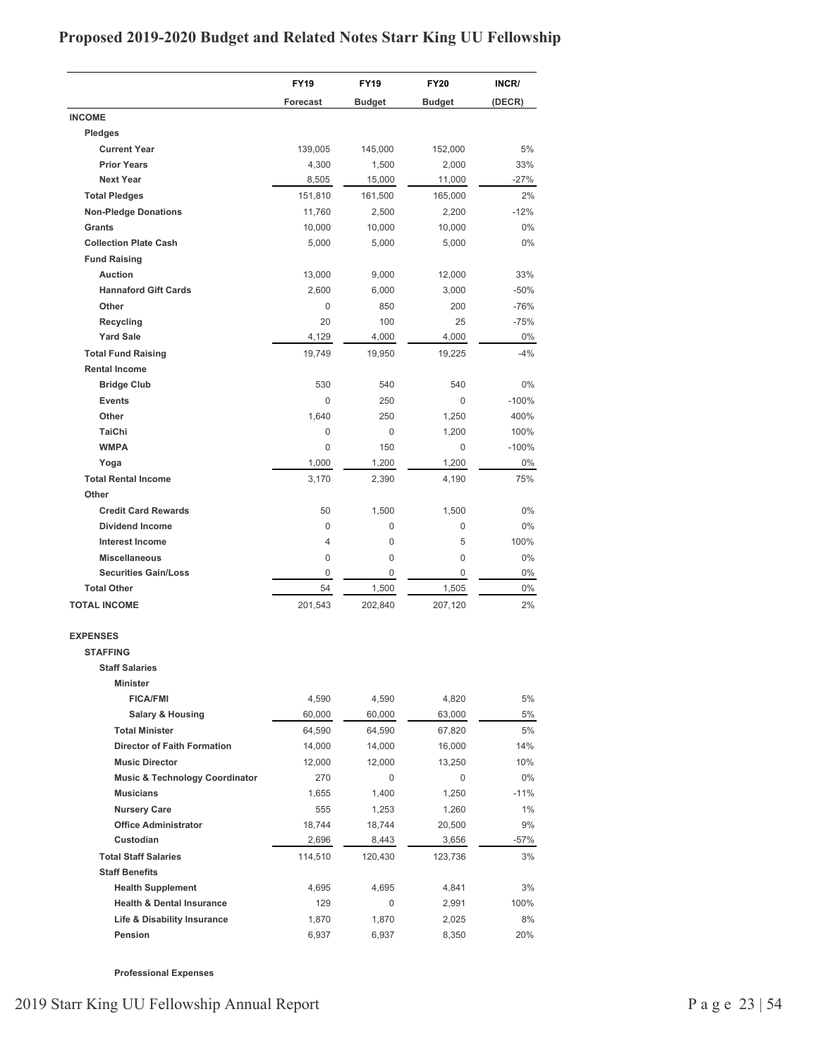# Proposed 2019-2020 Budget and Related Notes Starr King UU Fellowship

| | FY19 Forecast | FY19 Budget | FY20 Budget | INCR/ (DECR) |
|---|---|---|---|---|
| **INCOME** | | | | |
| **Pledges** | | | | |
| **Current Year** | 139,005 | 145,000 | 152,000 | 5% |
| **Prior Years** | 4,300 | 1,500 | 2,000 | 33% |
| **Next Year** | 8,505 | 15,000 | 11,000 | -27% |
| **Total Pledges** | 151,810 | 161,500 | 165,000 | 2% |
| **Non-Pledge Donations** | 11,760 | 2,500 | 2,200 | -12% |
| **Grants** | 10,000 | 10,000 | 10,000 | 0% |
| **Collection Plate Cash** | 5,000 | 5,000 | 5,000 | 0% |
| **Fund Raising** | | | | |
| **Auction** | 13,000 | 9,000 | 12,000 | 33% |
| **Hannaford Gift Cards** | 2,600 | 6,000 | 3,000 | -50% |
| **Other** | 0 | 850 | 200 | -76% |
| **Recycling** | 20 | 100 | 25 | -75% |
| **Yard Sale** | 4,129 | 4,000 | 4,000 | 0% |
| **Total Fund Raising** | 19,749 | 19,950 | 19,225 | -4% |
| **Rental Income** | | | | |
| **Bridge Club** | 530 | 540 | 540 | 0% |
| **Events** | 0 | 250 | 0 | -100% |
| **Other** | 1,640 | 250 | 1,250 | 400% |
| **TaiChi** | 0 | 0 | 1,200 | 100% |
| **WMPA** | 0 | 150 | 0 | -100% |
| **Yoga** | 1,000 | 1,200 | 1,200 | 0% |
| **Total Rental Income** | 3,170 | 2,390 | 4,190 | 75% |
| **Other** | | | | |
| **Credit Card Rewards** | 50 | 1,500 | 1,500 | 0% |
| **Dividend Income** | 0 | 0 | 0 | 0% |
| **Interest Income** | 4 | 0 | 5 | 100% |
| **Miscellaneous** | 0 | 0 | 0 | 0% |
| **Securities Gain/Loss** | 0 | 0 | 0 | 0% |
| **Total Other** | 54 | 1,500 | 1,505 | 0% |
| **TOTAL INCOME** | 201,543 | 202,840 | 207,120 | 2% |
| | | | | |
| **EXPENSES** | | | | |
| **STAFFING** | | | | |
| **Staff Salaries** | | | | |
| **Minister** | | | | |
| **FICA/FMI** | 4,590 | 4,590 | 4,820 | 5% |
| **Salary & Housing** | 60,000 | 60,000 | 63,000 | 5% |
| **Total Minister** | 64,590 | 64,590 | 67,820 | 5% |
| **Director of Faith Formation** | 14,000 | 14,000 | 16,000 | 14% |
| **Music Director** | 12,000 | 12,000 | 13,250 | 10% |
| **Music & Technology Coordinator** | 270 | 0 | 0 | 0% |
| **Musicians** | 1,655 | 1,400 | 1,250 | -11% |
| **Nursery Care** | 555 | 1,253 | 1,260 | 1% |
| **Office Administrator** | 18,744 | 18,744 | 20,500 | 9% |
| **Custodian** | 2,696 | 8,443 | 3,656 | -57% |
| **Total Staff Salaries** | 114,510 | 120,430 | 123,736 | 3% |
| **Staff Benefits** | | | | |
| **Health Supplement** | 4,695 | 4,695 | 4,841 | 3% |
| **Health & Dental Insurance** | 129 | 0 | 2,991 | 100% |
| **Life & Disability Insurance** | 1,870 | 1,870 | 2,025 | 8% |
| **Pension** | 6,937 | 6,937 | 8,350 | 20% |
| | | | | |
| **Professional Expenses** | | | | |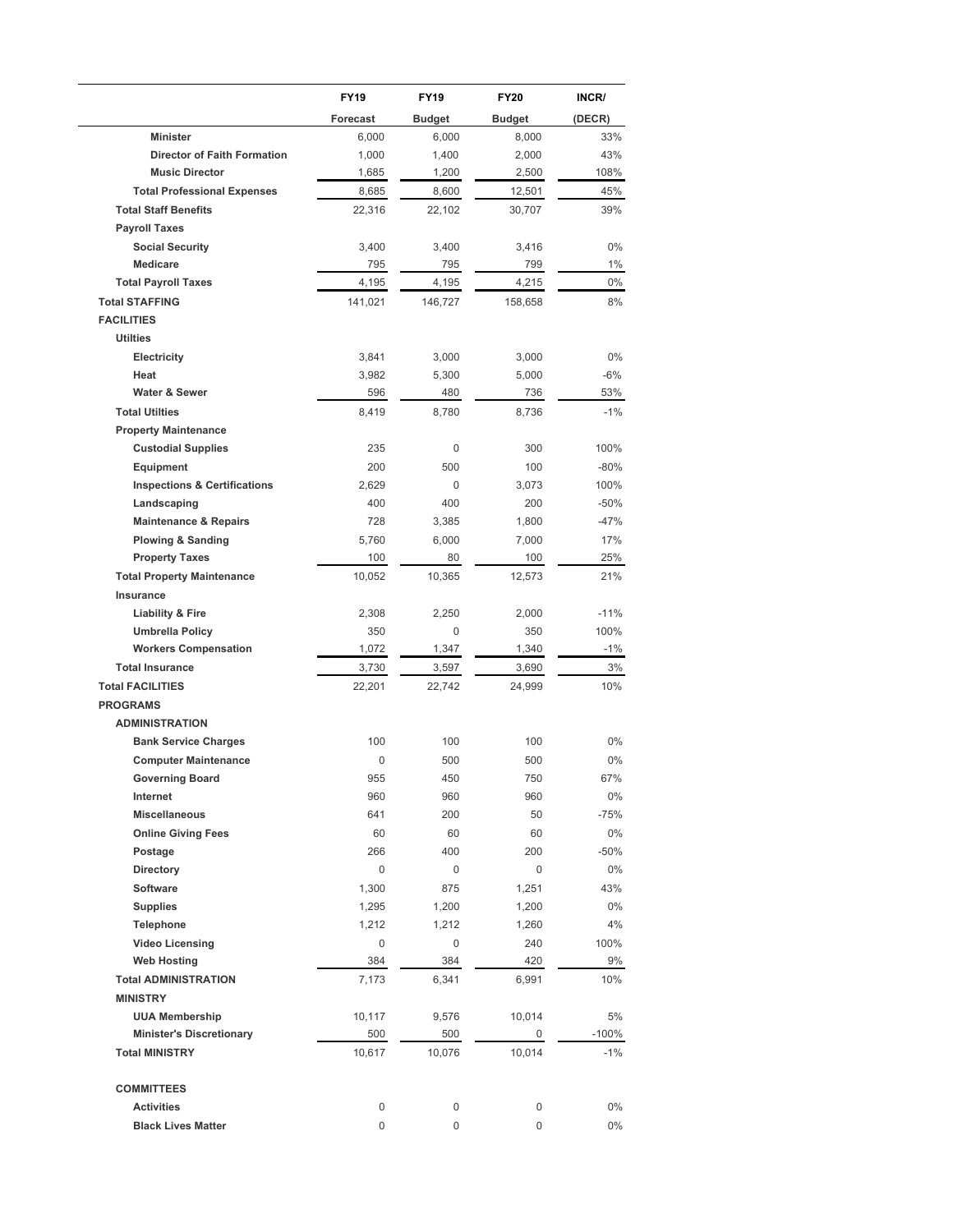| | FY19 Forecast | FY19 Budget | FY20 Budget | INCR/ (DECR) |
|---|---|---|---|---|
| **Minister** | 6,000 | 6,000 | 8,000 | 33% |
| **Director of Faith Formation** | 1,000 | 1,400 | 2,000 | 43% |
| **Music Director** | 1,685 | 1,200 | 2,500 | 108% |
| **Total Professional Expenses** | 8,685 | 8,600 | 12,501 | 45% |
| **Total Staff Benefits** | 22,316 | 22,102 | 30,707 | 39% |
| **Payroll Taxes** | | | | |
| **Social Security** | 3,400 | 3,400 | 3,416 | 0% |
| **Medicare** | 795 | 795 | 799 | 1% |
| **Total Payroll Taxes** | 4,195 | 4,195 | 4,215 | 0% |
| **Total STAFFING** | 141,021 | 146,727 | 158,658 | 8% |
| **FACILITIES** | | | | |
| **Utilties** | | | | |
| **Electricity** | 3,841 | 3,000 | 3,000 | 0% |
| **Heat** | 3,982 | 5,300 | 5,000 | -6% |
| **Water & Sewer** | 596 | 480 | 736 | 53% |
| **Total Utilties** | 8,419 | 8,780 | 8,736 | -1% |
| **Property Maintenance** | | | | |
| **Custodial Supplies** | 235 | 0 | 300 | 100% |
| **Equipment** | 200 | 500 | 100 | -80% |
| **Inspections & Certifications** | 2,629 | 0 | 3,073 | 100% |
| **Landscaping** | 400 | 400 | 200 | -50% |
| **Maintenance & Repairs** | 728 | 3,385 | 1,800 | -47% |
| **Plowing & Sanding** | 5,760 | 6,000 | 7,000 | 17% |
| **Property Taxes** | 100 | 80 | 100 | 25% |
| **Total Property Maintenance** | 10,052 | 10,365 | 12,573 | 21% |
| **Insurance** | | | | |
| **Liability & Fire** | 2,308 | 2,250 | 2,000 | -11% |
| **Umbrella Policy** | 350 | 0 | 350 | 100% |
| **Workers Compensation** | 1,072 | 1,347 | 1,340 | -1% |
| **Total Insurance** | 3,730 | 3,597 | 3,690 | 3% |
| **Total FACILITIES** | 22,201 | 22,742 | 24,999 | 10% |
| **PROGRAMS** | | | | |
| **ADMINISTRATION** | | | | |
| **Bank Service Charges** | 100 | 100 | 100 | 0% |
| **Computer Maintenance** | 0 | 500 | 500 | 0% |
| **Governing Board** | 955 | 450 | 750 | 67% |
| **Internet** | 960 | 960 | 960 | 0% |
| **Miscellaneous** | 641 | 200 | 50 | -75% |
| **Online Giving Fees** | 60 | 60 | 60 | 0% |
| **Postage** | 266 | 400 | 200 | -50% |
| **Directory** | 0 | 0 | 0 | 0% |
| **Software** | 1,300 | 875 | 1,251 | 43% |
| **Supplies** | 1,295 | 1,200 | 1,200 | 0% |
| **Telephone** | 1,212 | 1,212 | 1,260 | 4% |
| **Video Licensing** | 0 | 0 | 240 | 100% |
| **Web Hosting** | 384 | 384 | 420 | 9% |
| **Total ADMINISTRATION** | 7,173 | 6,341 | 6,991 | 10% |
| **MINISTRY** | | | | |
| **UUA Membership** | 10,117 | 9,576 | 10,014 | 5% |
| **Minister's Discretionary** | 500 | 500 | 0 | -100% |
| **Total MINISTRY** | 10,617 | 10,076 | 10,014 | -1% |
| **COMMITTEES** | | | | |
| **Activities** | 0 | 0 | 0 | 0% |
| **Black Lives Matter** | 0 | 0 | 0 | 0% |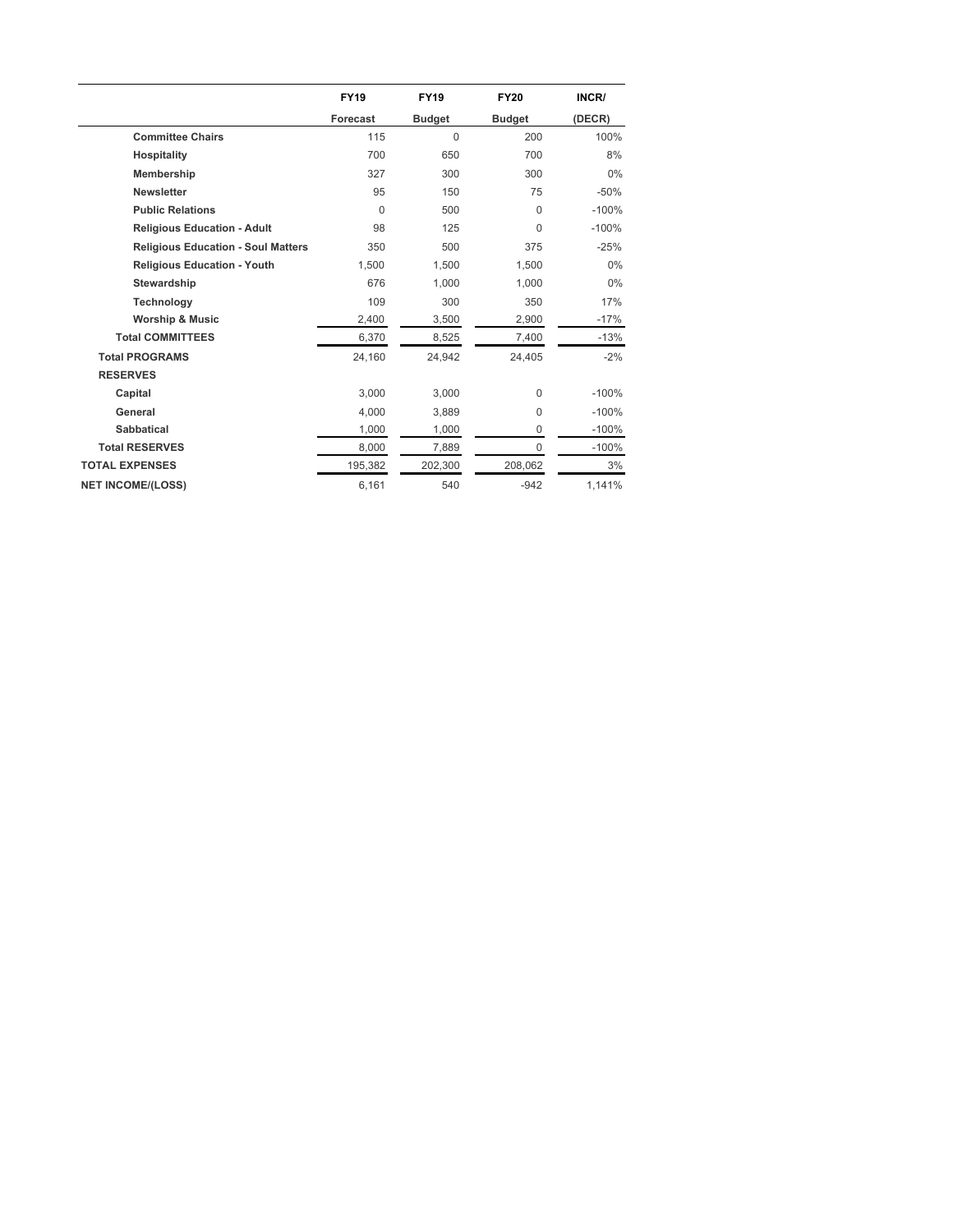| | FY19 Forecast | FY19 Budget | FY20 Budget | INCR/ (DECR) |
|---|---|---|---|---|
| **Committee Chairs** | 115 | 0 | 200 | 100% |
| **Hospitality** | 700 | 650 | 700 | 8% |
| **Membership** | 327 | 300 | 300 | 0% |
| **Newsletter** | 95 | 150 | 75 | -50% |
| **Public Relations** | 0 | 500 | 0 | -100% |
| **Religious Education - Adult** | 98 | 125 | 0 | -100% |
| **Religious Education - Soul Matters** | 350 | 500 | 375 | -25% |
| **Religious Education - Youth** | 1,500 | 1,500 | 1,500 | 0% |
| **Stewardship** | 676 | 1,000 | 1,000 | 0% |
| **Technology** | 109 | 300 | 350 | 17% |
| **Worship & Music** | 2,400 | 3,500 | 2,900 | -17% |
| **Total COMMITTEES** | 6,370 | 8,525 | 7,400 | -13% |
| **Total PROGRAMS** | 24,160 | 24,942 | 24,405 | -2% |
| **RESERVES** | | | | |
| **Capital** | 3,000 | 3,000 | 0 | -100% |
| **General** | 4,000 | 3,889 | 0 | -100% |
| **Sabbatical** | 1,000 | 1,000 | 0 | -100% |
| **Total RESERVES** | 8,000 | 7,889 | 0 | -100% |
| **TOTAL EXPENSES** | 195,382 | 202,300 | 208,062 | 3% |
| **NET INCOME/(LOSS)** | 6,161 | 540 | -942 | 1,141% |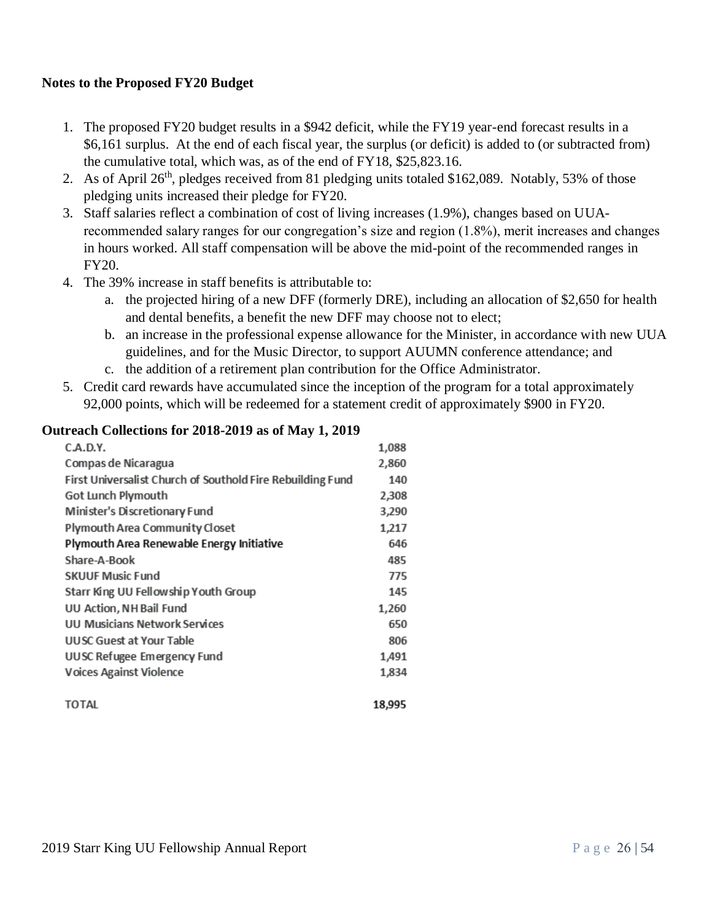**Notes to the Proposed FY20 Budget**

1. The proposed FY20 budget results in a $942 deficit, while the FY19 year-end forecast results in a $6,161 surplus. At the end of each fiscal year, the surplus (or deficit) is added to (or subtracted from) the cumulative total, which was, as of the end of FY18, $25,823.16.
2. As of April 26th, pledges received from 81 pledging units totaled $162,089. Notably, 53% of those pledging units increased their pledge for FY20.
3. Staff salaries reflect a combination of cost of living increases (1.9%), changes based on UUA-recommended salary ranges for our congregation's size and region (1.8%), merit increases and changes in hours worked. All staff compensation will be above the mid-point of the recommended ranges in FY20.
4. The 39% increase in staff benefits is attributable to:
   a. the projected hiring of a new DFF (formerly DRE), including an allocation of $2,650 for health and dental benefits, a benefit the new DFF may choose not to elect;
   b. an increase in the professional expense allowance for the Minister, in accordance with new UUA guidelines, and for the Music Director, to support AUUMN conference attendance; and
   c. the addition of a retirement plan contribution for the Office Administrator.
5. Credit card rewards have accumulated since the inception of the program for a total approximately 92,000 points, which will be redeemed for a statement credit of approximately $900 in FY20.

**Outreach Collections for 2018-2019 as of May 1, 2019**

| | |
|---|---|
| C.A.D.Y. | 1,088 |
| Compas de Nicaragua | 2,860 |
| First Universalist Church of Southold Fire Rebuilding Fund | 140 |
| Got Lunch Plymouth | 2,308 |
| Minister's Discretionary Fund | 3,290 |
| Plymouth Area Community Closet | 1,217 |
| Plymouth Area Renewable Energy Initiative | 646 |
| Share-A-Book | 485 |
| SKUUF Music Fund | 775 |
| Starr King UU Fellowship Youth Group | 145 |
| UU Action, NH Bail Fund | 1,260 |
| UU Musicians Network Services | 650 |
| UUSC Guest at Your Table | 806 |
| UUSC Refugee Emergency Fund | 1,491 |
| Voices Against Violence | 1,834 |
| TOTAL | 18,995 |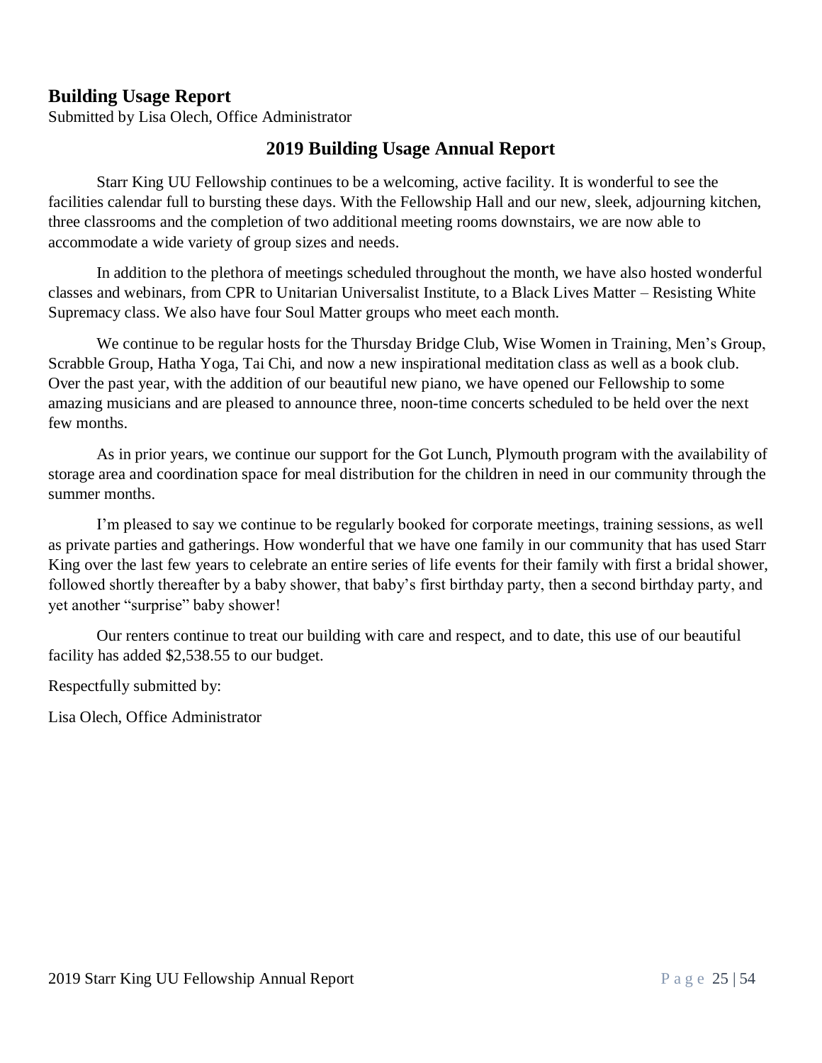## Building Usage Report

Submitted by Lisa Olech, Office Administrator

### 2019 Building Usage Annual Report

Starr King UU Fellowship continues to be a welcoming, active facility. It is wonderful to see the facilities calendar full to bursting these days. With the Fellowship Hall and our new, sleek, adjourning kitchen, three classrooms and the completion of two additional meeting rooms downstairs, we are now able to accommodate a wide variety of group sizes and needs.

In addition to the plethora of meetings scheduled throughout the month, we have also hosted wonderful classes and webinars, from CPR to Unitarian Universalist Institute, to a Black Lives Matter – Resisting White Supremacy class. We also have four Soul Matter groups who meet each month.

We continue to be regular hosts for the Thursday Bridge Club, Wise Women in Training, Men's Group, Scrabble Group, Hatha Yoga, Tai Chi, and now a new inspirational meditation class as well as a book club. Over the past year, with the addition of our beautiful new piano, we have opened our Fellowship to some amazing musicians and are pleased to announce three, noon-time concerts scheduled to be held over the next few months.

As in prior years, we continue our support for the Got Lunch, Plymouth program with the availability of storage area and coordination space for meal distribution for the children in need in our community through the summer months.

I'm pleased to say we continue to be regularly booked for corporate meetings, training sessions, as well as private parties and gatherings. How wonderful that we have one family in our community that has used Starr King over the last few years to celebrate an entire series of life events for their family with first a bridal shower, followed shortly thereafter by a baby shower, that baby's first birthday party, then a second birthday party, and yet another "surprise" baby shower!

Our renters continue to treat our building with care and respect, and to date, this use of our beautiful facility has added $2,538.55 to our budget.

Respectfully submitted by:

Lisa Olech, Office Administrator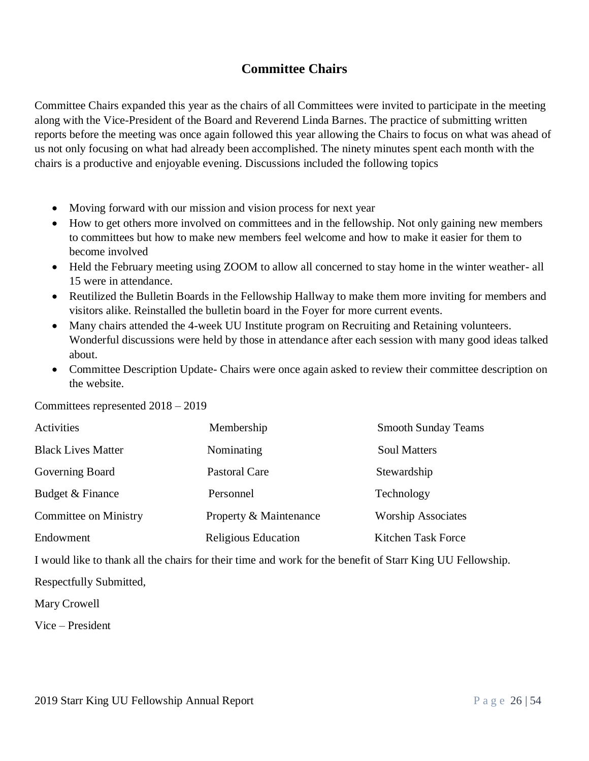## Committee Chairs

Committee Chairs expanded this year as the chairs of all Committees were invited to participate in the meeting along with the Vice-President of the Board and Reverend Linda Barnes. The practice of submitting written reports before the meeting was once again followed this year allowing the Chairs to focus on what was ahead of us not only focusing on what had already been accomplished. The ninety minutes spent each month with the chairs is a productive and enjoyable evening. Discussions included the following topics

- Moving forward with our mission and vision process for next year
- How to get others more involved on committees and in the fellowship. Not only gaining new members to committees but how to make new members feel welcome and how to make it easier for them to become involved
- Held the February meeting using ZOOM to allow all concerned to stay home in the winter weather- all 15 were in attendance.
- Reutilized the Bulletin Boards in the Fellowship Hallway to make them more inviting for members and visitors alike. Reinstalled the bulletin board in the Foyer for more current events.
- Many chairs attended the 4-week UU Institute program on Recruiting and Retaining volunteers. Wonderful discussions were held by those in attendance after each session with many good ideas talked about.
- Committee Description Update- Chairs were once again asked to review their committee description on the website.

Committees represented 2018 – 2019

| | | |
|---|---|---|
| Activities | Membership | Smooth Sunday Teams |
| Black Lives Matter | Nominating | Soul Matters |
| Governing Board | Pastoral Care | Stewardship |
| Budget & Finance | Personnel | Technology |
| Committee on Ministry | Property & Maintenance | Worship Associates |
| Endowment | Religious Education | Kitchen Task Force |

I would like to thank all the chairs for their time and work for the benefit of Starr King UU Fellowship.

Respectfully Submitted,

Mary Crowell

Vice – President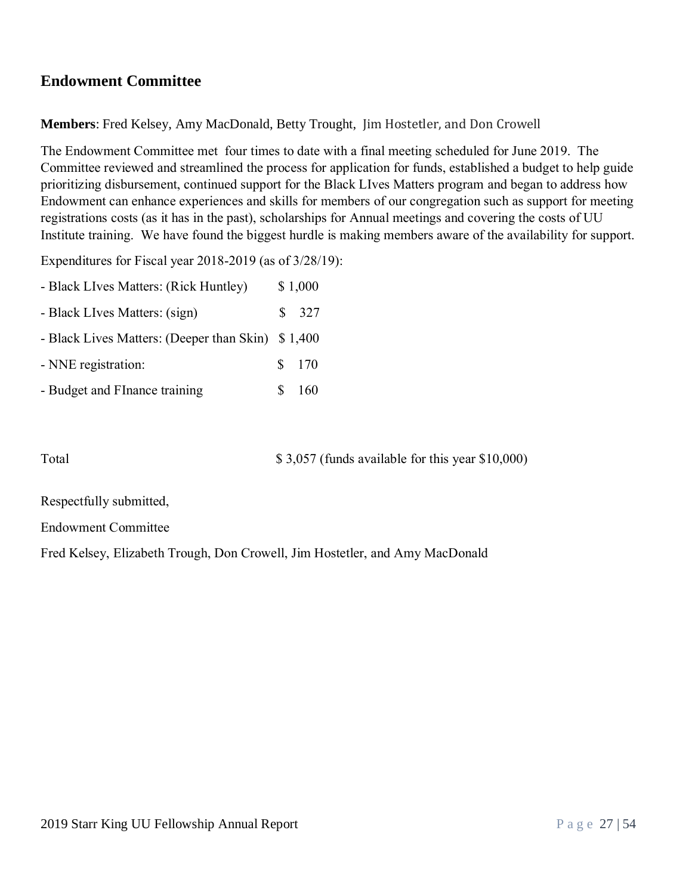## Endowment Committee

**Members**: Fred Kelsey, Amy MacDonald, Betty Trought, Jim Hostetler, and Don Crowell

The Endowment Committee met four times to date with a final meeting scheduled for June 2019. The Committee reviewed and streamlined the process for application for funds, established a budget to help guide prioritizing disbursement, continued support for the Black LIves Matters program and began to address how Endowment can enhance experiences and skills for members of our congregation such as support for meeting registrations costs (as it has in the past), scholarships for Annual meetings and covering the costs of UU Institute training. We have found the biggest hurdle is making members aware of the availability for support.

Expenditures for Fiscal year 2018-2019 (as of 3/28/19):

| | |
|---|---|
| - Black LIves Matters: (Rick Huntley) | $ 1,000 |
| - Black LIves Matters: (sign) | $ 327 |
| - Black Lives Matters: (Deeper than Skin) | $ 1,400 |
| - NNE registration: | $ 170 |
| - Budget and FInance training | $ 160 |
| Total | $ 3,057 (funds available for this year $10,000) |

Respectfully submitted,

Endowment Committee

Fred Kelsey, Elizabeth Trough, Don Crowell, Jim Hostetler, and Amy MacDonald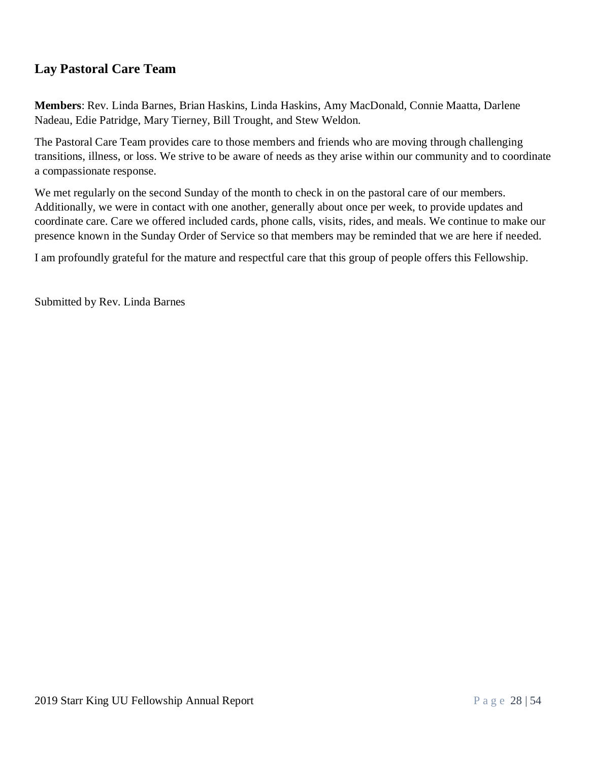## Lay Pastoral Care Team

**Members**: Rev. Linda Barnes, Brian Haskins, Linda Haskins, Amy MacDonald, Connie Maatta, Darlene Nadeau, Edie Patridge, Mary Tierney, Bill Trought, and Stew Weldon.

The Pastoral Care Team provides care to those members and friends who are moving through challenging transitions, illness, or loss. We strive to be aware of needs as they arise within our community and to coordinate a compassionate response.

We met regularly on the second Sunday of the month to check in on the pastoral care of our members. Additionally, we were in contact with one another, generally about once per week, to provide updates and coordinate care. Care we offered included cards, phone calls, visits, rides, and meals. We continue to make our presence known in the Sunday Order of Service so that members may be reminded that we are here if needed.

I am profoundly grateful for the mature and respectful care that this group of people offers this Fellowship.

Submitted by Rev. Linda Barnes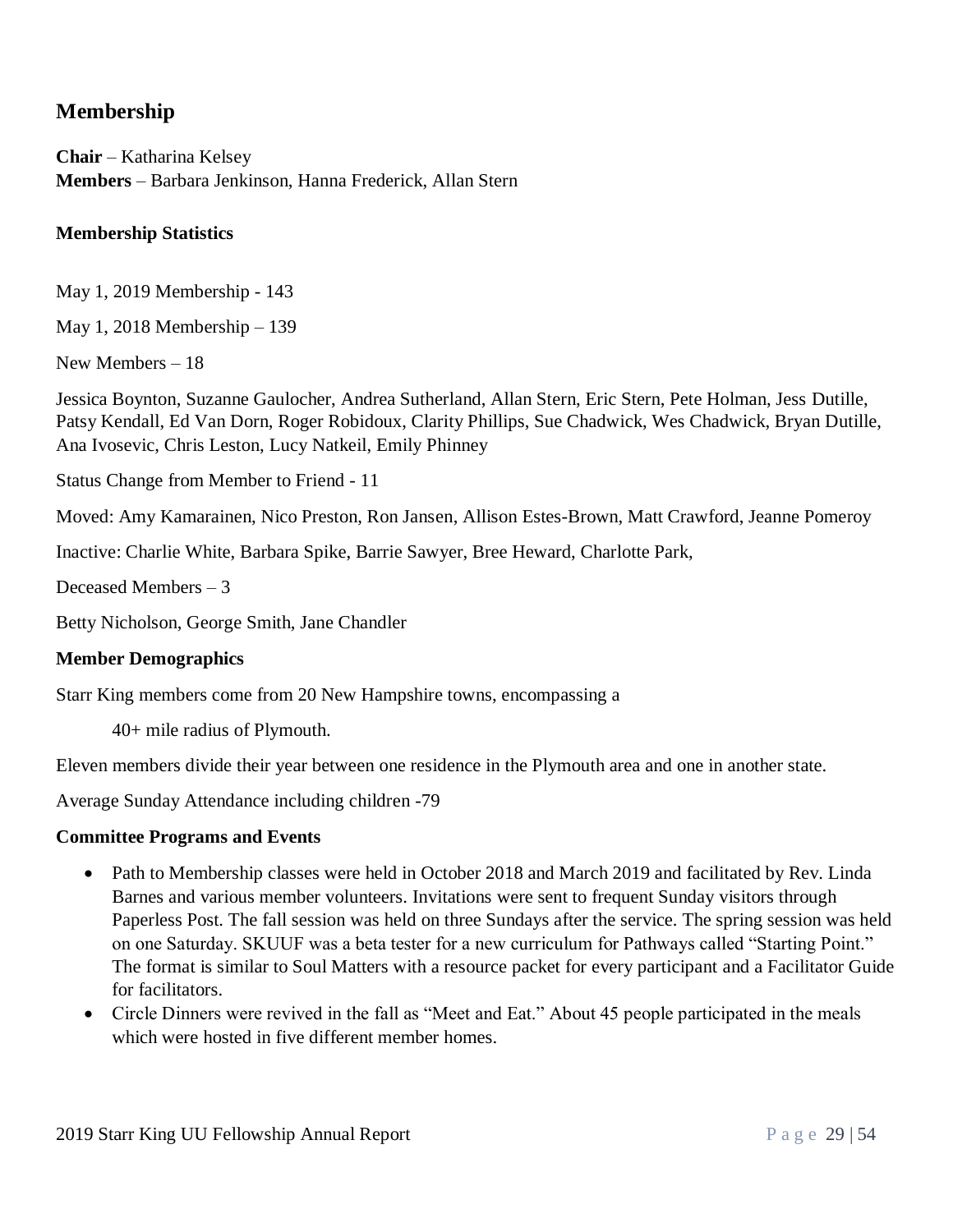## Membership

**Chair** – Katharina Kelsey
**Members** – Barbara Jenkinson, Hanna Frederick, Allan Stern

### Membership Statistics

May 1, 2019 Membership - 143

May 1, 2018 Membership – 139

New Members – 18

Jessica Boynton, Suzanne Gaulocher, Andrea Sutherland, Allan Stern, Eric Stern, Pete Holman, Jess Dutille, Patsy Kendall, Ed Van Dorn, Roger Robidoux, Clarity Phillips, Sue Chadwick, Wes Chadwick, Bryan Dutille, Ana Ivosevic, Chris Leston, Lucy Natkeil, Emily Phinney

Status Change from Member to Friend - 11

Moved: Amy Kamarainen, Nico Preston, Ron Jansen, Allison Estes-Brown, Matt Crawford, Jeanne Pomeroy

Inactive: Charlie White, Barbara Spike, Barrie Sawyer, Bree Heward, Charlotte Park,

Deceased Members – 3

Betty Nicholson, George Smith, Jane Chandler

### Member Demographics

Starr King members come from 20 New Hampshire towns, encompassing a

40+ mile radius of Plymouth.

Eleven members divide their year between one residence in the Plymouth area and one in another state.

Average Sunday Attendance including children -79

### Committee Programs and Events

- Path to Membership classes were held in October 2018 and March 2019 and facilitated by Rev. Linda Barnes and various member volunteers. Invitations were sent to frequent Sunday visitors through Paperless Post. The fall session was held on three Sundays after the service. The spring session was held on one Saturday. SKUUF was a beta tester for a new curriculum for Pathways called "Starting Point." The format is similar to Soul Matters with a resource packet for every participant and a Facilitator Guide for facilitators.
- Circle Dinners were revived in the fall as "Meet and Eat." About 45 people participated in the meals which were hosted in five different member homes.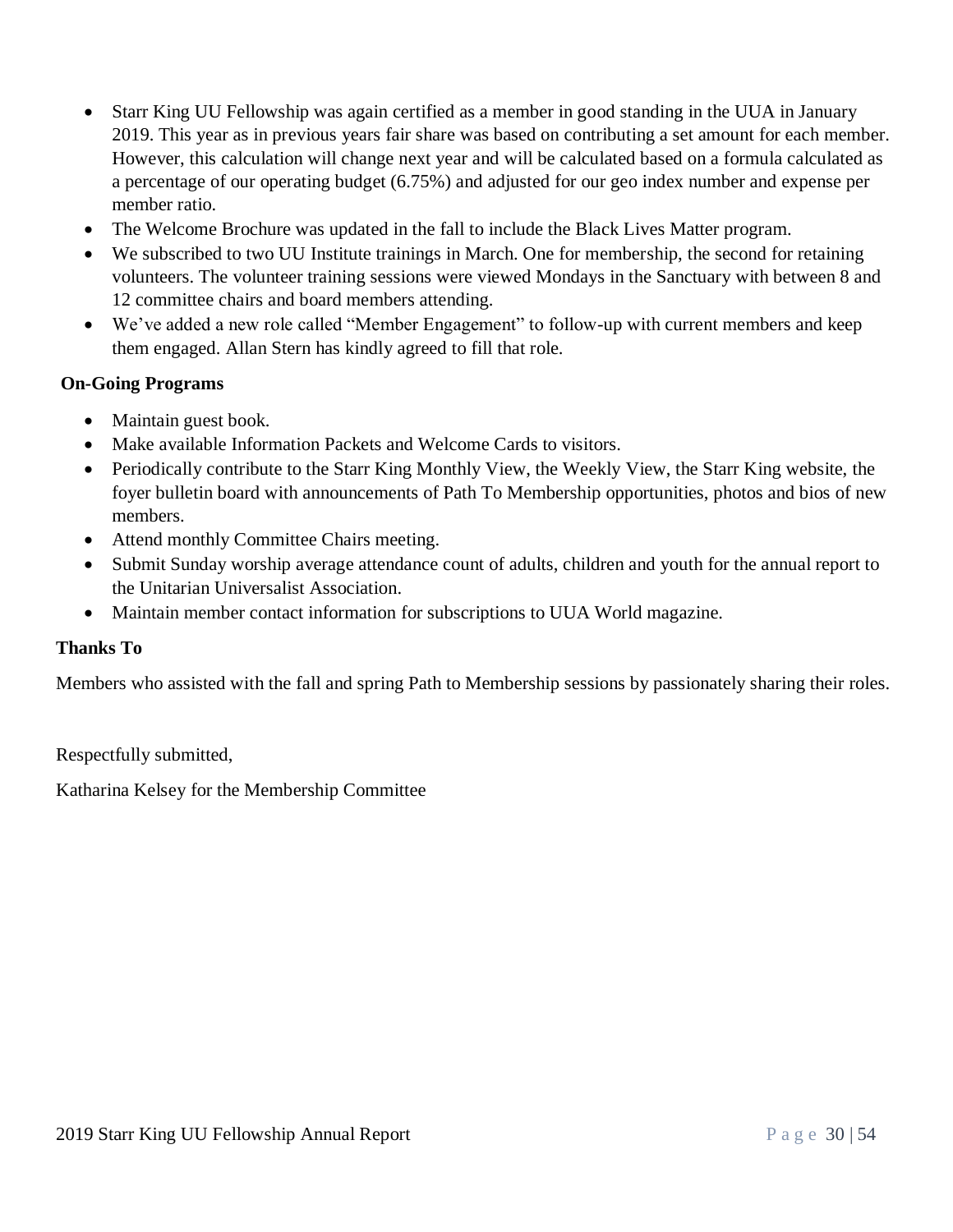- Starr King UU Fellowship was again certified as a member in good standing in the UUA in January 2019. This year as in previous years fair share was based on contributing a set amount for each member. However, this calculation will change next year and will be calculated based on a formula calculated as a percentage of our operating budget (6.75%) and adjusted for our geo index number and expense per member ratio.
- The Welcome Brochure was updated in the fall to include the Black Lives Matter program.
- We subscribed to two UU Institute trainings in March. One for membership, the second for retaining volunteers. The volunteer training sessions were viewed Mondays in the Sanctuary with between 8 and 12 committee chairs and board members attending.
- We've added a new role called "Member Engagement" to follow-up with current members and keep them engaged. Allan Stern has kindly agreed to fill that role.

**On-Going Programs**

- Maintain guest book.
- Make available Information Packets and Welcome Cards to visitors.
- Periodically contribute to the Starr King Monthly View, the Weekly View, the Starr King website, the foyer bulletin board with announcements of Path To Membership opportunities, photos and bios of new members.
- Attend monthly Committee Chairs meeting.
- Submit Sunday worship average attendance count of adults, children and youth for the annual report to the Unitarian Universalist Association.
- Maintain member contact information for subscriptions to UUA World magazine.

**Thanks To**

Members who assisted with the fall and spring Path to Membership sessions by passionately sharing their roles.

Respectfully submitted,

Katharina Kelsey for the Membership Committee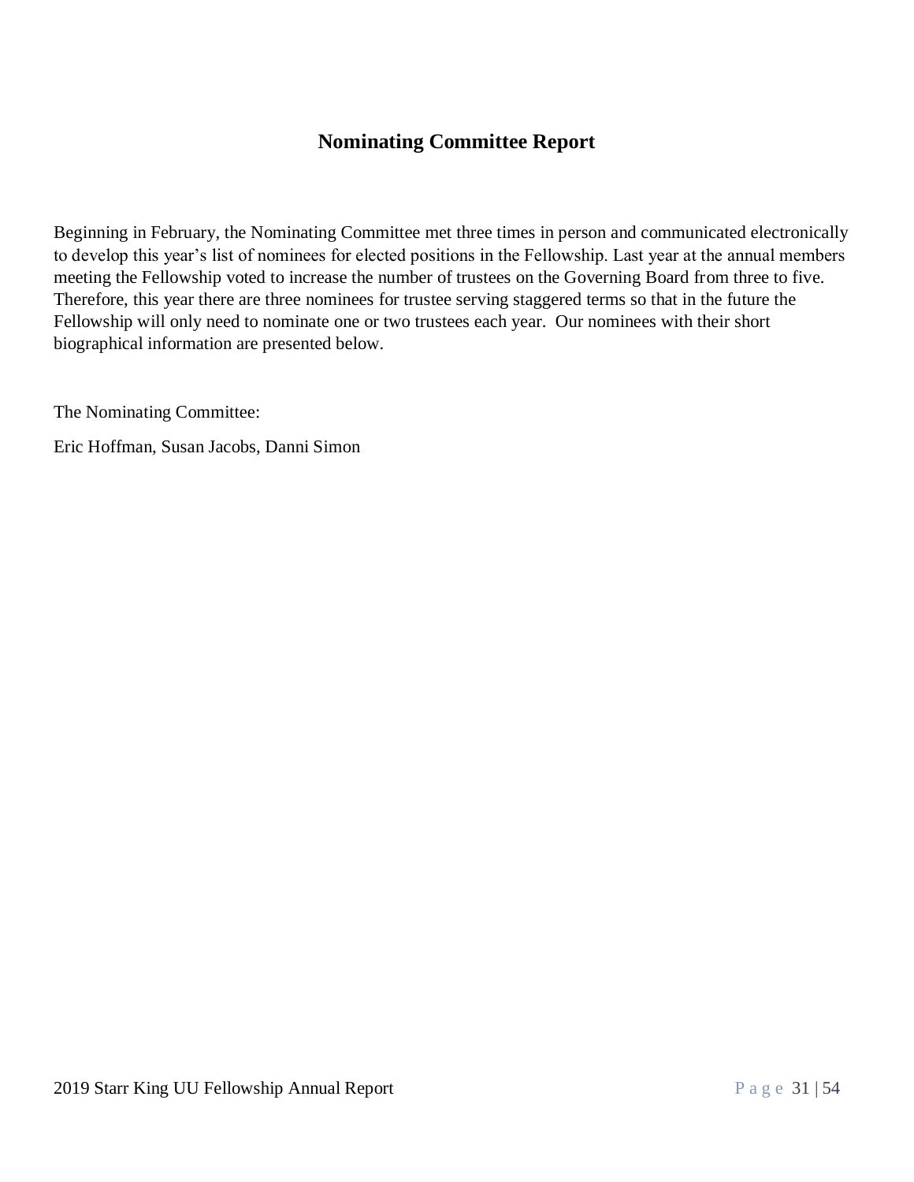## Nominating Committee Report

Beginning in February, the Nominating Committee met three times in person and communicated electronically to develop this year's list of nominees for elected positions in the Fellowship. Last year at the annual members meeting the Fellowship voted to increase the number of trustees on the Governing Board from three to five. Therefore, this year there are three nominees for trustee serving staggered terms so that in the future the Fellowship will only need to nominate one or two trustees each year. Our nominees with their short biographical information are presented below.

The Nominating Committee:

Eric Hoffman, Susan Jacobs, Danni Simon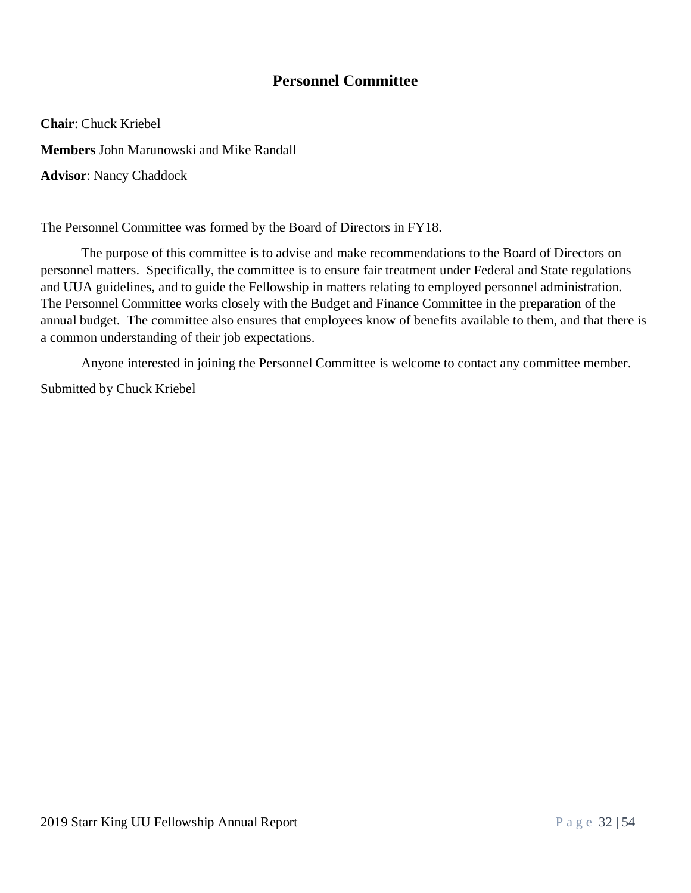# Personnel Committee

**Chair**: Chuck Kriebel

**Members** John Marunowski and Mike Randall

**Advisor**: Nancy Chaddock

The Personnel Committee was formed by the Board of Directors in FY18.

The purpose of this committee is to advise and make recommendations to the Board of Directors on personnel matters. Specifically, the committee is to ensure fair treatment under Federal and State regulations and UUA guidelines, and to guide the Fellowship in matters relating to employed personnel administration. The Personnel Committee works closely with the Budget and Finance Committee in the preparation of the annual budget. The committee also ensures that employees know of benefits available to them, and that there is a common understanding of their job expectations.

Anyone interested in joining the Personnel Committee is welcome to contact any committee member.

Submitted by Chuck Kriebel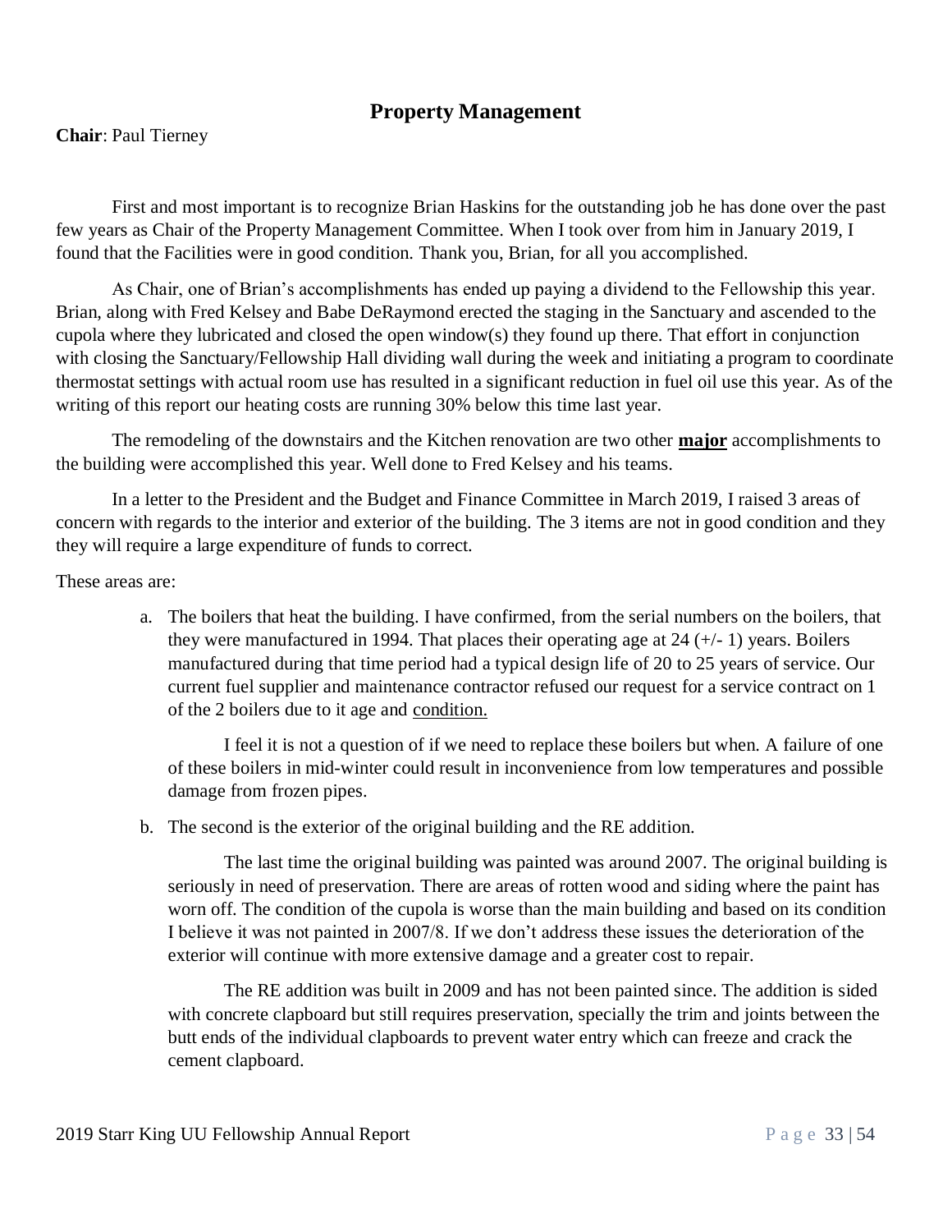## Property Management

**Chair**: Paul Tierney

First and most important is to recognize Brian Haskins for the outstanding job he has done over the past few years as Chair of the Property Management Committee. When I took over from him in January 2019, I found that the Facilities were in good condition. Thank you, Brian, for all you accomplished.

As Chair, one of Brian's accomplishments has ended up paying a dividend to the Fellowship this year. Brian, along with Fred Kelsey and Babe DeRaymond erected the staging in the Sanctuary and ascended to the cupola where they lubricated and closed the open window(s) they found up there. That effort in conjunction with closing the Sanctuary/Fellowship Hall dividing wall during the week and initiating a program to coordinate thermostat settings with actual room use has resulted in a significant reduction in fuel oil use this year. As of the writing of this report our heating costs are running 30% below this time last year.

The remodeling of the downstairs and the Kitchen renovation are two other **major** accomplishments to the building were accomplished this year. Well done to Fred Kelsey and his teams.

In a letter to the President and the Budget and Finance Committee in March 2019, I raised 3 areas of concern with regards to the interior and exterior of the building. The 3 items are not in good condition and they they will require a large expenditure of funds to correct.

These areas are:

a. The boilers that heat the building. I have confirmed, from the serial numbers on the boilers, that they were manufactured in 1994. That places their operating age at 24 (+/- 1) years. Boilers manufactured during that time period had a typical design life of 20 to 25 years of service. Our current fuel supplier and maintenance contractor refused our request for a service contract on 1 of the 2 boilers due to it age and condition.

   I feel it is not a question of if we need to replace these boilers but when. A failure of one of these boilers in mid-winter could result in inconvenience from low temperatures and possible damage from frozen pipes.

b. The second is the exterior of the original building and the RE addition.

   The last time the original building was painted was around 2007. The original building is seriously in need of preservation. There are areas of rotten wood and siding where the paint has worn off. The condition of the cupola is worse than the main building and based on its condition I believe it was not painted in 2007/8. If we don't address these issues the deterioration of the exterior will continue with more extensive damage and a greater cost to repair.

   The RE addition was built in 2009 and has not been painted since. The addition is sided with concrete clapboard but still requires preservation, specially the trim and joints between the butt ends of the individual clapboards to prevent water entry which can freeze and crack the cement clapboard.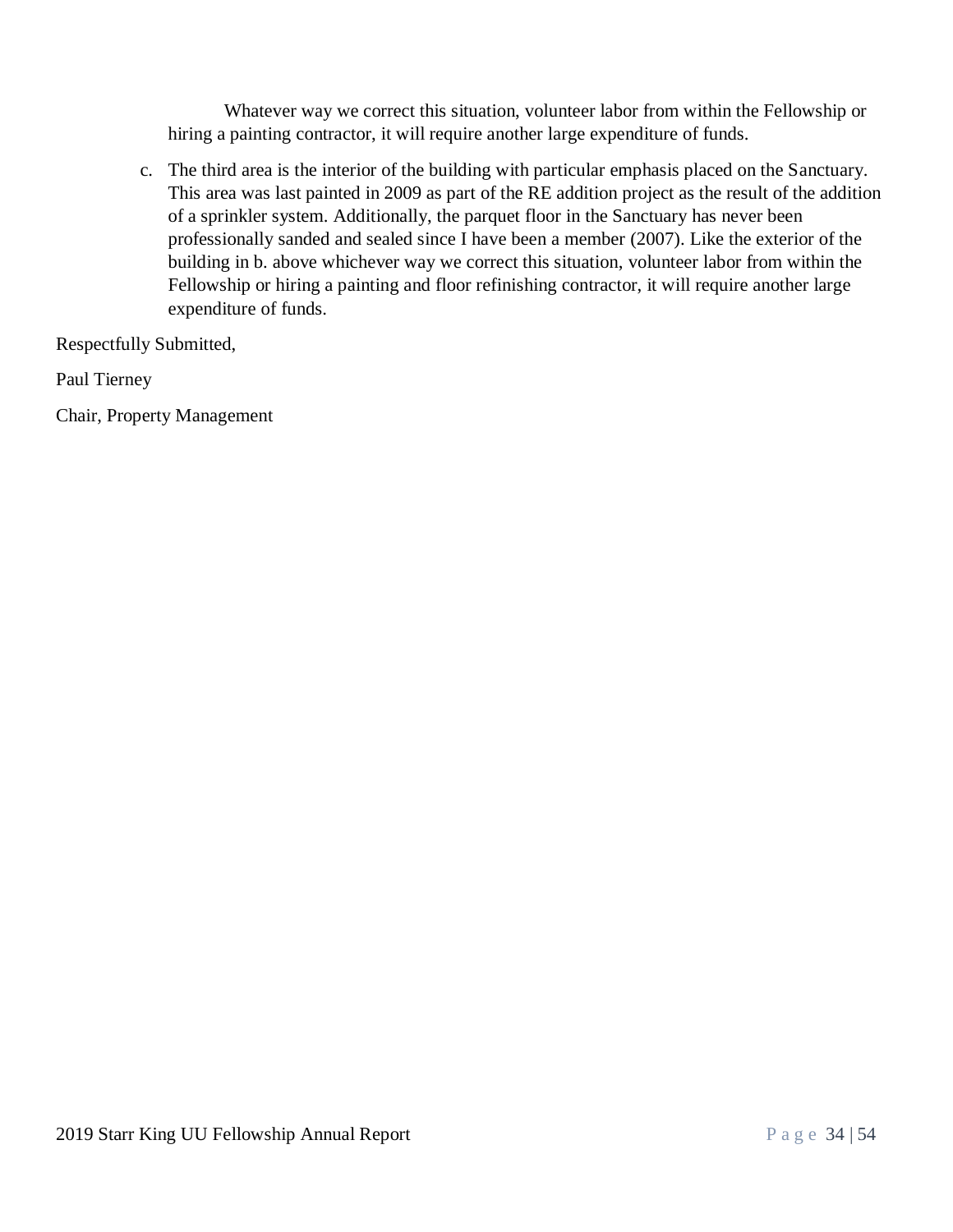Whatever way we correct this situation, volunteer labor from within the Fellowship or hiring a painting contractor, it will require another large expenditure of funds.

c. The third area is the interior of the building with particular emphasis placed on the Sanctuary. This area was last painted in 2009 as part of the RE addition project as the result of the addition of a sprinkler system. Additionally, the parquet floor in the Sanctuary has never been professionally sanded and sealed since I have been a member (2007). Like the exterior of the building in b. above whichever way we correct this situation, volunteer labor from within the Fellowship or hiring a painting and floor refinishing contractor, it will require another large expenditure of funds.

Respectfully Submitted,

Paul Tierney

Chair, Property Management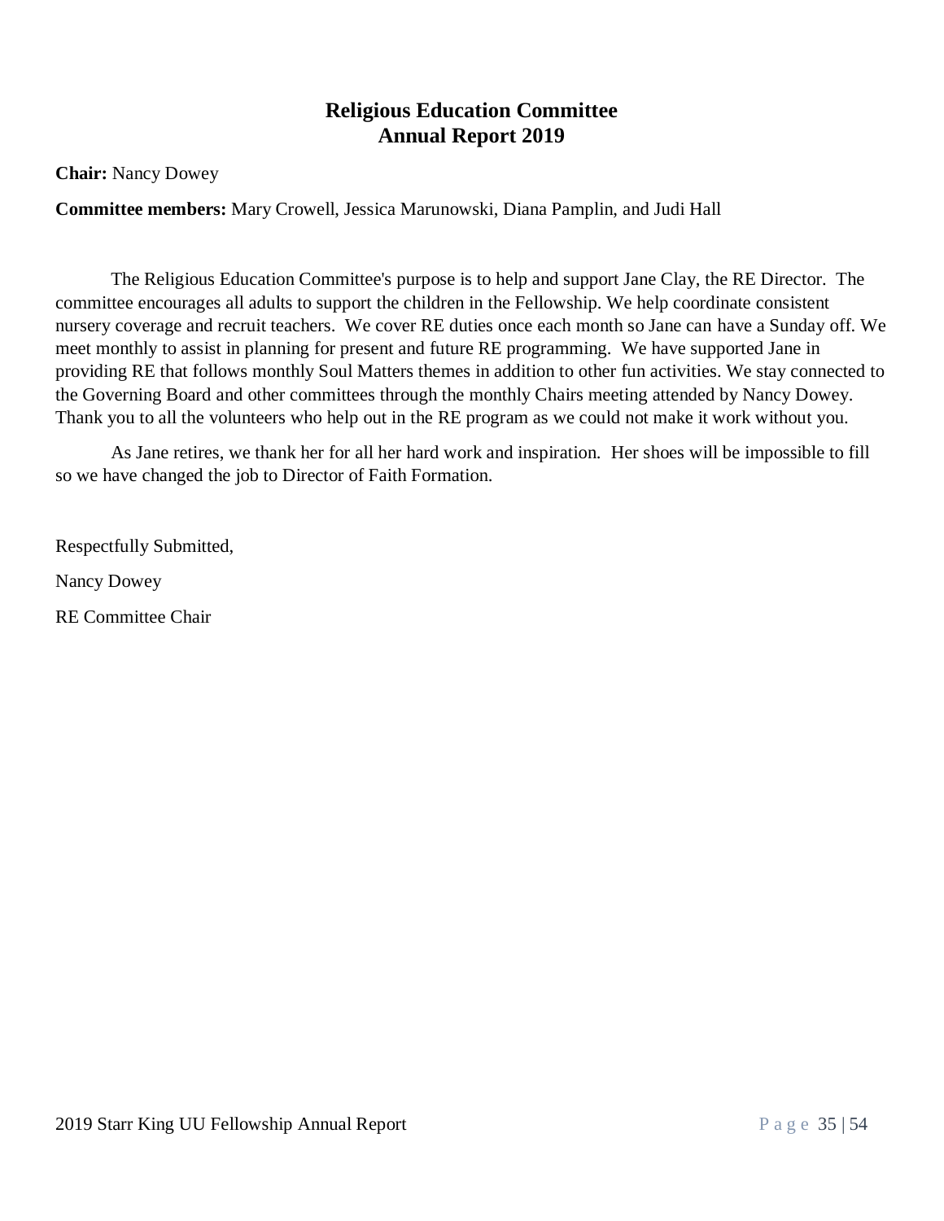# Religious Education Committee
# Annual Report 2019

**Chair:** Nancy Dowey

**Committee members:** Mary Crowell, Jessica Marunowski, Diana Pamplin, and Judi Hall

The Religious Education Committee's purpose is to help and support Jane Clay, the RE Director. The committee encourages all adults to support the children in the Fellowship. We help coordinate consistent nursery coverage and recruit teachers. We cover RE duties once each month so Jane can have a Sunday off. We meet monthly to assist in planning for present and future RE programming. We have supported Jane in providing RE that follows monthly Soul Matters themes in addition to other fun activities. We stay connected to the Governing Board and other committees through the monthly Chairs meeting attended by Nancy Dowey. Thank you to all the volunteers who help out in the RE program as we could not make it work without you.

As Jane retires, we thank her for all her hard work and inspiration. Her shoes will be impossible to fill so we have changed the job to Director of Faith Formation.

Respectfully Submitted,

Nancy Dowey

RE Committee Chair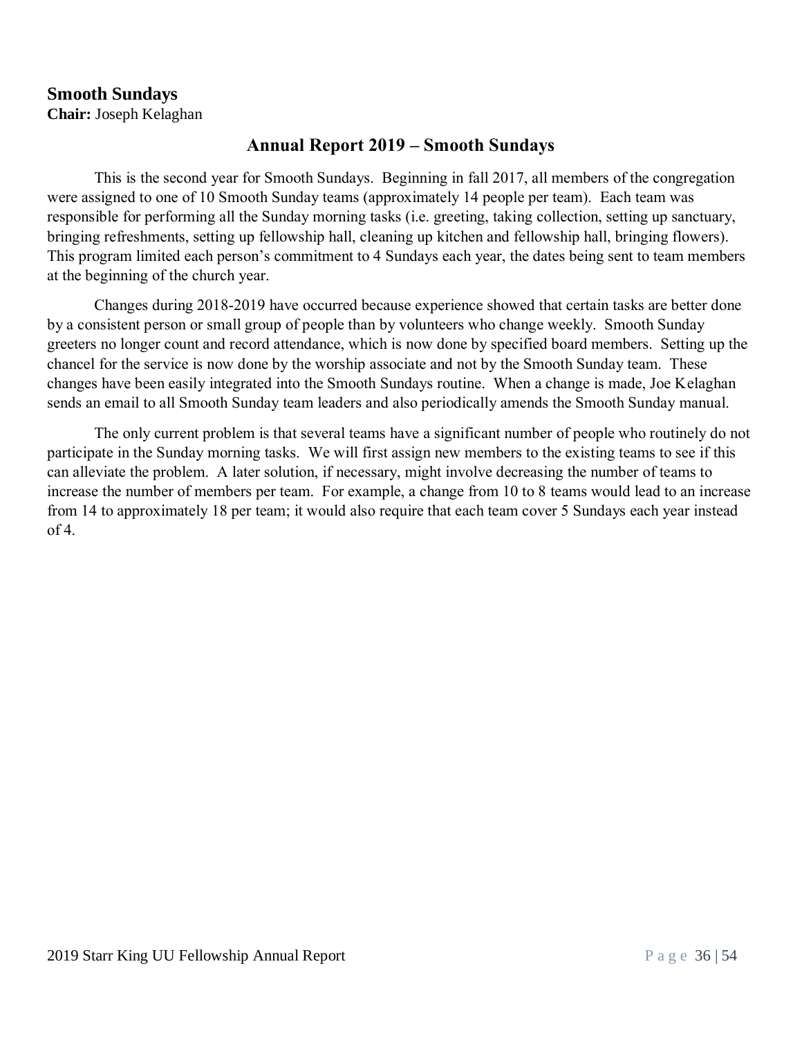## Smooth Sundays

**Chair:** Joseph Kelaghan

### Annual Report 2019 – Smooth Sundays

This is the second year for Smooth Sundays. Beginning in fall 2017, all members of the congregation were assigned to one of 10 Smooth Sunday teams (approximately 14 people per team). Each team was responsible for performing all the Sunday morning tasks (i.e. greeting, taking collection, setting up sanctuary, bringing refreshments, setting up fellowship hall, cleaning up kitchen and fellowship hall, bringing flowers). This program limited each person's commitment to 4 Sundays each year, the dates being sent to team members at the beginning of the church year.

Changes during 2018-2019 have occurred because experience showed that certain tasks are better done by a consistent person or small group of people than by volunteers who change weekly. Smooth Sunday greeters no longer count and record attendance, which is now done by specified board members. Setting up the chancel for the service is now done by the worship associate and not by the Smooth Sunday team. These changes have been easily integrated into the Smooth Sundays routine. When a change is made, Joe Kelaghan sends an email to all Smooth Sunday team leaders and also periodically amends the Smooth Sunday manual.

The only current problem is that several teams have a significant number of people who routinely do not participate in the Sunday morning tasks. We will first assign new members to the existing teams to see if this can alleviate the problem. A later solution, if necessary, might involve decreasing the number of teams to increase the number of members per team. For example, a change from 10 to 8 teams would lead to an increase from 14 to approximately 18 per team; it would also require that each team cover 5 Sundays each year instead of 4.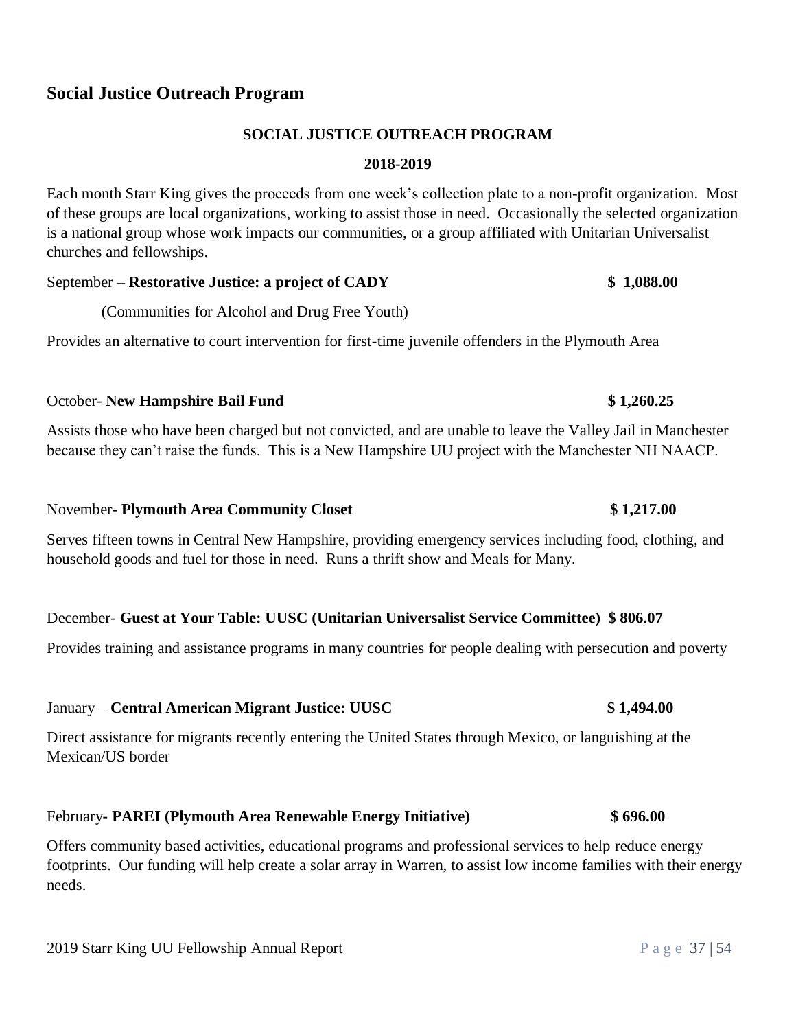## Social Justice Outreach Program

**SOCIAL JUSTICE OUTREACH PROGRAM**

**2018-2019**

Each month Starr King gives the proceeds from one week's collection plate to a non-profit organization. Most of these groups are local organizations, working to assist those in need. Occasionally the selected organization is a national group whose work impacts our communities, or a group affiliated with Unitarian Universalist churches and fellowships.

September – **Restorative Justice: a project of CADY** **$ 1,088.00**

(Communities for Alcohol and Drug Free Youth)

Provides an alternative to court intervention for first-time juvenile offenders in the Plymouth Area

October- **New Hampshire Bail Fund** **$ 1,260.25**

Assists those who have been charged but not convicted, and are unable to leave the Valley Jail in Manchester because they can't raise the funds. This is a New Hampshire UU project with the Manchester NH NAACP.

November**- Plymouth Area Community Closet** **$ 1,217.00**

Serves fifteen towns in Central New Hampshire, providing emergency services including food, clothing, and household goods and fuel for those in need. Runs a thrift show and Meals for Many.

December- **Guest at Your Table: UUSC (Unitarian Universalist Service Committee) $ 806.07**

Provides training and assistance programs in many countries for people dealing with persecution and poverty

January – **Central American Migrant Justice: UUSC** **$ 1,494.00**

Direct assistance for migrants recently entering the United States through Mexico, or languishing at the Mexican/US border

February**- PAREI (Plymouth Area Renewable Energy Initiative)** **$ 696.00**

Offers community based activities, educational programs and professional services to help reduce energy footprints. Our funding will help create a solar array in Warren, to assist low income families with their energy needs.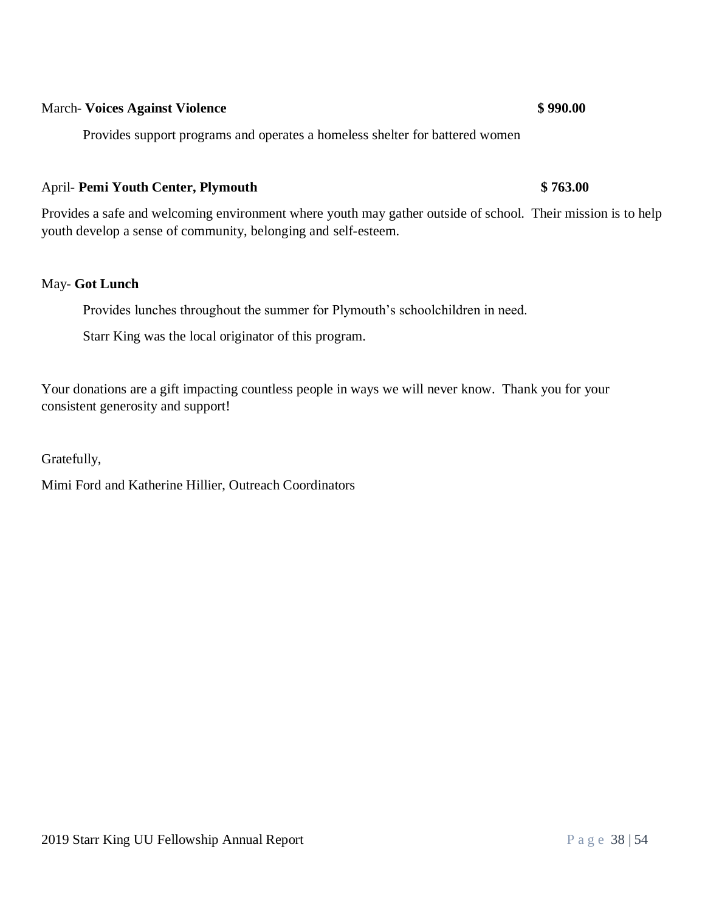March- **Voices Against Violence** **$ 990.00**

Provides support programs and operates a homeless shelter for battered women

April- **Pemi Youth Center, Plymouth** **$ 763.00**

Provides a safe and welcoming environment where youth may gather outside of school. Their mission is to help youth develop a sense of community, belonging and self-esteem.

May- **Got Lunch**

Provides lunches throughout the summer for Plymouth's schoolchildren in need.

Starr King was the local originator of this program.

Your donations are a gift impacting countless people in ways we will never know. Thank you for your consistent generosity and support!

Gratefully,

Mimi Ford and Katherine Hillier, Outreach Coordinators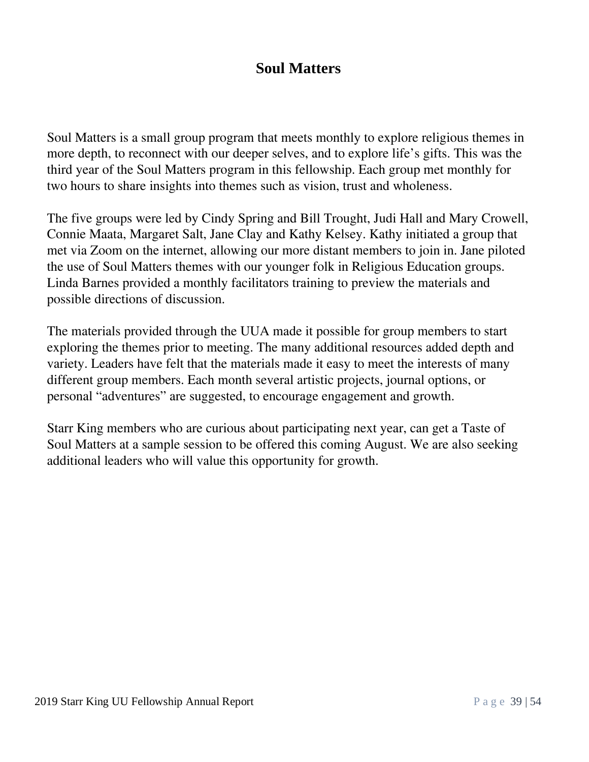# Soul Matters

Soul Matters is a small group program that meets monthly to explore religious themes in more depth, to reconnect with our deeper selves, and to explore life's gifts. This was the third year of the Soul Matters program in this fellowship. Each group met monthly for two hours to share insights into themes such as vision, trust and wholeness.

The five groups were led by Cindy Spring and Bill Trought, Judi Hall and Mary Crowell, Connie Maata, Margaret Salt, Jane Clay and Kathy Kelsey. Kathy initiated a group that met via Zoom on the internet, allowing our more distant members to join in. Jane piloted the use of Soul Matters themes with our younger folk in Religious Education groups. Linda Barnes provided a monthly facilitators training to preview the materials and possible directions of discussion.

The materials provided through the UUA made it possible for group members to start exploring the themes prior to meeting. The many additional resources added depth and variety. Leaders have felt that the materials made it easy to meet the interests of many different group members. Each month several artistic projects, journal options, or personal "adventures" are suggested, to encourage engagement and growth.

Starr King members who are curious about participating next year, can get a Taste of Soul Matters at a sample session to be offered this coming August. We are also seeking additional leaders who will value this opportunity for growth.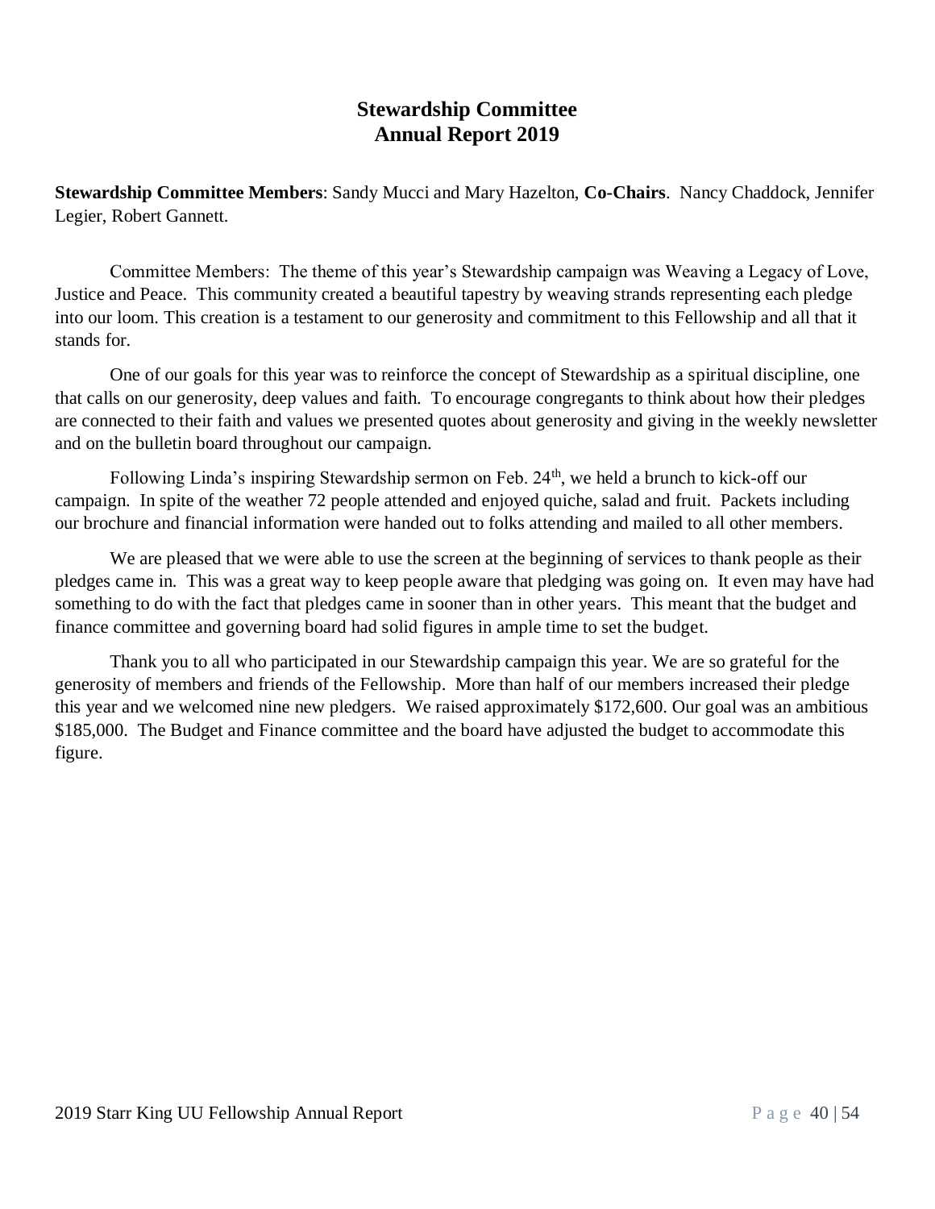# Stewardship Committee
# Annual Report 2019

**Stewardship Committee Members**: Sandy Mucci and Mary Hazelton, **Co-Chairs**. Nancy Chaddock, Jennifer Legier, Robert Gannett.

Committee Members: The theme of this year's Stewardship campaign was Weaving a Legacy of Love, Justice and Peace. This community created a beautiful tapestry by weaving strands representing each pledge into our loom. This creation is a testament to our generosity and commitment to this Fellowship and all that it stands for.

One of our goals for this year was to reinforce the concept of Stewardship as a spiritual discipline, one that calls on our generosity, deep values and faith. To encourage congregants to think about how their pledges are connected to their faith and values we presented quotes about generosity and giving in the weekly newsletter and on the bulletin board throughout our campaign.

Following Linda's inspiring Stewardship sermon on Feb. 24th, we held a brunch to kick-off our campaign. In spite of the weather 72 people attended and enjoyed quiche, salad and fruit. Packets including our brochure and financial information were handed out to folks attending and mailed to all other members.

We are pleased that we were able to use the screen at the beginning of services to thank people as their pledges came in. This was a great way to keep people aware that pledging was going on. It even may have had something to do with the fact that pledges came in sooner than in other years. This meant that the budget and finance committee and governing board had solid figures in ample time to set the budget.

Thank you to all who participated in our Stewardship campaign this year. We are so grateful for the generosity of members and friends of the Fellowship. More than half of our members increased their pledge this year and we welcomed nine new pledgers. We raised approximately $172,600. Our goal was an ambitious $185,000. The Budget and Finance committee and the board have adjusted the budget to accommodate this figure.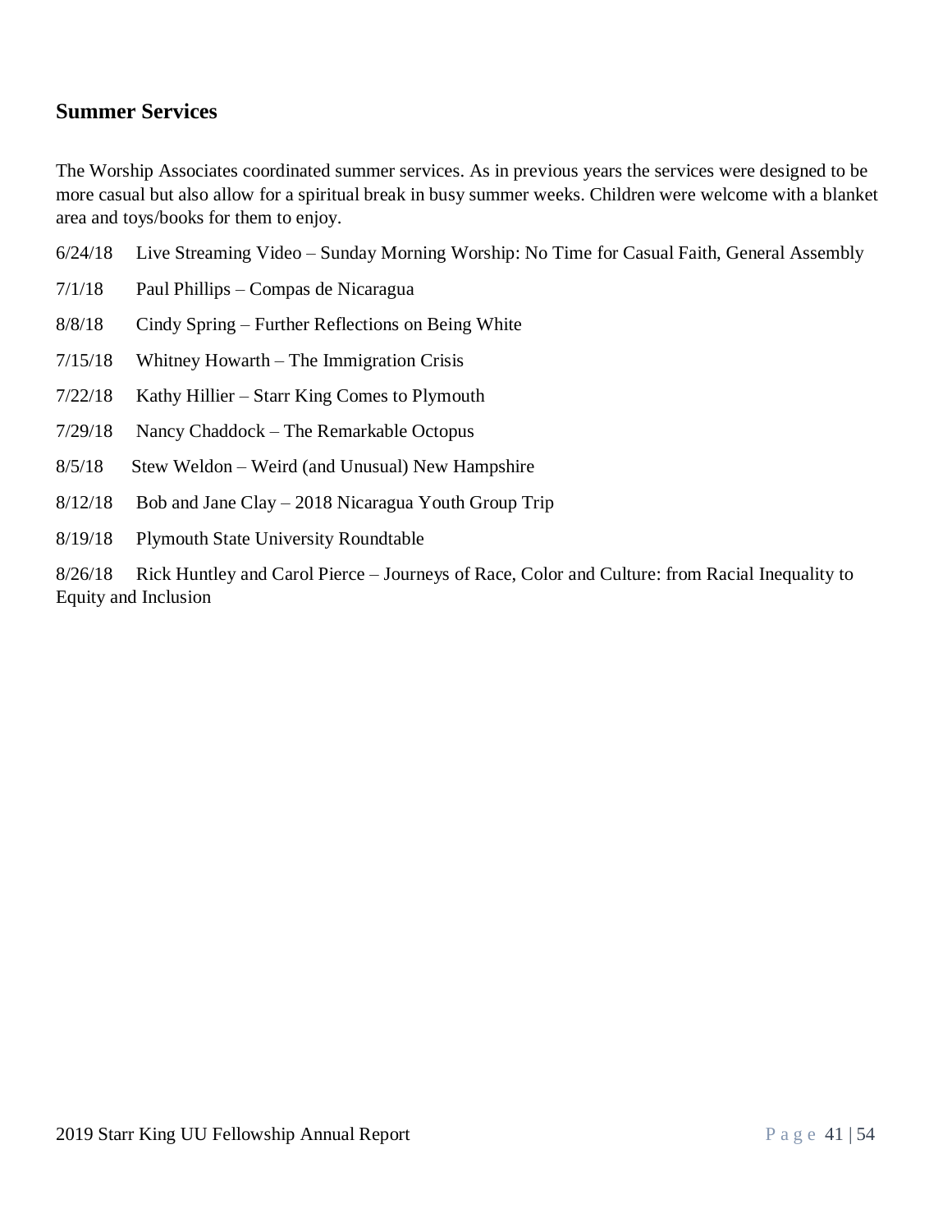## Summer Services

The Worship Associates coordinated summer services. As in previous years the services were designed to be more casual but also allow for a spiritual break in busy summer weeks. Children were welcome with a blanket area and toys/books for them to enjoy.

6/24/18 Live Streaming Video – Sunday Morning Worship: No Time for Casual Faith, General Assembly

7/1/18 Paul Phillips – Compas de Nicaragua

8/8/18 Cindy Spring – Further Reflections on Being White

7/15/18 Whitney Howarth – The Immigration Crisis

7/22/18 Kathy Hillier – Starr King Comes to Plymouth

7/29/18 Nancy Chaddock – The Remarkable Octopus

8/5/18 Stew Weldon – Weird (and Unusual) New Hampshire

8/12/18 Bob and Jane Clay – 2018 Nicaragua Youth Group Trip

8/19/18 Plymouth State University Roundtable

8/26/18 Rick Huntley and Carol Pierce – Journeys of Race, Color and Culture: from Racial Inequality to Equity and Inclusion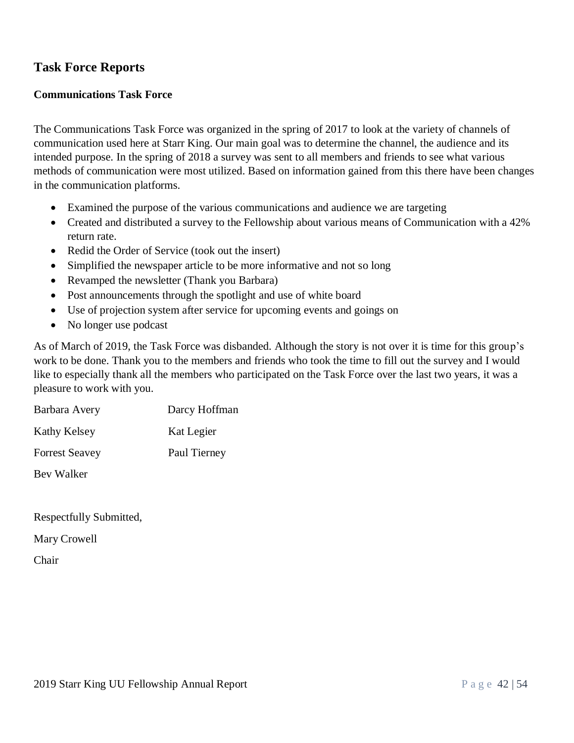## Task Force Reports

### Communications Task Force

The Communications Task Force was organized in the spring of 2017 to look at the variety of channels of communication used here at Starr King. Our main goal was to determine the channel, the audience and its intended purpose. In the spring of 2018 a survey was sent to all members and friends to see what various methods of communication were most utilized. Based on information gained from this there have been changes in the communication platforms.

- Examined the purpose of the various communications and audience we are targeting
- Created and distributed a survey to the Fellowship about various means of Communication with a 42% return rate.
- Redid the Order of Service (took out the insert)
- Simplified the newspaper article to be more informative and not so long
- Revamped the newsletter (Thank you Barbara)
- Post announcements through the spotlight and use of white board
- Use of projection system after service for upcoming events and goings on
- No longer use podcast

As of March of 2019, the Task Force was disbanded. Although the story is not over it is time for this group's work to be done. Thank you to the members and friends who took the time to fill out the survey and I would like to especially thank all the members who participated on the Task Force over the last two years, it was a pleasure to work with you.

| | |
|---|---|
| Barbara Avery | Darcy Hoffman |
| Kathy Kelsey | Kat Legier |
| Forrest Seavey | Paul Tierney |
| Bev Walker | |

Respectfully Submitted,

Mary Crowell

Chair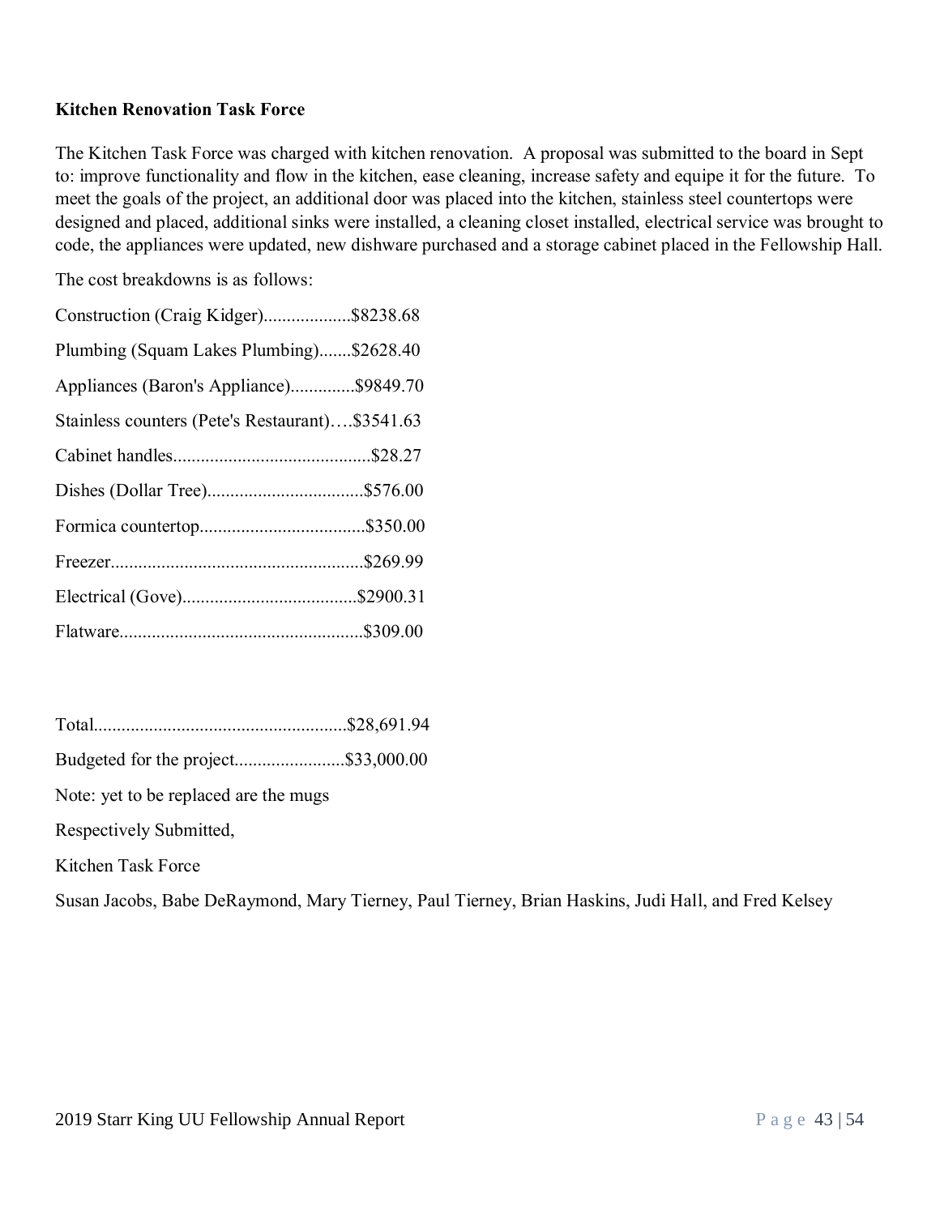**Kitchen Renovation Task Force**

The Kitchen Task Force was charged with kitchen renovation. A proposal was submitted to the board in Sept to: improve functionality and flow in the kitchen, ease cleaning, increase safety and equipe it for the future. To meet the goals of the project, an additional door was placed into the kitchen, stainless steel countertops were designed and placed, additional sinks were installed, a cleaning closet installed, electrical service was brought to code, the appliances were updated, new dishware purchased and a storage cabinet placed in the Fellowship Hall.

The cost breakdowns is as follows:

Construction (Craig Kidger)...................$8238.68

Plumbing (Squam Lakes Plumbing).......$2628.40

Appliances (Baron's Appliance)..............$9849.70

Stainless counters (Pete's Restaurant)….$3541.63

Cabinet handles...........................................$28.27

Dishes (Dollar Tree)..................................$576.00

Formica countertop....................................$350.00

Freezer.......................................................$269.99

Electrical (Gove)......................................$2900.31

Flatware.....................................................$309.00

Total.......................................................$28,691.94

Budgeted for the project........................$33,000.00

Note: yet to be replaced are the mugs

Respectively Submitted,

Kitchen Task Force

Susan Jacobs, Babe DeRaymond, Mary Tierney, Paul Tierney, Brian Haskins, Judi Hall, and Fred Kelsey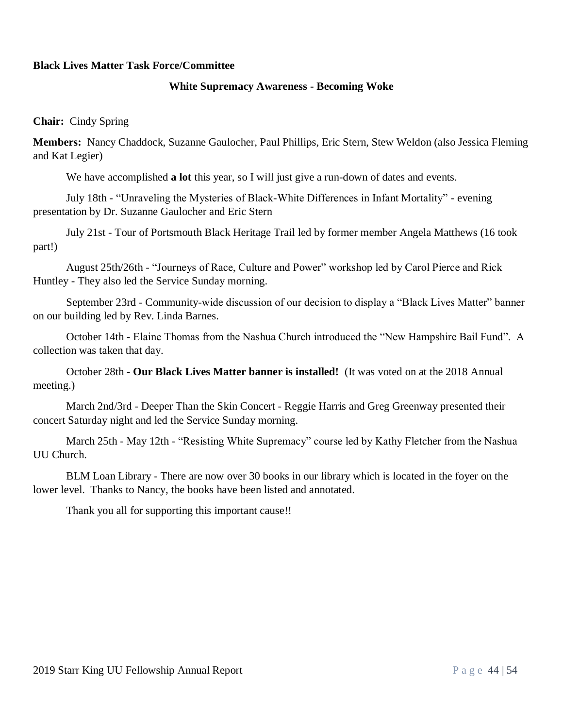**Black Lives Matter Task Force/Committee**

**White Supremacy Awareness - Becoming Woke**

**Chair:** Cindy Spring

**Members:** Nancy Chaddock, Suzanne Gaulocher, Paul Phillips, Eric Stern, Stew Weldon (also Jessica Fleming and Kat Legier)

We have accomplished **a lot** this year, so I will just give a run-down of dates and events.

July 18th - "Unraveling the Mysteries of Black-White Differences in Infant Mortality" - evening presentation by Dr. Suzanne Gaulocher and Eric Stern

July 21st - Tour of Portsmouth Black Heritage Trail led by former member Angela Matthews (16 took part!)

August 25th/26th - "Journeys of Race, Culture and Power" workshop led by Carol Pierce and Rick Huntley - They also led the Service Sunday morning.

September 23rd - Community-wide discussion of our decision to display a "Black Lives Matter" banner on our building led by Rev. Linda Barnes.

October 14th - Elaine Thomas from the Nashua Church introduced the "New Hampshire Bail Fund". A collection was taken that day.

October 28th - **Our Black Lives Matter banner is installed!** (It was voted on at the 2018 Annual meeting.)

March 2nd/3rd - Deeper Than the Skin Concert - Reggie Harris and Greg Greenway presented their concert Saturday night and led the Service Sunday morning.

March 25th - May 12th - "Resisting White Supremacy" course led by Kathy Fletcher from the Nashua UU Church.

BLM Loan Library - There are now over 30 books in our library which is located in the foyer on the lower level. Thanks to Nancy, the books have been listed and annotated.

Thank you all for supporting this important cause!!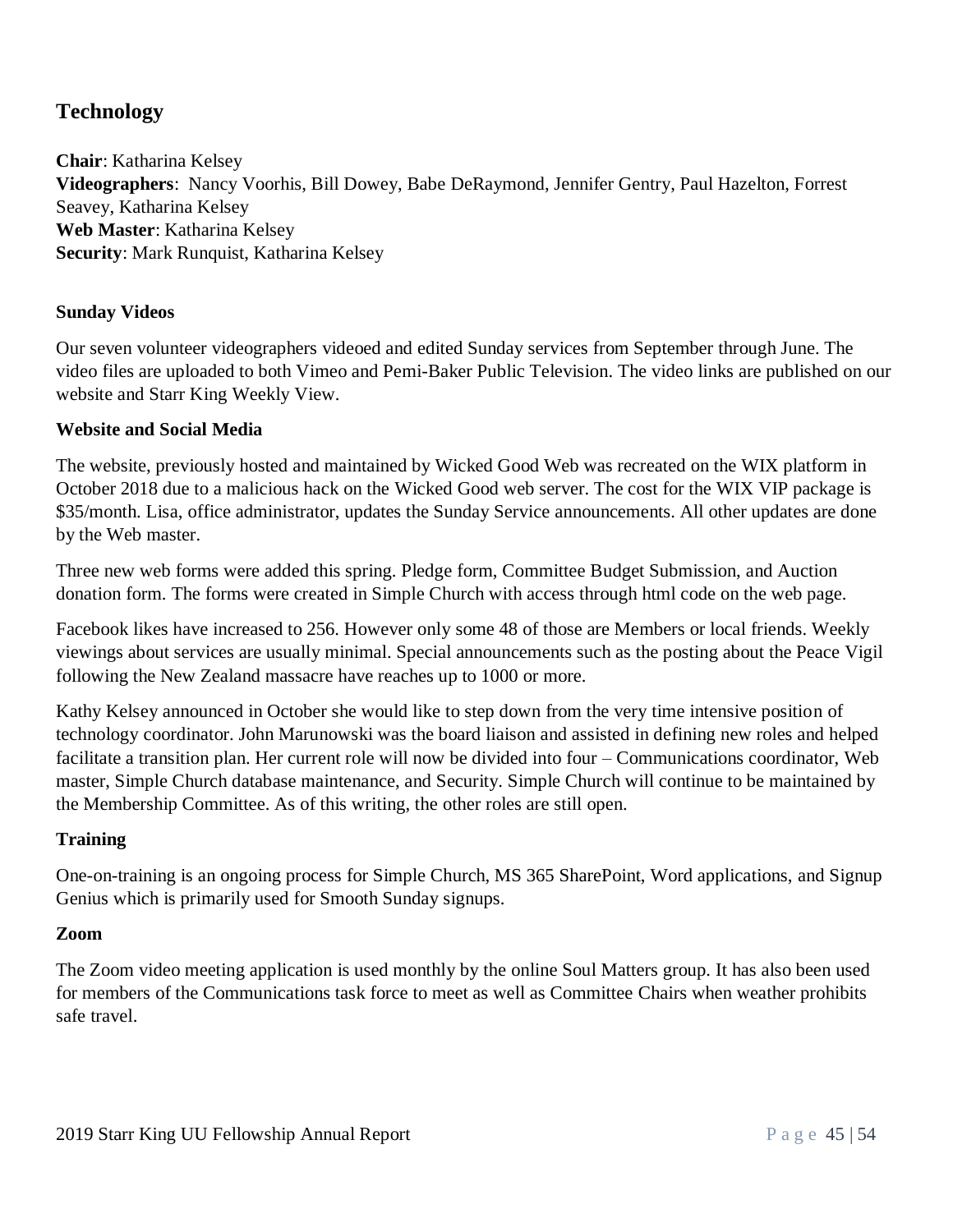## Technology

**Chair**: Katharina Kelsey
**Videographers**: Nancy Voorhis, Bill Dowey, Babe DeRaymond, Jennifer Gentry, Paul Hazelton, Forrest Seavey, Katharina Kelsey
**Web Master**: Katharina Kelsey
**Security**: Mark Runquist, Katharina Kelsey

**Sunday Videos**

Our seven volunteer videographers videoed and edited Sunday services from September through June. The video files are uploaded to both Vimeo and Pemi-Baker Public Television. The video links are published on our website and Starr King Weekly View.

**Website and Social Media**

The website, previously hosted and maintained by Wicked Good Web was recreated on the WIX platform in October 2018 due to a malicious hack on the Wicked Good web server. The cost for the WIX VIP package is $35/month. Lisa, office administrator, updates the Sunday Service announcements. All other updates are done by the Web master.

Three new web forms were added this spring. Pledge form, Committee Budget Submission, and Auction donation form. The forms were created in Simple Church with access through html code on the web page.

Facebook likes have increased to 256. However only some 48 of those are Members or local friends. Weekly viewings about services are usually minimal. Special announcements such as the posting about the Peace Vigil following the New Zealand massacre have reaches up to 1000 or more.

Kathy Kelsey announced in October she would like to step down from the very time intensive position of technology coordinator. John Marunowski was the board liaison and assisted in defining new roles and helped facilitate a transition plan. Her current role will now be divided into four – Communications coordinator, Web master, Simple Church database maintenance, and Security. Simple Church will continue to be maintained by the Membership Committee. As of this writing, the other roles are still open.

**Training**

One-on-training is an ongoing process for Simple Church, MS 365 SharePoint, Word applications, and Signup Genius which is primarily used for Smooth Sunday signups.

**Zoom**

The Zoom video meeting application is used monthly by the online Soul Matters group. It has also been used for members of the Communications task force to meet as well as Committee Chairs when weather prohibits safe travel.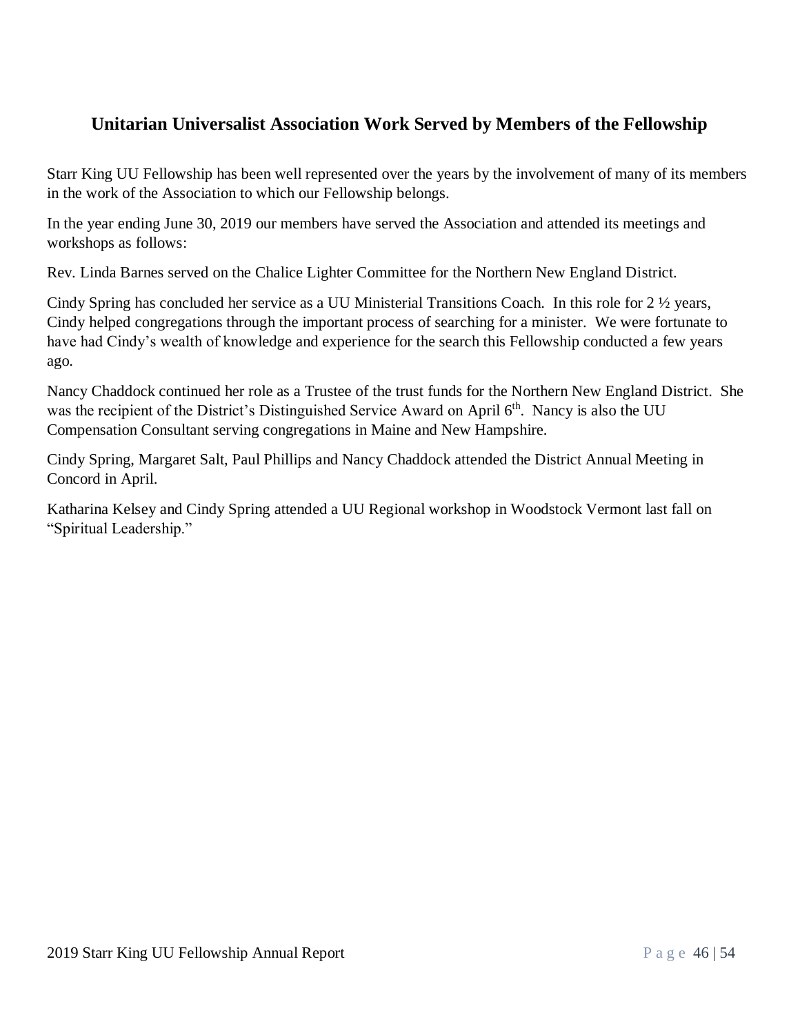## Unitarian Universalist Association Work Served by Members of the Fellowship

Starr King UU Fellowship has been well represented over the years by the involvement of many of its members in the work of the Association to which our Fellowship belongs.

In the year ending June 30, 2019 our members have served the Association and attended its meetings and workshops as follows:

Rev. Linda Barnes served on the Chalice Lighter Committee for the Northern New England District.

Cindy Spring has concluded her service as a UU Ministerial Transitions Coach. In this role for 2 ½ years, Cindy helped congregations through the important process of searching for a minister. We were fortunate to have had Cindy's wealth of knowledge and experience for the search this Fellowship conducted a few years ago.

Nancy Chaddock continued her role as a Trustee of the trust funds for the Northern New England District. She was the recipient of the District's Distinguished Service Award on April 6th. Nancy is also the UU Compensation Consultant serving congregations in Maine and New Hampshire.

Cindy Spring, Margaret Salt, Paul Phillips and Nancy Chaddock attended the District Annual Meeting in Concord in April.

Katharina Kelsey and Cindy Spring attended a UU Regional workshop in Woodstock Vermont last fall on "Spiritual Leadership."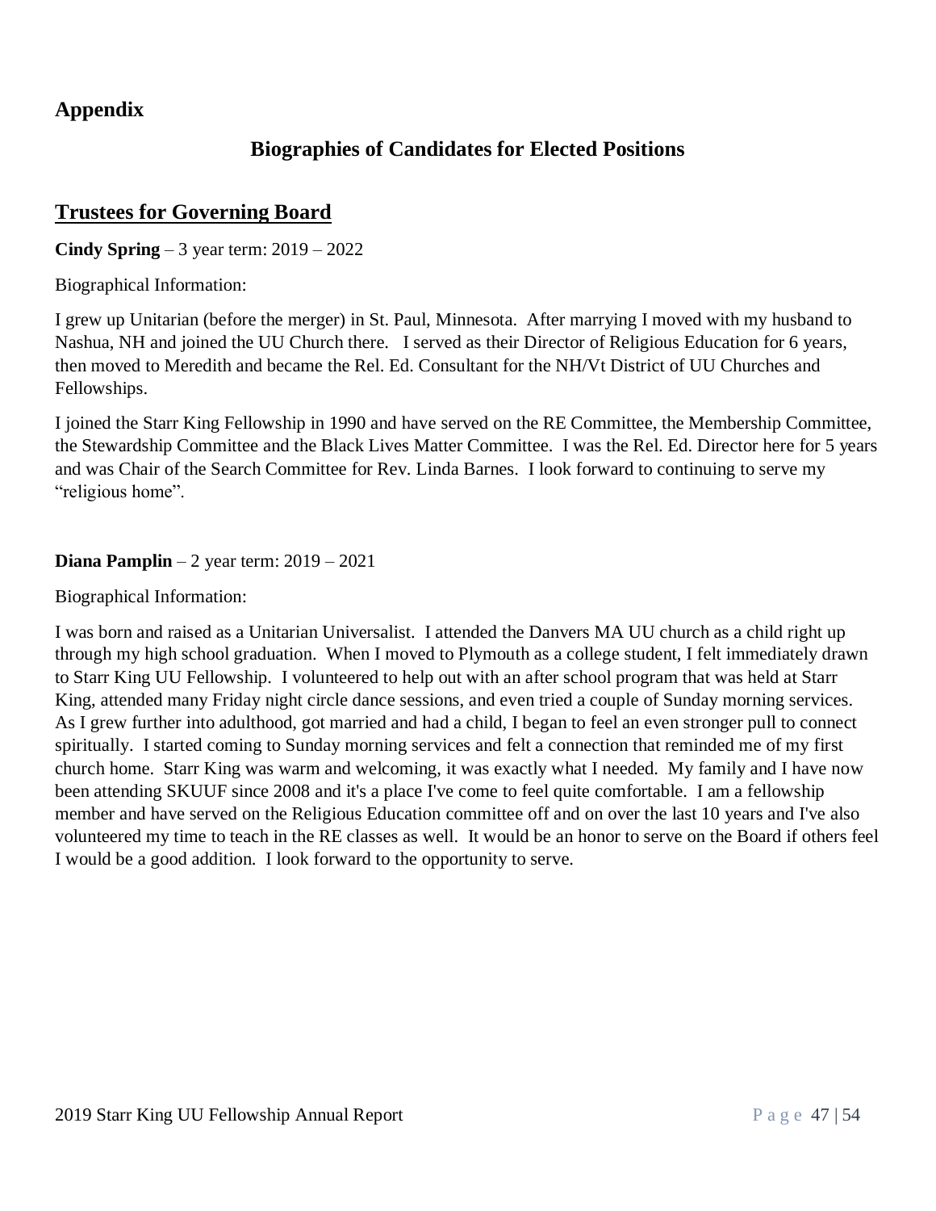## Appendix

### Biographies of Candidates for Elected Positions

## Trustees for Governing Board

**Cindy Spring** – 3 year term: 2019 – 2022

Biographical Information:

I grew up Unitarian (before the merger) in St. Paul, Minnesota. After marrying I moved with my husband to Nashua, NH and joined the UU Church there. I served as their Director of Religious Education for 6 years, then moved to Meredith and became the Rel. Ed. Consultant for the NH/Vt District of UU Churches and Fellowships.

I joined the Starr King Fellowship in 1990 and have served on the RE Committee, the Membership Committee, the Stewardship Committee and the Black Lives Matter Committee. I was the Rel. Ed. Director here for 5 years and was Chair of the Search Committee for Rev. Linda Barnes. I look forward to continuing to serve my "religious home".

**Diana Pamplin** – 2 year term: 2019 – 2021

Biographical Information:

I was born and raised as a Unitarian Universalist. I attended the Danvers MA UU church as a child right up through my high school graduation. When I moved to Plymouth as a college student, I felt immediately drawn to Starr King UU Fellowship. I volunteered to help out with an after school program that was held at Starr King, attended many Friday night circle dance sessions, and even tried a couple of Sunday morning services. As I grew further into adulthood, got married and had a child, I began to feel an even stronger pull to connect spiritually. I started coming to Sunday morning services and felt a connection that reminded me of my first church home. Starr King was warm and welcoming, it was exactly what I needed. My family and I have now been attending SKUUF since 2008 and it's a place I've come to feel quite comfortable. I am a fellowship member and have served on the Religious Education committee off and on over the last 10 years and I've also volunteered my time to teach in the RE classes as well. It would be an honor to serve on the Board if others feel I would be a good addition. I look forward to the opportunity to serve.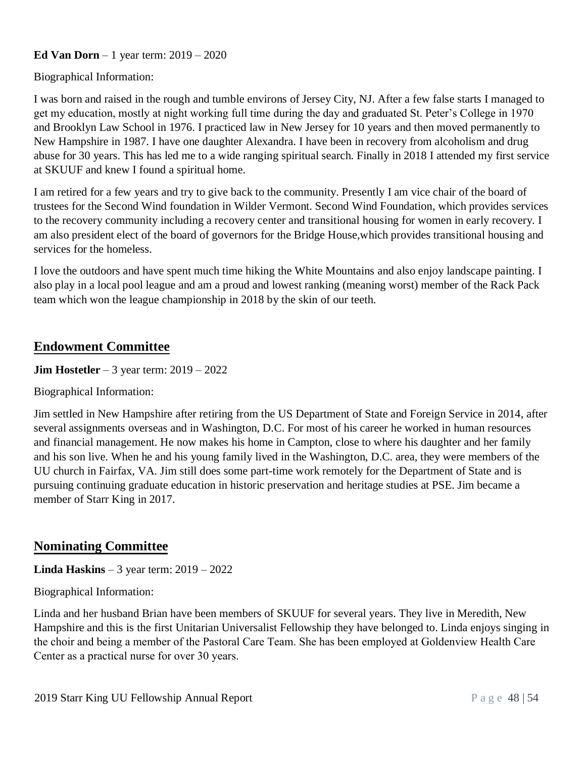**Ed Van Dorn** – 1 year term: 2019 – 2020

Biographical Information:

I was born and raised in the rough and tumble environs of Jersey City, NJ. After a few false starts I managed to get my education, mostly at night working full time during the day and graduated St. Peter's College in 1970 and Brooklyn Law School in 1976. I practiced law in New Jersey for 10 years and then moved permanently to New Hampshire in 1987. I have one daughter Alexandra. I have been in recovery from alcoholism and drug abuse for 30 years. This has led me to a wide ranging spiritual search. Finally in 2018 I attended my first service at SKUUF and knew I found a spiritual home.

I am retired for a few years and try to give back to the community. Presently I am vice chair of the board of trustees for the Second Wind foundation in Wilder Vermont. Second Wind Foundation, which provides services to the recovery community including a recovery center and transitional housing for women in early recovery. I am also president elect of the board of governors for the Bridge House,which provides transitional housing and services for the homeless.

I love the outdoors and have spent much time hiking the White Mountains and also enjoy landscape painting. I also play in a local pool league and am a proud and lowest ranking (meaning worst) member of the Rack Pack team which won the league championship in 2018 by the skin of our teeth.

## Endowment Committee

**Jim Hostetler** – 3 year term: 2019 – 2022

Biographical Information:

Jim settled in New Hampshire after retiring from the US Department of State and Foreign Service in 2014, after several assignments overseas and in Washington, D.C. For most of his career he worked in human resources and financial management. He now makes his home in Campton, close to where his daughter and her family and his son live. When he and his young family lived in the Washington, D.C. area, they were members of the UU church in Fairfax, VA. Jim still does some part-time work remotely for the Department of State and is pursuing continuing graduate education in historic preservation and heritage studies at PSE. Jim became a member of Starr King in 2017.

## Nominating Committee

**Linda Haskins** – 3 year term: 2019 – 2022

Biographical Information:

Linda and her husband Brian have been members of SKUUF for several years. They live in Meredith, New Hampshire and this is the first Unitarian Universalist Fellowship they have belonged to. Linda enjoys singing in the choir and being a member of the Pastoral Care Team. She has been employed at Goldenview Health Care Center as a practical nurse for over 30 years.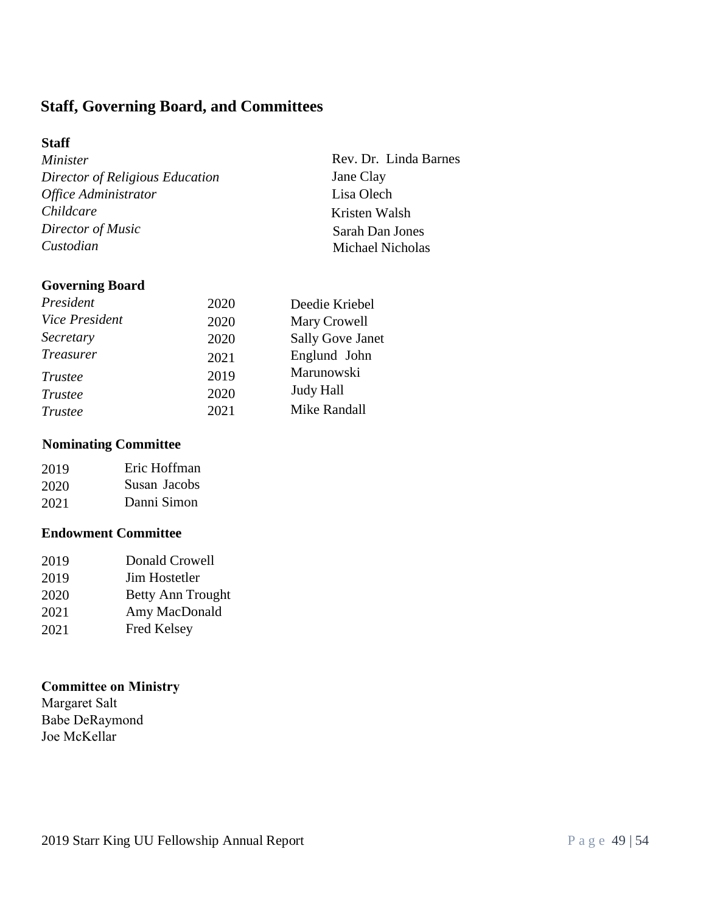## Staff, Governing Board, and Committees

### Staff

| | |
|---|---|
| *Minister* | Rev. Dr. Linda Barnes |
| *Director of Religious Education* | Jane Clay |
| *Office Administrator* | Lisa Olech |
| *Childcare* | Kristen Walsh |
| *Director of Music* | Sarah Dan Jones |
| *Custodian* | Michael Nicholas |

### Governing Board

| | | |
|---|---|---|
| *President* | 2020 | Deedie Kriebel |
| *Vice President* | 2020 | Mary Crowell |
| *Secretary* | 2020 | Sally Gove Janet |
| *Treasurer* | 2021 | Englund John |
| *Trustee* | 2019 | Marunowski |
| *Trustee* | 2020 | Judy Hall |
| *Trustee* | 2021 | Mike Randall |

### Nominating Committee

| | |
|---|---|
| 2019 | Eric Hoffman |
| 2020 | Susan Jacobs |
| 2021 | Danni Simon |

### Endowment Committee

| | |
|---|---|
| 2019 | Donald Crowell |
| 2019 | Jim Hostetler |
| 2020 | Betty Ann Trought |
| 2021 | Amy MacDonald |
| 2021 | Fred Kelsey |

### Committee on Ministry

Margaret Salt
Babe DeRaymond
Joe McKellar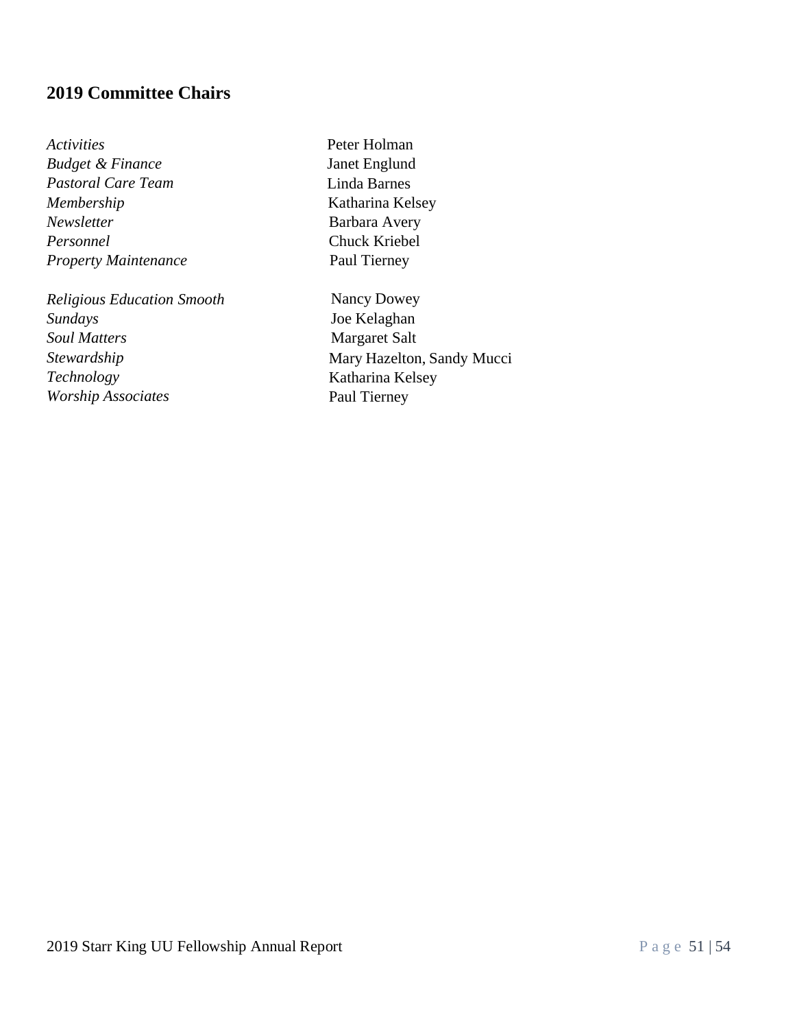## 2019 Committee Chairs

| | |
|---|---|
| *Activities* | Peter Holman |
| *Budget & Finance* | Janet Englund |
| *Pastoral Care Team* | Linda Barnes |
| *Membership* | Katharina Kelsey |
| *Newsletter* | Barbara Avery |
| *Personnel* | Chuck Kriebel |
| *Property Maintenance* | Paul Tierney |
| *Religious Education Smooth* | Nancy Dowey |
| *Sundays* | Joe Kelaghan |
| *Soul Matters* | Margaret Salt |
| *Stewardship* | Mary Hazelton, Sandy Mucci |
| *Technology* | Katharina Kelsey |
| *Worship Associates* | Paul Tierney |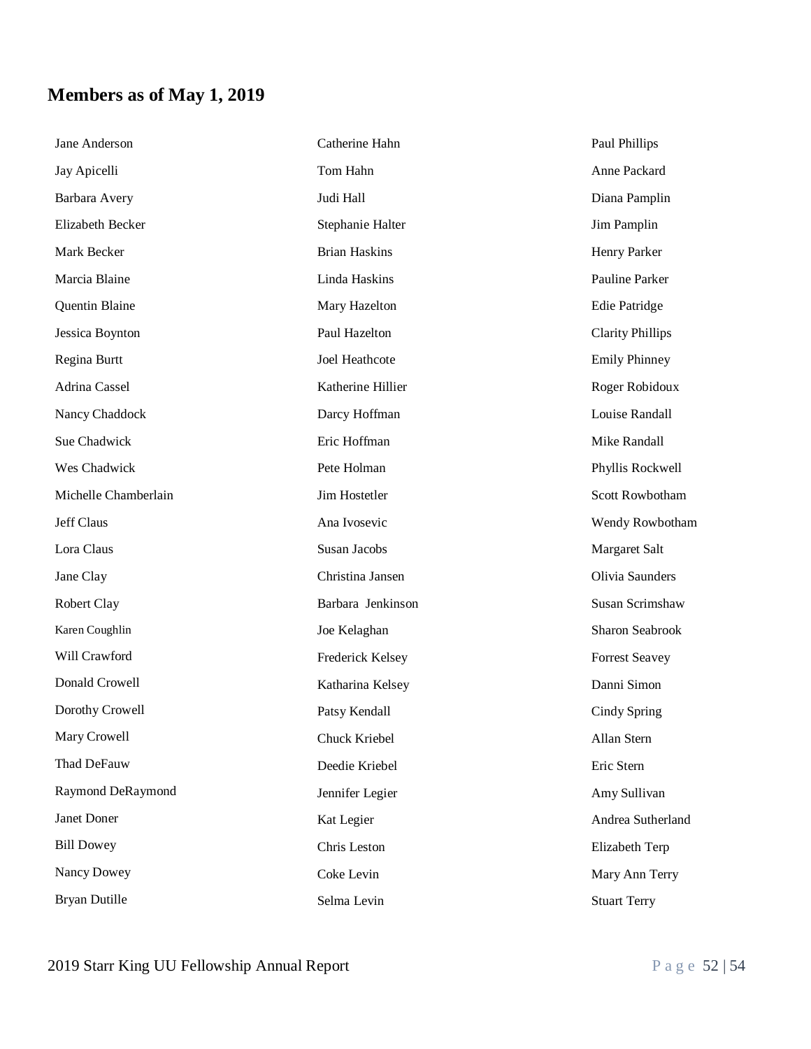## Members as of May 1, 2019

Jane Anderson
Jay Apicelli
Barbara Avery
Elizabeth Becker
Mark Becker
Marcia Blaine
Quentin Blaine
Jessica Boynton
Regina Burtt
Adrina Cassel
Nancy Chaddock
Sue Chadwick
Wes Chadwick
Michelle Chamberlain
Jeff Claus
Lora Claus
Jane Clay
Robert Clay
Karen Coughlin
Will Crawford
Donald Crowell
Dorothy Crowell
Mary Crowell
Thad DeFauw
Raymond DeRaymond
Janet Doner
Bill Dowey
Nancy Dowey
Bryan Dutille

Catherine Hahn
Tom Hahn
Judi Hall
Stephanie Halter
Brian Haskins
Linda Haskins
Mary Hazelton
Paul Hazelton
Joel Heathcote
Katherine Hillier
Darcy Hoffman
Eric Hoffman
Pete Holman
Jim Hostetler
Ana Ivosevic
Susan Jacobs
Christina Jansen
Barbara Jenkinson
Joe Kelaghan
Frederick Kelsey
Katharina Kelsey
Patsy Kendall
Chuck Kriebel
Deedie Kriebel
Jennifer Legier
Kat Legier
Chris Leston
Coke Levin
Selma Levin

Paul Phillips
Anne Packard
Diana Pamplin
Jim Pamplin
Henry Parker
Pauline Parker
Edie Patridge
Clarity Phillips
Emily Phinney
Roger Robidoux
Louise Randall
Mike Randall
Phyllis Rockwell
Scott Rowbotham
Wendy Rowbotham
Margaret Salt
Olivia Saunders
Susan Scrimshaw
Sharon Seabrook
Forrest Seavey
Danni Simon
Cindy Spring
Allan Stern
Eric Stern
Amy Sullivan
Andrea Sutherland
Elizabeth Terp
Mary Ann Terry
Stuart Terry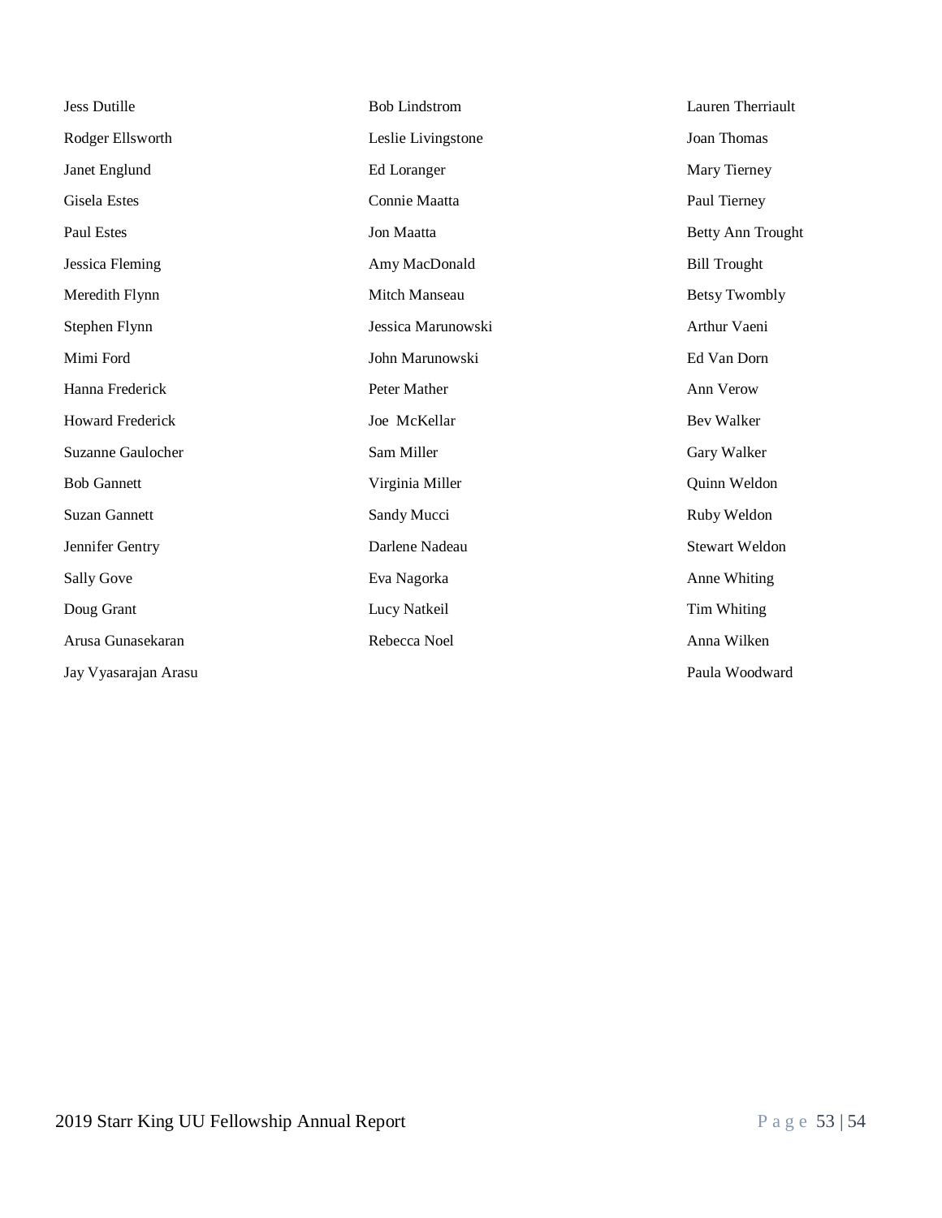Jess Dutille

Rodger Ellsworth

Janet Englund

Gisela Estes

Paul Estes

Jessica Fleming

Meredith Flynn

Stephen Flynn

Mimi Ford

Hanna Frederick

Howard Frederick

Suzanne Gaulocher

Bob Gannett

Suzan Gannett

Jennifer Gentry

Sally Gove

Doug Grant

Arusa Gunasekaran

Jay Vyasarajan Arasu

Bob Lindstrom

Leslie Livingstone

Ed Loranger

Connie Maatta

Jon Maatta

Amy MacDonald

Mitch Manseau

Jessica Marunowski

John Marunowski

Peter Mather

Joe McKellar

Sam Miller

Virginia Miller

Sandy Mucci

Darlene Nadeau

Eva Nagorka

Lucy Natkeil

Rebecca Noel

Lauren Therriault

Joan Thomas

Mary Tierney

Paul Tierney

Betty Ann Trought

Bill Trought

Betsy Twombly

Arthur Vaeni

Ed Van Dorn

Ann Verow

Bev Walker

Gary Walker

Quinn Weldon

Ruby Weldon

Stewart Weldon

Anne Whiting

Tim Whiting

Anna Wilken

Paula Woodward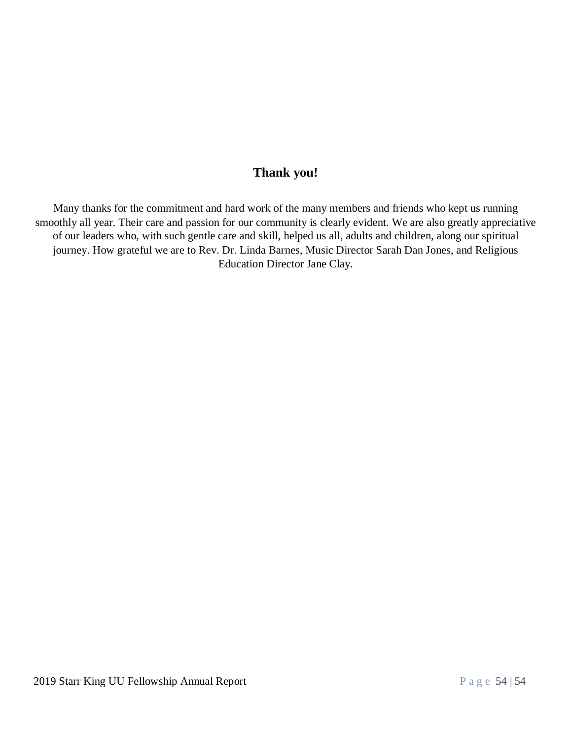## Thank you!

Many thanks for the commitment and hard work of the many members and friends who kept us running smoothly all year. Their care and passion for our community is clearly evident. We are also greatly appreciative of our leaders who, with such gentle care and skill, helped us all, adults and children, along our spiritual journey. How grateful we are to Rev. Dr. Linda Barnes, Music Director Sarah Dan Jones, and Religious Education Director Jane Clay.